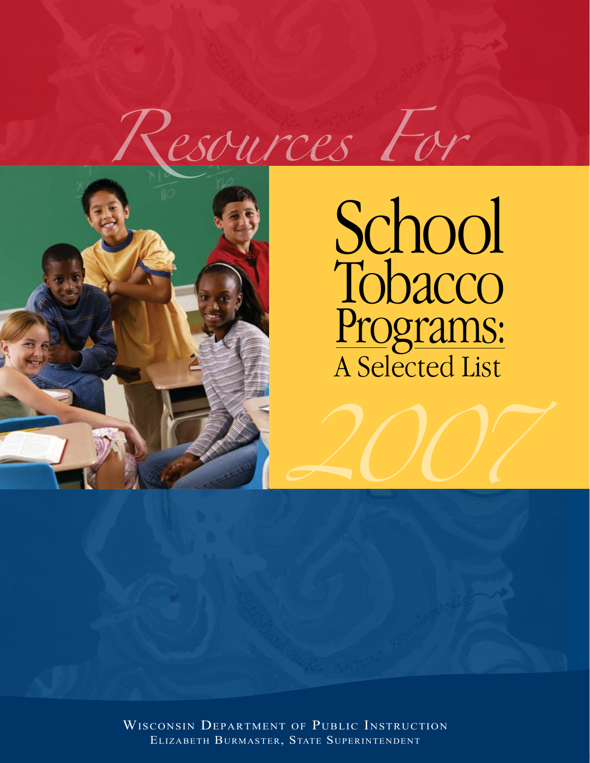# *Resources For*

# School Tobacco Programs: A Selected List

*2007*

Wisconsin Department of Public Instruction
Elizabeth Burmaster, State Superintendent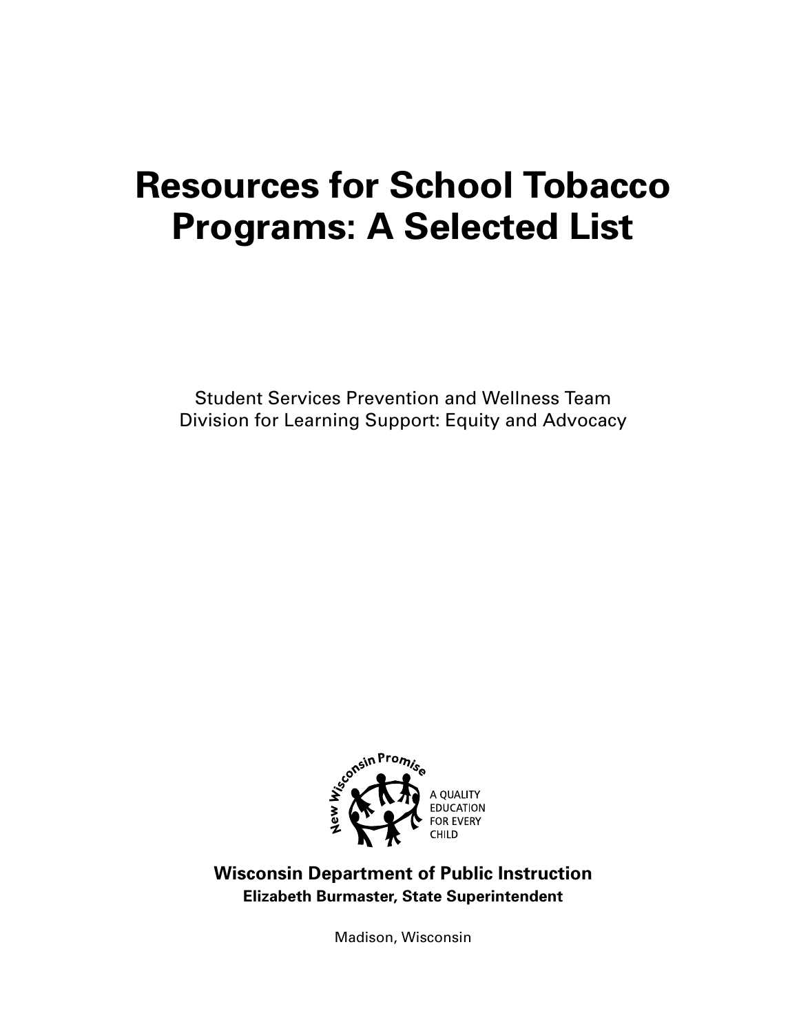# Resources for School Tobacco Programs: A Selected List

Student Services Prevention and Wellness Team
Division for Learning Support: Equity and Advocacy

New Wisconsin Promise
A QUALITY EDUCATION FOR EVERY CHILD

**Wisconsin Department of Public Instruction**
**Elizabeth Burmaster, State Superintendent**

Madison, Wisconsin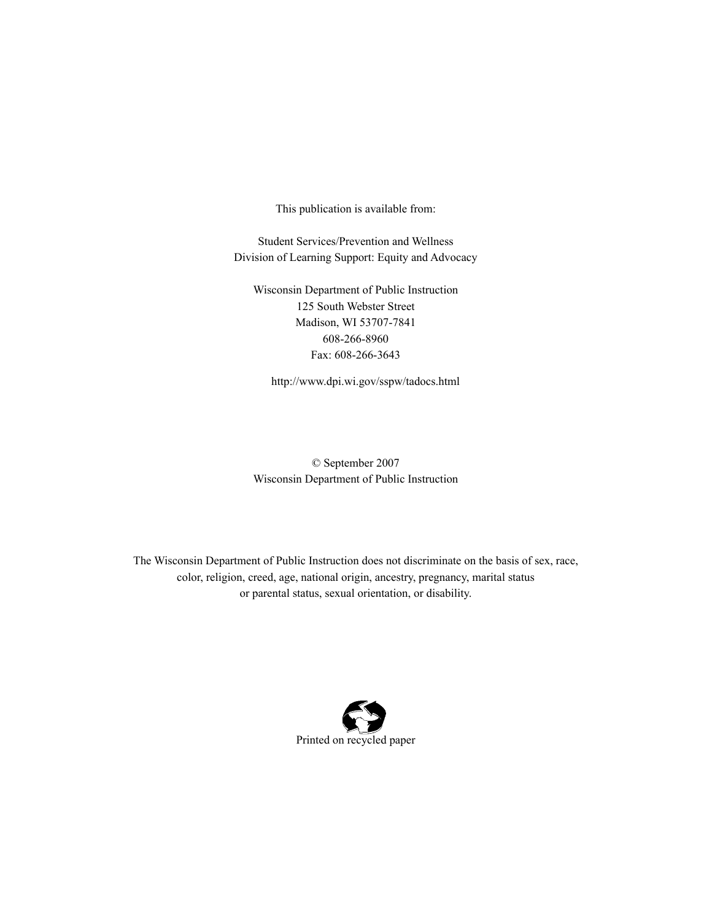This publication is available from:

Student Services/Prevention and Wellness
Division of Learning Support: Equity and Advocacy

Wisconsin Department of Public Instruction
125 South Webster Street
Madison, WI 53707-7841
608-266-8960
Fax: 608-266-3643

http://www.dpi.wi.gov/sspw/tadocs.html

© September 2007
Wisconsin Department of Public Instruction

The Wisconsin Department of Public Instruction does not discriminate on the basis of sex, race, color, religion, creed, age, national origin, ancestry, pregnancy, marital status or parental status, sexual orientation, or disability.

Printed on recycled paper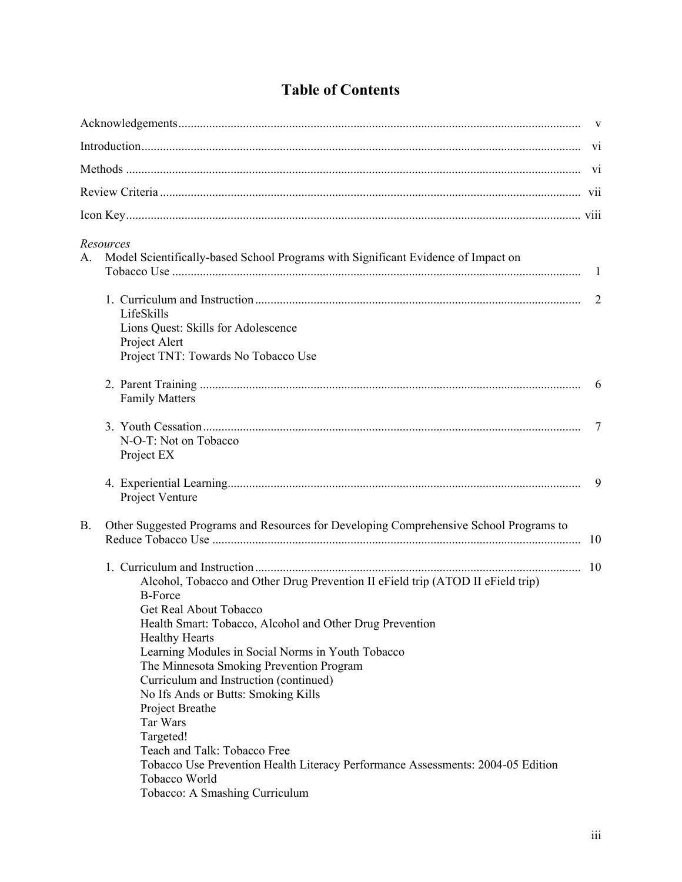# Table of Contents

Acknowledgements ........................................................................ v

Introduction ........................................................................ vi

Methods ........................................................................ vi

Review Criteria ........................................................................ vii

Icon Key ........................................................................ viii

*Resources*

A. Model Scientifically-based School Programs with Significant Evidence of Impact on Tobacco Use ........................................................................ 1

1. Curriculum and Instruction ........................................................................ 2
   - LifeSkills
   - Lions Quest: Skills for Adolescence
   - Project Alert
   - Project TNT: Towards No Tobacco Use

2. Parent Training ........................................................................ 6
   - Family Matters

3. Youth Cessation ........................................................................ 7
   - N-O-T: Not on Tobacco
   - Project EX

4. Experiential Learning ........................................................................ 9
   - Project Venture

B. Other Suggested Programs and Resources for Developing Comprehensive School Programs to Reduce Tobacco Use ........................................................................ 10

1. Curriculum and Instruction ........................................................................ 10
   - Alcohol, Tobacco and Other Drug Prevention II eField trip (ATOD II eField trip)
   - B-Force
   - Get Real About Tobacco
   - Health Smart: Tobacco, Alcohol and Other Drug Prevention
   - Healthy Hearts
   - Learning Modules in Social Norms in Youth Tobacco
   - The Minnesota Smoking Prevention Program
   - Curriculum and Instruction (continued)
   - No Ifs Ands or Butts: Smoking Kills
   - Project Breathe
   - Tar Wars
   - Targeted!
   - Teach and Talk: Tobacco Free
   - Tobacco Use Prevention Health Literacy Performance Assessments: 2004-05 Edition
   - Tobacco World
   - Tobacco: A Smashing Curriculum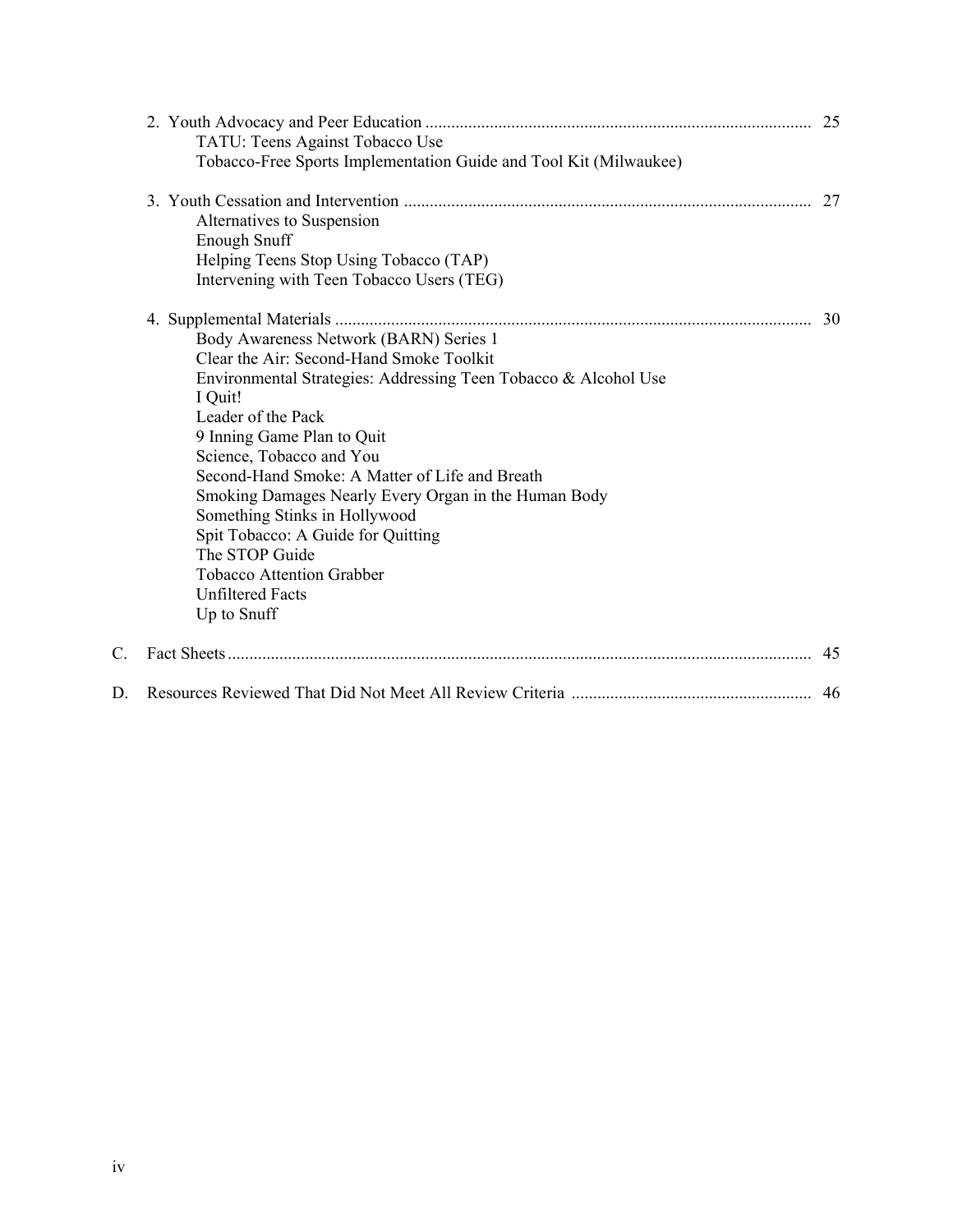2. Youth Advocacy and Peer Education ........................................................................................ 25
   - TATU: Teens Against Tobacco Use
   - Tobacco-Free Sports Implementation Guide and Tool Kit (Milwaukee)

3. Youth Cessation and Intervention ............................................................................................ 27
   - Alternatives to Suspension
   - Enough Snuff
   - Helping Teens Stop Using Tobacco (TAP)
   - Intervening with Teen Tobacco Users (TEG)

4. Supplemental Materials ............................................................................................................. 30
   - Body Awareness Network (BARN) Series 1
   - Clear the Air: Second-Hand Smoke Toolkit
   - Environmental Strategies: Addressing Teen Tobacco & Alcohol Use
   - I Quit!
   - Leader of the Pack
   - 9 Inning Game Plan to Quit
   - Science, Tobacco and You
   - Second-Hand Smoke: A Matter of Life and Breath
   - Smoking Damages Nearly Every Organ in the Human Body
   - Something Stinks in Hollywood
   - Spit Tobacco: A Guide for Quitting
   - The STOP Guide
   - Tobacco Attention Grabber
   - Unfiltered Facts
   - Up to Snuff

C. Fact Sheets ...................................................................................................................................... 45

D. Resources Reviewed That Did Not Meet All Review Criteria ....................................................... 46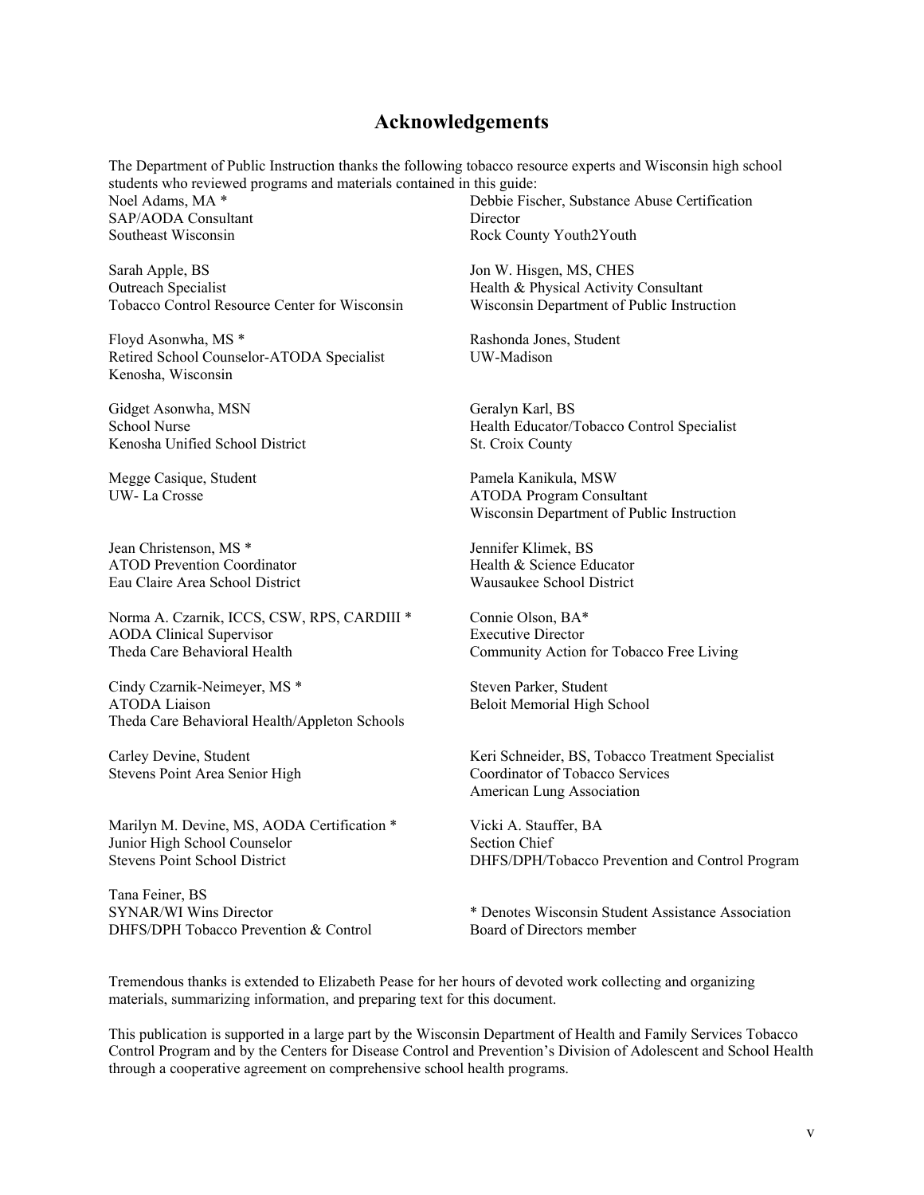# Acknowledgements

The Department of Public Instruction thanks the following tobacco resource experts and Wisconsin high school students who reviewed programs and materials contained in this guide:

Noel Adams, MA *
SAP/AODA Consultant
Southeast Wisconsin

Sarah Apple, BS
Outreach Specialist
Tobacco Control Resource Center for Wisconsin

Floyd Asonwha, MS *
Retired School Counselor-ATODA Specialist
Kenosha, Wisconsin

Gidget Asonwha, MSN
School Nurse
Kenosha Unified School District

Megge Casique, Student
UW- La Crosse

Jean Christenson, MS *
ATOD Prevention Coordinator
Eau Claire Area School District

Norma A. Czarnik, ICCS, CSW, RPS, CARDIII *
AODA Clinical Supervisor
Theda Care Behavioral Health

Cindy Czarnik-Neimeyer, MS *
ATODA Liaison
Theda Care Behavioral Health/Appleton Schools

Carley Devine, Student
Stevens Point Area Senior High

Marilyn M. Devine, MS, AODA Certification *
Junior High School Counselor
Stevens Point School District

Tana Feiner, BS
SYNAR/WI Wins Director
DHFS/DPH Tobacco Prevention & Control

Debbie Fischer, Substance Abuse Certification
Director
Rock County Youth2Youth

Jon W. Hisgen, MS, CHES
Health & Physical Activity Consultant
Wisconsin Department of Public Instruction

Rashonda Jones, Student
UW-Madison

Geralyn Karl, BS
Health Educator/Tobacco Control Specialist
St. Croix County

Pamela Kanikula, MSW
ATODA Program Consultant
Wisconsin Department of Public Instruction

Jennifer Klimek, BS
Health & Science Educator
Wausaukee School District

Connie Olson, BA*
Executive Director
Community Action for Tobacco Free Living

Steven Parker, Student
Beloit Memorial High School

Keri Schneider, BS, Tobacco Treatment Specialist
Coordinator of Tobacco Services
American Lung Association

Vicki A. Stauffer, BA
Section Chief
DHFS/DPH/Tobacco Prevention and Control Program

* Denotes Wisconsin Student Assistance Association Board of Directors member

Tremendous thanks is extended to Elizabeth Pease for her hours of devoted work collecting and organizing materials, summarizing information, and preparing text for this document.

This publication is supported in a large part by the Wisconsin Department of Health and Family Services Tobacco Control Program and by the Centers for Disease Control and Prevention's Division of Adolescent and School Health through a cooperative agreement on comprehensive school health programs.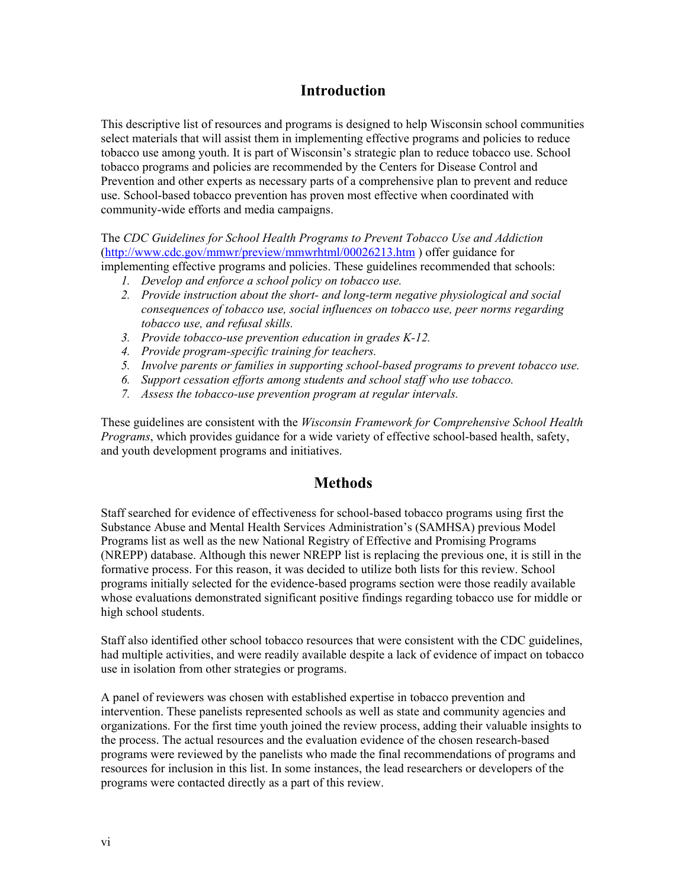## Introduction

This descriptive list of resources and programs is designed to help Wisconsin school communities select materials that will assist them in implementing effective programs and policies to reduce tobacco use among youth. It is part of Wisconsin's strategic plan to reduce tobacco use. School tobacco programs and policies are recommended by the Centers for Disease Control and Prevention and other experts as necessary parts of a comprehensive plan to prevent and reduce use. School-based tobacco prevention has proven most effective when coordinated with community-wide efforts and media campaigns.

The *CDC Guidelines for School Health Programs to Prevent Tobacco Use and Addiction* (http://www.cdc.gov/mmwr/preview/mmwrhtml/00026213.htm ) offer guidance for implementing effective programs and policies. These guidelines recommended that schools:

1. *Develop and enforce a school policy on tobacco use.*
2. *Provide instruction about the short- and long-term negative physiological and social consequences of tobacco use, social influences on tobacco use, peer norms regarding tobacco use, and refusal skills.*
3. *Provide tobacco-use prevention education in grades K-12.*
4. *Provide program-specific training for teachers.*
5. *Involve parents or families in supporting school-based programs to prevent tobacco use.*
6. *Support cessation efforts among students and school staff who use tobacco.*
7. *Assess the tobacco-use prevention program at regular intervals.*

These guidelines are consistent with the *Wisconsin Framework for Comprehensive School Health Programs*, which provides guidance for a wide variety of effective school-based health, safety, and youth development programs and initiatives.

## Methods

Staff searched for evidence of effectiveness for school-based tobacco programs using first the Substance Abuse and Mental Health Services Administration's (SAMHSA) previous Model Programs list as well as the new National Registry of Effective and Promising Programs (NREPP) database. Although this newer NREPP list is replacing the previous one, it is still in the formative process. For this reason, it was decided to utilize both lists for this review. School programs initially selected for the evidence-based programs section were those readily available whose evaluations demonstrated significant positive findings regarding tobacco use for middle or high school students.

Staff also identified other school tobacco resources that were consistent with the CDC guidelines, had multiple activities, and were readily available despite a lack of evidence of impact on tobacco use in isolation from other strategies or programs.

A panel of reviewers was chosen with established expertise in tobacco prevention and intervention. These panelists represented schools as well as state and community agencies and organizations. For the first time youth joined the review process, adding their valuable insights to the process. The actual resources and the evaluation evidence of the chosen research-based programs were reviewed by the panelists who made the final recommendations of programs and resources for inclusion in this list. In some instances, the lead researchers or developers of the programs were contacted directly as a part of this review.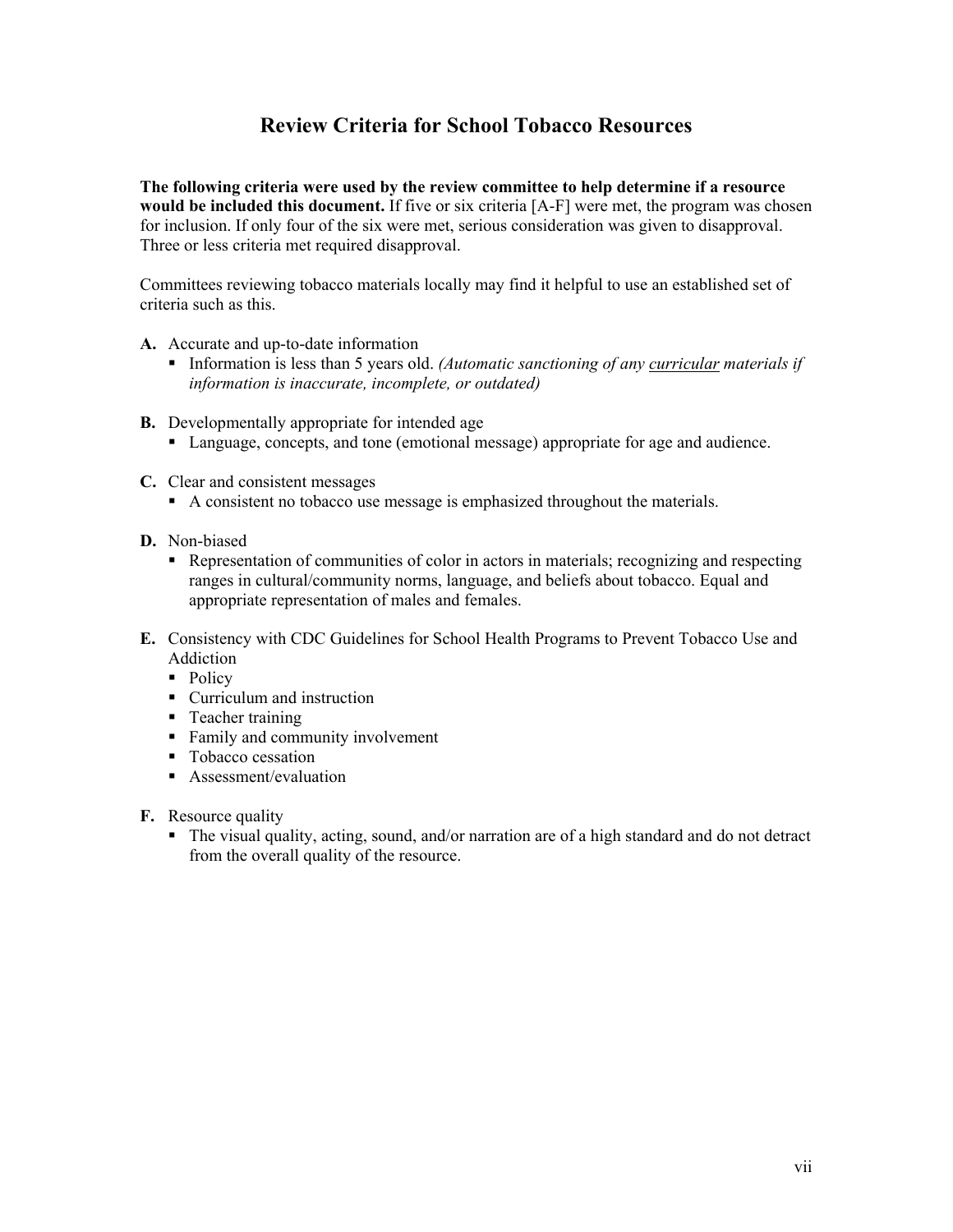# Review Criteria for School Tobacco Resources

**The following criteria were used by the review committee to help determine if a resource would be included this document.** If five or six criteria [A-F] were met, the program was chosen for inclusion. If only four of the six were met, serious consideration was given to disapproval. Three or less criteria met required disapproval.

Committees reviewing tobacco materials locally may find it helpful to use an established set of criteria such as this.

**A.** Accurate and up-to-date information
- Information is less than 5 years old. *(Automatic sanctioning of any <u>curricular</u> materials if information is inaccurate, incomplete, or outdated)*

**B.** Developmentally appropriate for intended age
- Language, concepts, and tone (emotional message) appropriate for age and audience.

**C.** Clear and consistent messages
- A consistent no tobacco use message is emphasized throughout the materials.

**D.** Non-biased
- Representation of communities of color in actors in materials; recognizing and respecting ranges in cultural/community norms, language, and beliefs about tobacco. Equal and appropriate representation of males and females.

**E.** Consistency with CDC Guidelines for School Health Programs to Prevent Tobacco Use and Addiction
- Policy
- Curriculum and instruction
- Teacher training
- Family and community involvement
- Tobacco cessation
- Assessment/evaluation

**F.** Resource quality
- The visual quality, acting, sound, and/or narration are of a high standard and do not detract from the overall quality of the resource.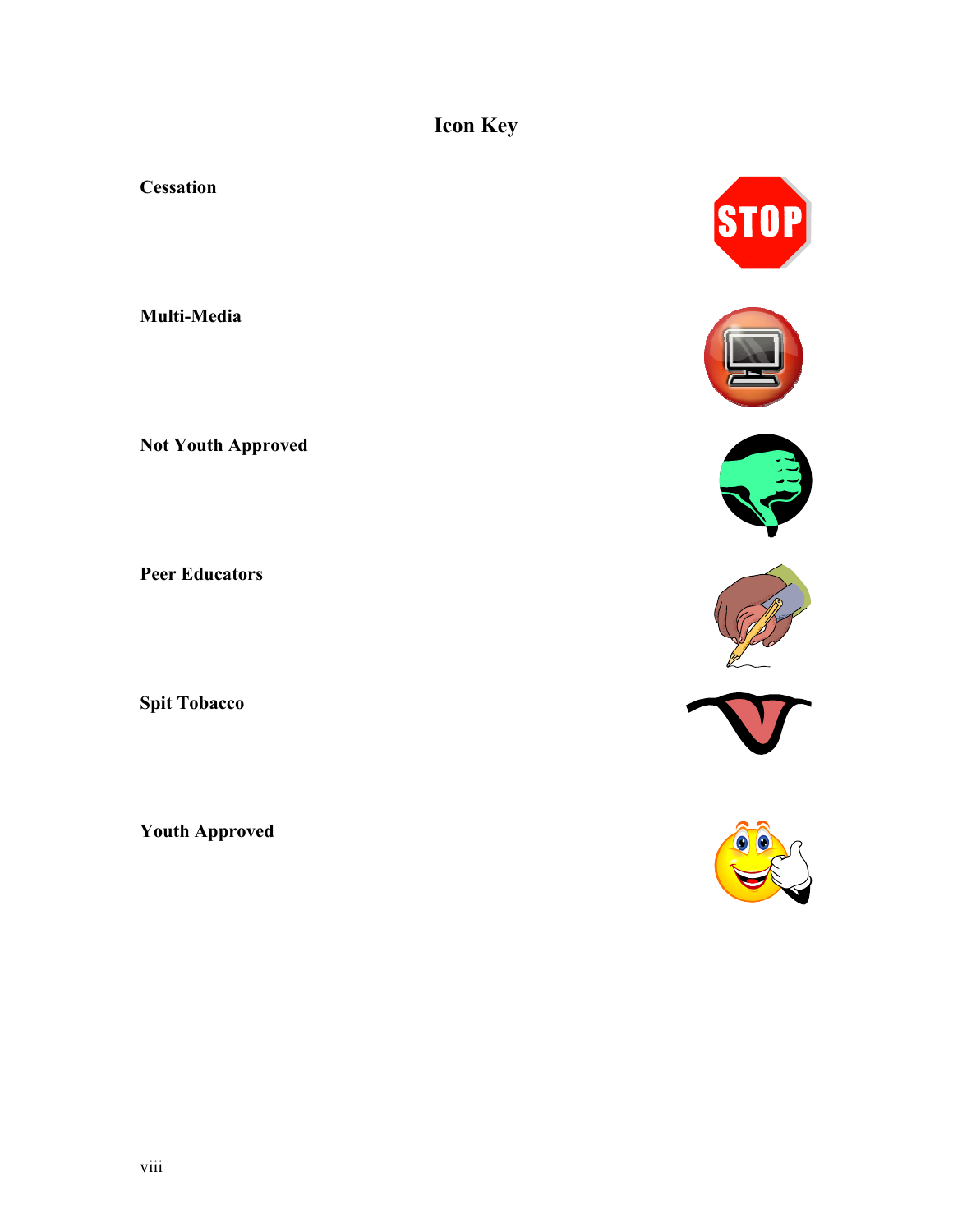# Icon Key

**Cessation**

**Multi-Media**

**Not Youth Approved**

**Peer Educators**

**Spit Tobacco**

**Youth Approved**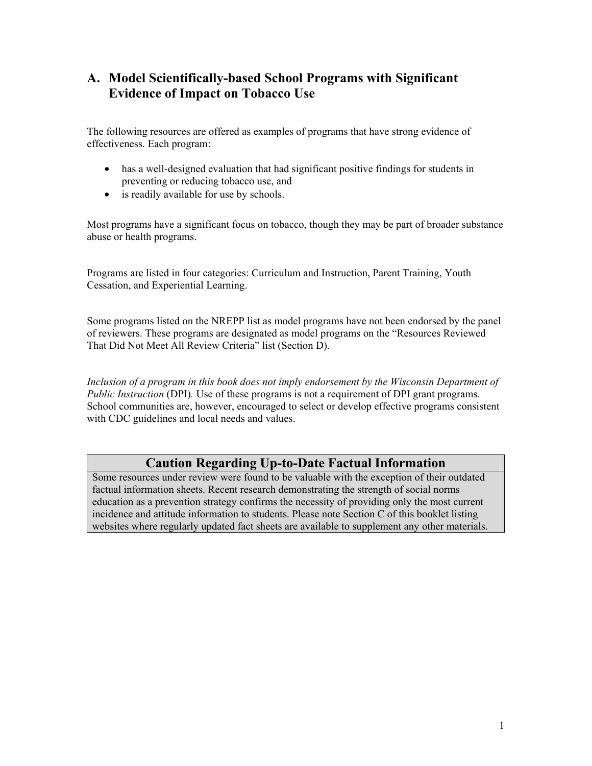## A. Model Scientifically-based School Programs with Significant Evidence of Impact on Tobacco Use

The following resources are offered as examples of programs that have strong evidence of effectiveness. Each program:

- has a well-designed evaluation that had significant positive findings for students in preventing or reducing tobacco use, and
- is readily available for use by schools.

Most programs have a significant focus on tobacco, though they may be part of broader substance abuse or health programs.

Programs are listed in four categories: Curriculum and Instruction, Parent Training, Youth Cessation, and Experiential Learning.

Some programs listed on the NREPP list as model programs have not been endorsed by the panel of reviewers. These programs are designated as model programs on the "Resources Reviewed That Did Not Meet All Review Criteria" list (Section D).

*Inclusion of a program in this book does not imply endorsement by the Wisconsin Department of Public Instruction* (DPI)*.* Use of these programs is not a requirement of DPI grant programs. School communities are, however, encouraged to select or develop effective programs consistent with CDC guidelines and local needs and values.

| Caution Regarding Up-to-Date Factual Information |
| --- |
| Some resources under review were found to be valuable with the exception of their outdated factual information sheets. Recent research demonstrating the strength of social norms education as a prevention strategy confirms the necessity of providing only the most current incidence and attitude information to students. Please note Section C of this booklet listing websites where regularly updated fact sheets are available to supplement any other materials. |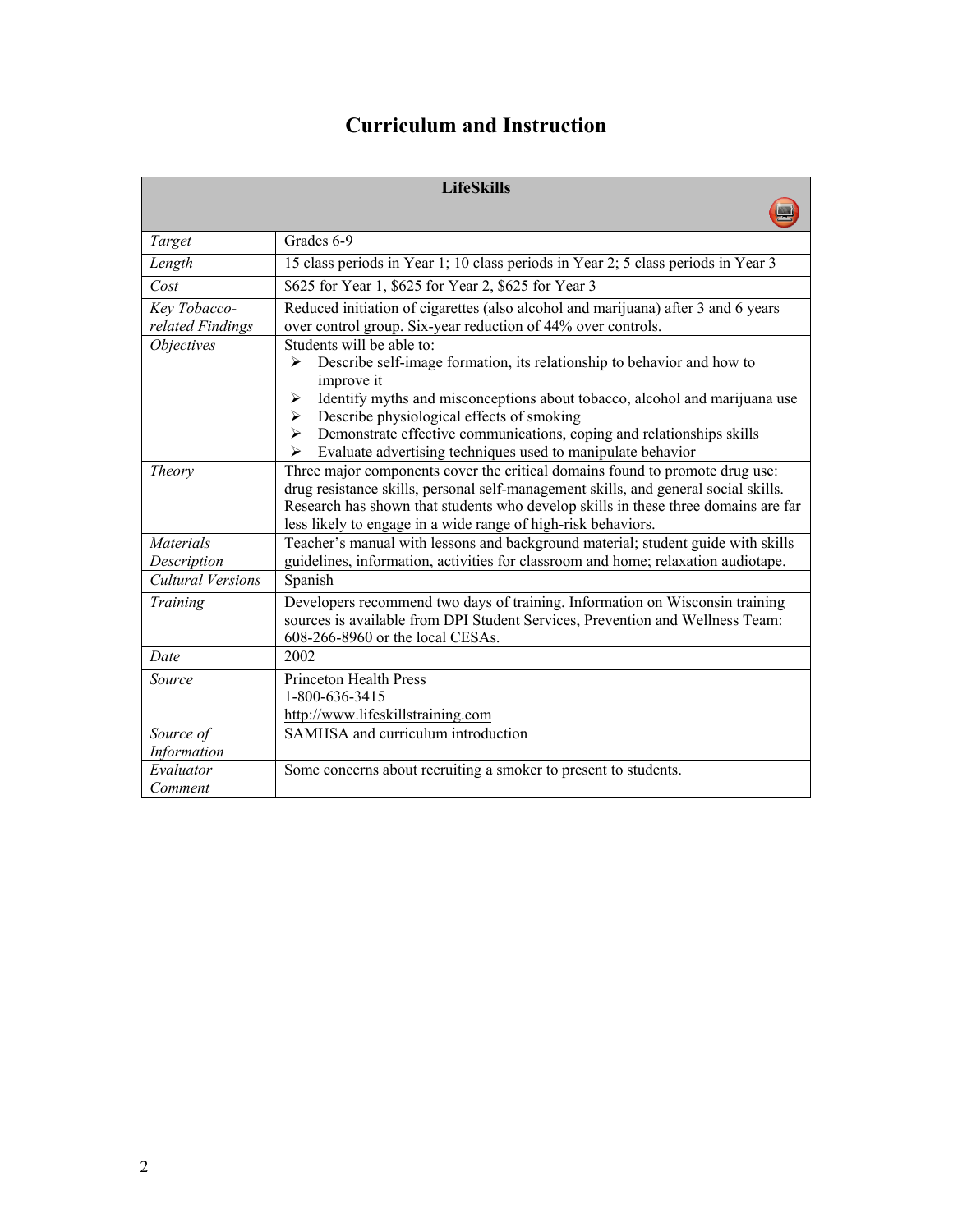# Curriculum and Instruction

| LifeSkills | |
|---|---|
| *Target* | Grades 6-9 |
| *Length* | 15 class periods in Year 1; 10 class periods in Year 2; 5 class periods in Year 3 |
| *Cost* | $625 for Year 1, $625 for Year 2, $625 for Year 3 |
| *Key Tobacco-related Findings* | Reduced initiation of cigarettes (also alcohol and marijuana) after 3 and 6 years over control group. Six-year reduction of 44% over controls. |
| *Objectives* | Students will be able to:<br>➢ Describe self-image formation, its relationship to behavior and how to improve it<br>➢ Identify myths and misconceptions about tobacco, alcohol and marijuana use<br>➢ Describe physiological effects of smoking<br>➢ Demonstrate effective communications, coping and relationships skills<br>➢ Evaluate advertising techniques used to manipulate behavior |
| *Theory* | Three major components cover the critical domains found to promote drug use: drug resistance skills, personal self-management skills, and general social skills. Research has shown that students who develop skills in these three domains are far less likely to engage in a wide range of high-risk behaviors. |
| *Materials Description* | Teacher's manual with lessons and background material; student guide with skills guidelines, information, activities for classroom and home; relaxation audiotape. |
| *Cultural Versions* | Spanish |
| *Training* | Developers recommend two days of training. Information on Wisconsin training sources is available from DPI Student Services, Prevention and Wellness Team: 608-266-8960 or the local CESAs. |
| *Date* | 2002 |
| *Source* | Princeton Health Press<br>1-800-636-3415<br>http://www.lifeskillstraining.com |
| *Source of Information* | SAMHSA and curriculum introduction |
| *Evaluator Comment* | Some concerns about recruiting a smoker to present to students. |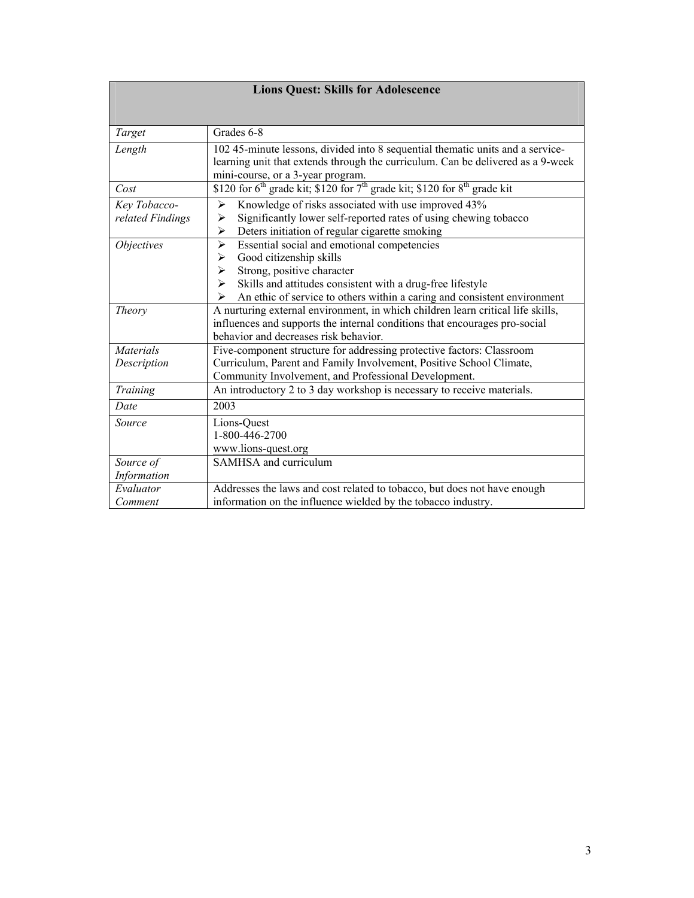| Lions Quest: Skills for Adolescence | |
|---|---|
| *Target* | Grades 6-8 |
| *Length* | 102 45-minute lessons, divided into 8 sequential thematic units and a service-learning unit that extends through the curriculum. Can be delivered as a 9-week mini-course, or a 3-year program. |
| *Cost* | \$120 for 6th grade kit; \$120 for 7th grade kit; \$120 for 8th grade kit |
| *Key Tobacco-related Findings* | ➢ Knowledge of risks associated with use improved 43%<br>➢ Significantly lower self-reported rates of using chewing tobacco<br>➢ Deters initiation of regular cigarette smoking |
| *Objectives* | ➢ Essential social and emotional competencies<br>➢ Good citizenship skills<br>➢ Strong, positive character<br>➢ Skills and attitudes consistent with a drug-free lifestyle<br>➢ An ethic of service to others within a caring and consistent environment |
| *Theory* | A nurturing external environment, in which children learn critical life skills, influences and supports the internal conditions that encourages pro-social behavior and decreases risk behavior. |
| *Materials Description* | Five-component structure for addressing protective factors: Classroom Curriculum, Parent and Family Involvement, Positive School Climate, Community Involvement, and Professional Development. |
| *Training* | An introductory 2 to 3 day workshop is necessary to receive materials. |
| *Date* | 2003 |
| *Source* | Lions-Quest<br>1-800-446-2700<br>www.lions-quest.org |
| *Source of Information* | SAMHSA and curriculum |
| *Evaluator Comment* | Addresses the laws and cost related to tobacco, but does not have enough information on the influence wielded by the tobacco industry. |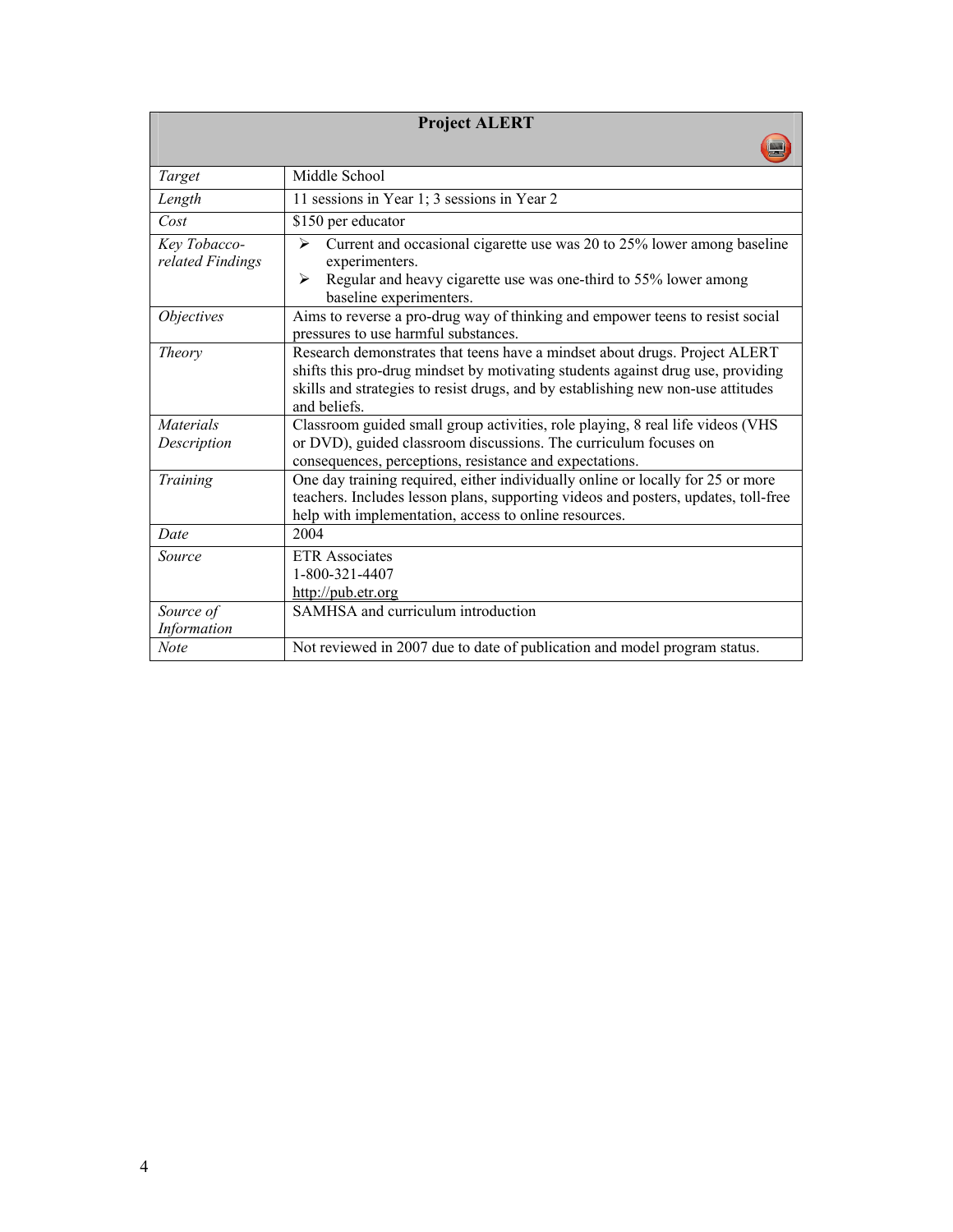| Project ALERT | |
|---|---|
| *Target* | Middle School |
| *Length* | 11 sessions in Year 1; 3 sessions in Year 2 |
| *Cost* | $150 per educator |
| *Key Tobacco-related Findings* | ➢ Current and occasional cigarette use was 20 to 25% lower among baseline experimenters.<br>➢ Regular and heavy cigarette use was one-third to 55% lower among baseline experimenters. |
| *Objectives* | Aims to reverse a pro-drug way of thinking and empower teens to resist social pressures to use harmful substances. |
| *Theory* | Research demonstrates that teens have a mindset about drugs. Project ALERT shifts this pro-drug mindset by motivating students against drug use, providing skills and strategies to resist drugs, and by establishing new non-use attitudes and beliefs. |
| *Materials Description* | Classroom guided small group activities, role playing, 8 real life videos (VHS or DVD), guided classroom discussions. The curriculum focuses on consequences, perceptions, resistance and expectations. |
| *Training* | One day training required, either individually online or locally for 25 or more teachers. Includes lesson plans, supporting videos and posters, updates, toll-free help with implementation, access to online resources. |
| *Date* | 2004 |
| *Source* | ETR Associates<br>1-800-321-4407<br>http://pub.etr.org |
| *Source of Information* | SAMHSA and curriculum introduction |
| *Note* | Not reviewed in 2007 due to date of publication and model program status. |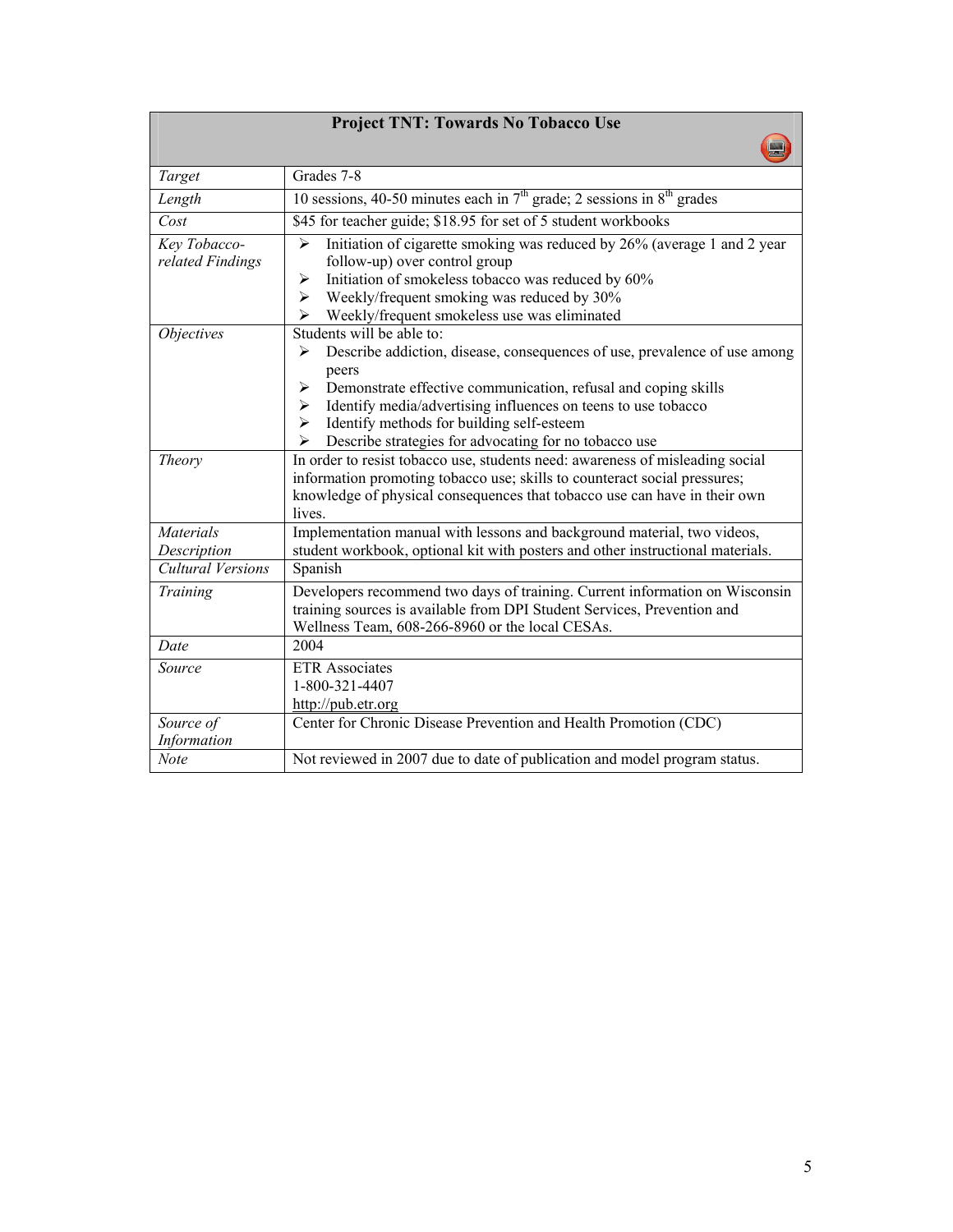| Project TNT: Towards No Tobacco Use | |
|---|---|
| *Target* | Grades 7-8 |
| *Length* | 10 sessions, 40-50 minutes each in 7th grade; 2 sessions in 8th grades |
| *Cost* | $45 for teacher guide; $18.95 for set of 5 student workbooks |
| *Key Tobacco-related Findings* | ➢ Initiation of cigarette smoking was reduced by 26% (average 1 and 2 year follow-up) over control group<br>➢ Initiation of smokeless tobacco was reduced by 60%<br>➢ Weekly/frequent smoking was reduced by 30%<br>➢ Weekly/frequent smokeless use was eliminated |
| *Objectives* | Students will be able to:<br>➢ Describe addiction, disease, consequences of use, prevalence of use among peers<br>➢ Demonstrate effective communication, refusal and coping skills<br>➢ Identify media/advertising influences on teens to use tobacco<br>➢ Identify methods for building self-esteem<br>➢ Describe strategies for advocating for no tobacco use |
| *Theory* | In order to resist tobacco use, students need: awareness of misleading social information promoting tobacco use; skills to counteract social pressures; knowledge of physical consequences that tobacco use can have in their own lives. |
| *Materials Description* | Implementation manual with lessons and background material, two videos, student workbook, optional kit with posters and other instructional materials. |
| *Cultural Versions* | Spanish |
| *Training* | Developers recommend two days of training. Current information on Wisconsin training sources is available from DPI Student Services, Prevention and Wellness Team, 608-266-8960 or the local CESAs. |
| *Date* | 2004 |
| *Source* | ETR Associates<br>1-800-321-4407<br>http://pub.etr.org |
| *Source of Information* | Center for Chronic Disease Prevention and Health Promotion (CDC) |
| *Note* | Not reviewed in 2007 due to date of publication and model program status. |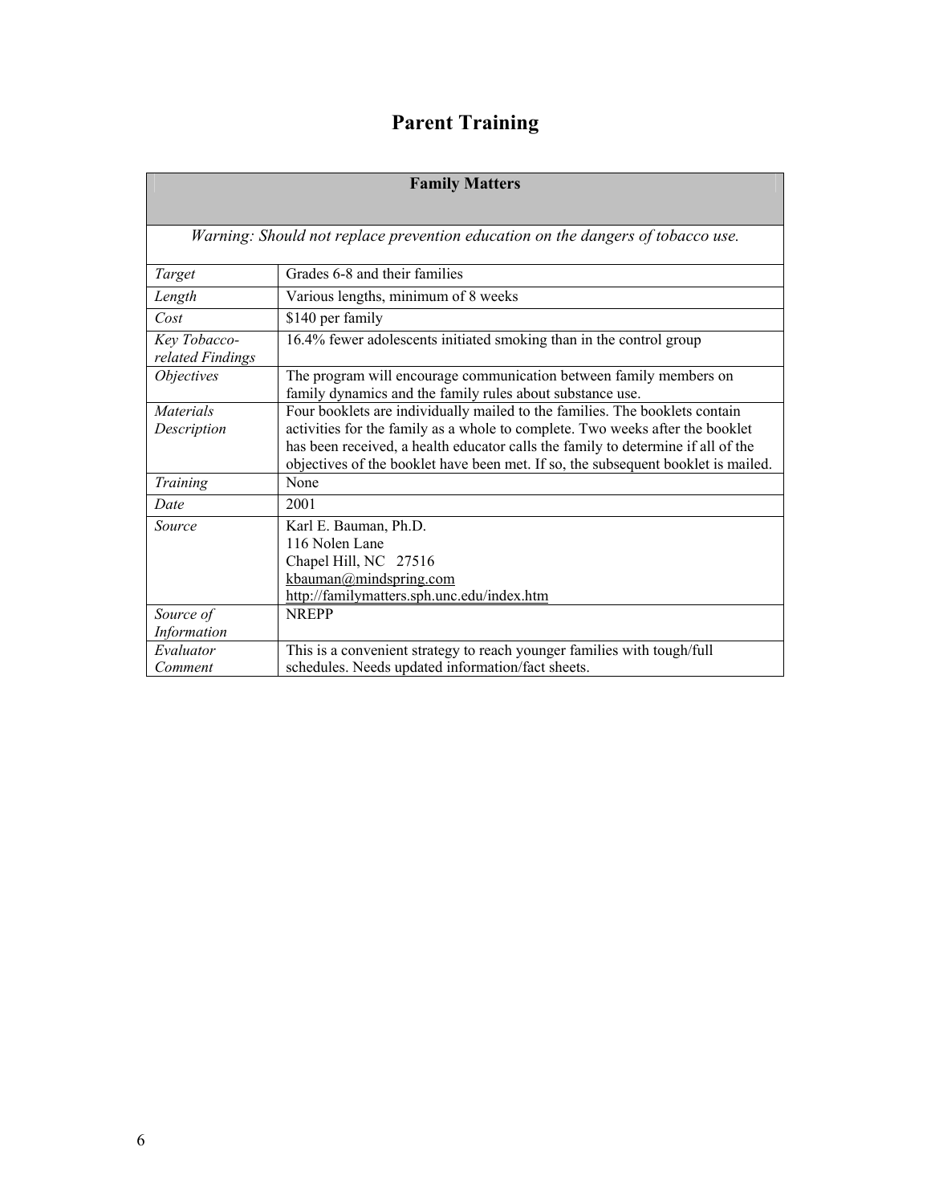# Parent Training

| Family Matters | |
|---|---|
| *Warning: Should not replace prevention education on the dangers of tobacco use.* | |
| *Target* | Grades 6-8 and their families |
| *Length* | Various lengths, minimum of 8 weeks |
| *Cost* | $140 per family |
| *Key Tobacco-related Findings* | 16.4% fewer adolescents initiated smoking than in the control group |
| *Objectives* | The program will encourage communication between family members on family dynamics and the family rules about substance use. |
| *Materials Description* | Four booklets are individually mailed to the families. The booklets contain activities for the family as a whole to complete. Two weeks after the booklet has been received, a health educator calls the family to determine if all of the objectives of the booklet have been met. If so, the subsequent booklet is mailed. |
| *Training* | None |
| *Date* | 2001 |
| *Source* | Karl E. Bauman, Ph.D.<br>116 Nolen Lane<br>Chapel Hill, NC 27516<br>kbauman@mindspring.com<br>http://familymatters.sph.unc.edu/index.htm |
| *Source of Information* | NREPP |
| *Evaluator Comment* | This is a convenient strategy to reach younger families with tough/full schedules. Needs updated information/fact sheets. |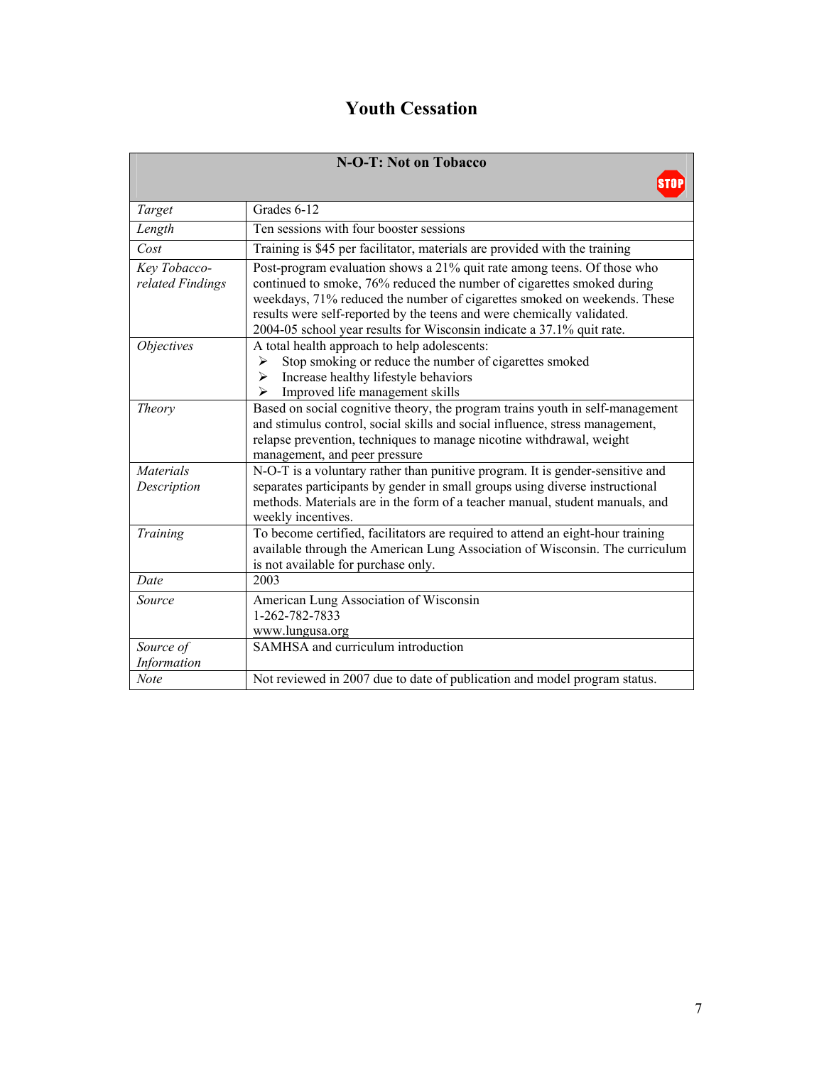# Youth Cessation

| N-O-T: Not on Tobacco | |
|---|---|
| *Target* | Grades 6-12 |
| *Length* | Ten sessions with four booster sessions |
| *Cost* | Training is $45 per facilitator, materials are provided with the training |
| *Key Tobacco-related Findings* | Post-program evaluation shows a 21% quit rate among teens. Of those who continued to smoke, 76% reduced the number of cigarettes smoked during weekdays, 71% reduced the number of cigarettes smoked on weekends. These results were self-reported by the teens and were chemically validated. 2004-05 school year results for Wisconsin indicate a 37.1% quit rate. |
| *Objectives* | A total health approach to help adolescents: <br>➢ Stop smoking or reduce the number of cigarettes smoked <br>➢ Increase healthy lifestyle behaviors <br>➢ Improved life management skills |
| *Theory* | Based on social cognitive theory, the program trains youth in self-management and stimulus control, social skills and social influence, stress management, relapse prevention, techniques to manage nicotine withdrawal, weight management, and peer pressure |
| *Materials Description* | N-O-T is a voluntary rather than punitive program. It is gender-sensitive and separates participants by gender in small groups using diverse instructional methods. Materials are in the form of a teacher manual, student manuals, and weekly incentives. |
| *Training* | To become certified, facilitators are required to attend an eight-hour training available through the American Lung Association of Wisconsin. The curriculum is not available for purchase only. |
| *Date* | 2003 |
| *Source* | American Lung Association of Wisconsin <br>1-262-782-7833 <br>www.lungusa.org |
| *Source of Information* | SAMHSA and curriculum introduction |
| *Note* | Not reviewed in 2007 due to date of publication and model program status. |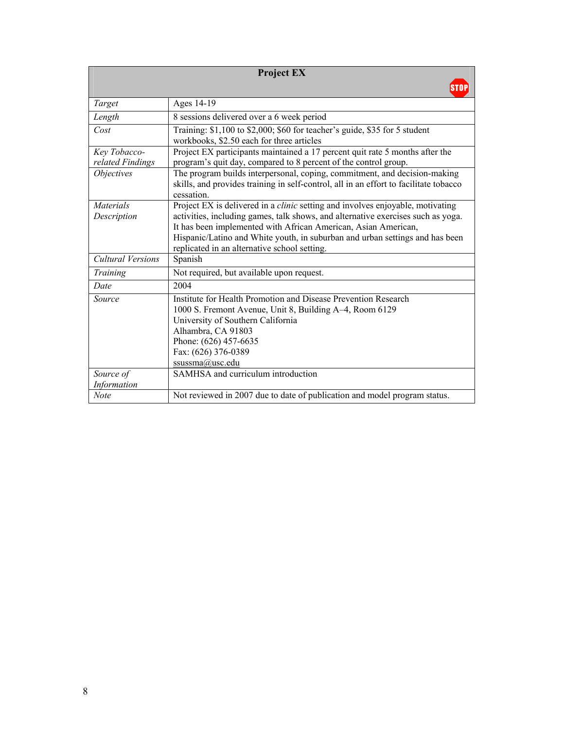| **Project EX** | |
|---|---|
| *Target* | Ages 14-19 |
| *Length* | 8 sessions delivered over a 6 week period |
| *Cost* | Training: $1,100 to $2,000; $60 for teacher's guide, $35 for 5 student workbooks, $2.50 each for three articles |
| *Key Tobacco-related Findings* | Project EX participants maintained a 17 percent quit rate 5 months after the program's quit day, compared to 8 percent of the control group. |
| *Objectives* | The program builds interpersonal, coping, commitment, and decision-making skills, and provides training in self-control, all in an effort to facilitate tobacco cessation. |
| *Materials Description* | Project EX is delivered in a *clinic* setting and involves enjoyable, motivating activities, including games, talk shows, and alternative exercises such as yoga. It has been implemented with African American, Asian American, Hispanic/Latino and White youth, in suburban and urban settings and has been replicated in an alternative school setting. |
| *Cultural Versions* | Spanish |
| *Training* | Not required, but available upon request. |
| *Date* | 2004 |
| *Source* | Institute for Health Promotion and Disease Prevention Research<br>1000 S. Fremont Avenue, Unit 8, Building A–4, Room 6129<br>University of Southern California<br>Alhambra, CA 91803<br>Phone: (626) 457-6635<br>Fax: (626) 376-0389<br>ssussma@usc.edu |
| *Source of Information* | SAMHSA and curriculum introduction |
| *Note* | Not reviewed in 2007 due to date of publication and model program status. |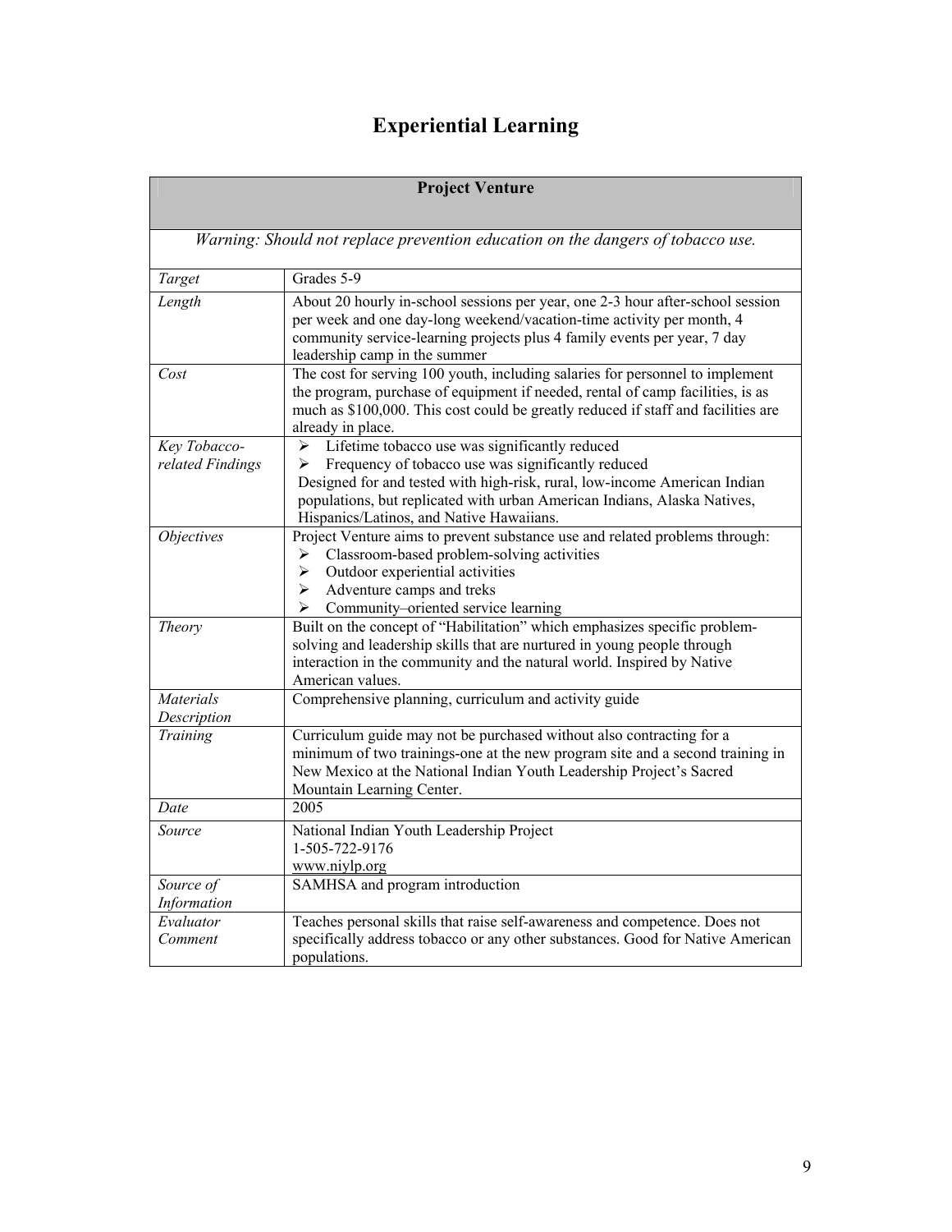# Experiential Learning

| **Project Venture** | |
|---|---|
| *Warning: Should not replace prevention education on the dangers of tobacco use.* | |
| *Target* | Grades 5-9 |
| *Length* | About 20 hourly in-school sessions per year, one 2-3 hour after-school session per week and one day-long weekend/vacation-time activity per month, 4 community service-learning projects plus 4 family events per year, 7 day leadership camp in the summer |
| *Cost* | The cost for serving 100 youth, including salaries for personnel to implement the program, purchase of equipment if needed, rental of camp facilities, is as much as $100,000. This cost could be greatly reduced if staff and facilities are already in place. |
| *Key Tobacco-related Findings* | ➢ Lifetime tobacco use was significantly reduced<br>➢ Frequency of tobacco use was significantly reduced<br>Designed for and tested with high-risk, rural, low-income American Indian populations, but replicated with urban American Indians, Alaska Natives, Hispanics/Latinos, and Native Hawaiians. |
| *Objectives* | Project Venture aims to prevent substance use and related problems through:<br>➢ Classroom-based problem-solving activities<br>➢ Outdoor experiential activities<br>➢ Adventure camps and treks<br>➢ Community–oriented service learning |
| *Theory* | Built on the concept of "Habilitation" which emphasizes specific problem-solving and leadership skills that are nurtured in young people through interaction in the community and the natural world. Inspired by Native American values. |
| *Materials Description* | Comprehensive planning, curriculum and activity guide |
| *Training* | Curriculum guide may not be purchased without also contracting for a minimum of two trainings-one at the new program site and a second training in New Mexico at the National Indian Youth Leadership Project's Sacred Mountain Learning Center. |
| *Date* | 2005 |
| *Source* | National Indian Youth Leadership Project<br>1-505-722-9176<br>www.niylp.org |
| *Source of Information* | SAMHSA and program introduction |
| *Evaluator Comment* | Teaches personal skills that raise self-awareness and competence. Does not specifically address tobacco or any other substances. Good for Native American populations. |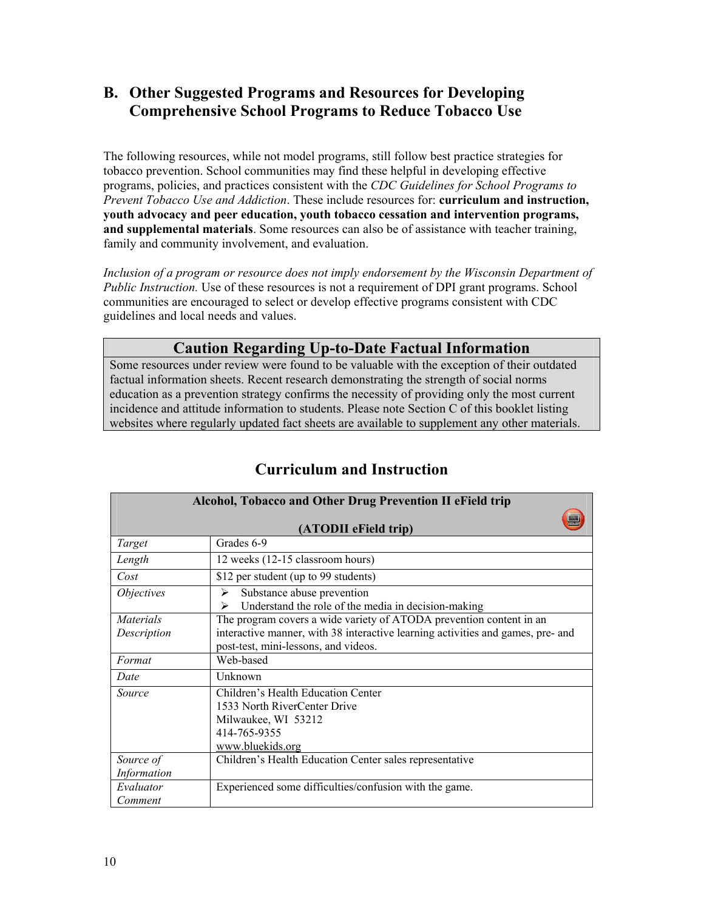## B. Other Suggested Programs and Resources for Developing Comprehensive School Programs to Reduce Tobacco Use

The following resources, while not model programs, still follow best practice strategies for tobacco prevention. School communities may find these helpful in developing effective programs, policies, and practices consistent with the *CDC Guidelines for School Programs to Prevent Tobacco Use and Addiction*. These include resources for: **curriculum and instruction, youth advocacy and peer education, youth tobacco cessation and intervention programs, and supplemental materials**. Some resources can also be of assistance with teacher training, family and community involvement, and evaluation.

*Inclusion of a program or resource does not imply endorsement by the Wisconsin Department of Public Instruction.* Use of these resources is not a requirement of DPI grant programs. School communities are encouraged to select or develop effective programs consistent with CDC guidelines and local needs and values.

| Caution Regarding Up-to-Date Factual Information |
|---|
| Some resources under review were found to be valuable with the exception of their outdated factual information sheets. Recent research demonstrating the strength of social norms education as a prevention strategy confirms the necessity of providing only the most current incidence and attitude information to students. Please note Section C of this booklet listing websites where regularly updated fact sheets are available to supplement any other materials. |

## Curriculum and Instruction

| Alcohol, Tobacco and Other Drug Prevention II eField trip (ATODII eField trip) | |
|---|---|
| *Target* | Grades 6-9 |
| *Length* | 12 weeks (12-15 classroom hours) |
| *Cost* | $12 per student (up to 99 students) |
| *Objectives* | ➢ Substance abuse prevention<br>➢ Understand the role of the media in decision-making |
| *Materials Description* | The program covers a wide variety of ATODA prevention content in an interactive manner, with 38 interactive learning activities and games, pre- and post-test, mini-lessons, and videos. |
| *Format* | Web-based |
| *Date* | Unknown |
| *Source* | Children's Health Education Center<br>1533 North RiverCenter Drive<br>Milwaukee, WI 53212<br>414-765-9355<br>www.bluekids.org |
| *Source of Information* | Children's Health Education Center sales representative |
| *Evaluator Comment* | Experienced some difficulties/confusion with the game. |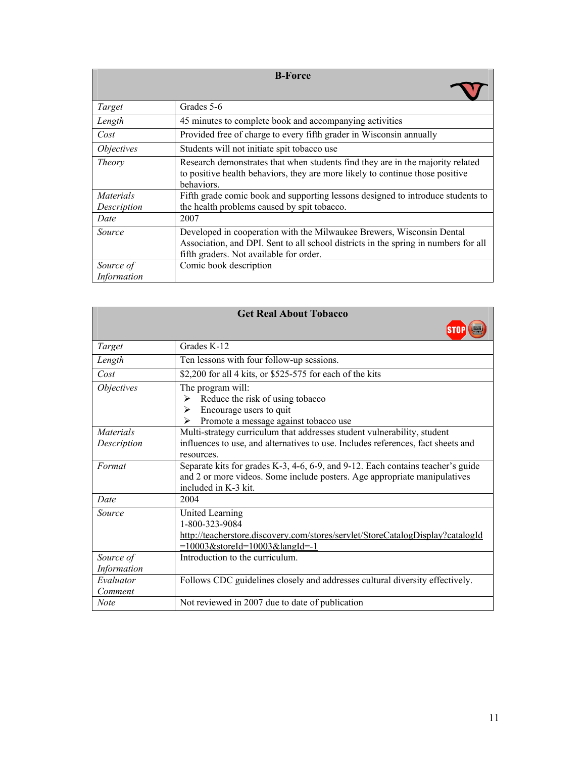| B-Force | |
|---|---|
| *Target* | Grades 5-6 |
| *Length* | 45 minutes to complete book and accompanying activities |
| *Cost* | Provided free of charge to every fifth grader in Wisconsin annually |
| *Objectives* | Students will not initiate spit tobacco use |
| *Theory* | Research demonstrates that when students find they are in the majority related to positive health behaviors, they are more likely to continue those positive behaviors. |
| *Materials Description* | Fifth grade comic book and supporting lessons designed to introduce students to the health problems caused by spit tobacco. |
| *Date* | 2007 |
| *Source* | Developed in cooperation with the Milwaukee Brewers, Wisconsin Dental Association, and DPI. Sent to all school districts in the spring in numbers for all fifth graders. Not available for order. |
| *Source of Information* | Comic book description |

| Get Real About Tobacco | |
|---|---|
| *Target* | Grades K-12 |
| *Length* | Ten lessons with four follow-up sessions. |
| *Cost* | $2,200 for all 4 kits, or $525-575 for each of the kits |
| *Objectives* | The program will:<br>➢ Reduce the risk of using tobacco<br>➢ Encourage users to quit<br>➢ Promote a message against tobacco use |
| *Materials Description* | Multi-strategy curriculum that addresses student vulnerability, student influences to use, and alternatives to use. Includes references, fact sheets and resources. |
| *Format* | Separate kits for grades K-3, 4-6, 6-9, and 9-12. Each contains teacher's guide and 2 or more videos. Some include posters. Age appropriate manipulatives included in K-3 kit. |
| *Date* | 2004 |
| *Source* | United Learning<br>1-800-323-9084<br>http://teacherstore.discovery.com/stores/servlet/StoreCatalogDisplay?catalogId=10003&storeId=10003&langId=-1 |
| *Source of Information* | Introduction to the curriculum. |
| *Evaluator Comment* | Follows CDC guidelines closely and addresses cultural diversity effectively. |
| *Note* | Not reviewed in 2007 due to date of publication |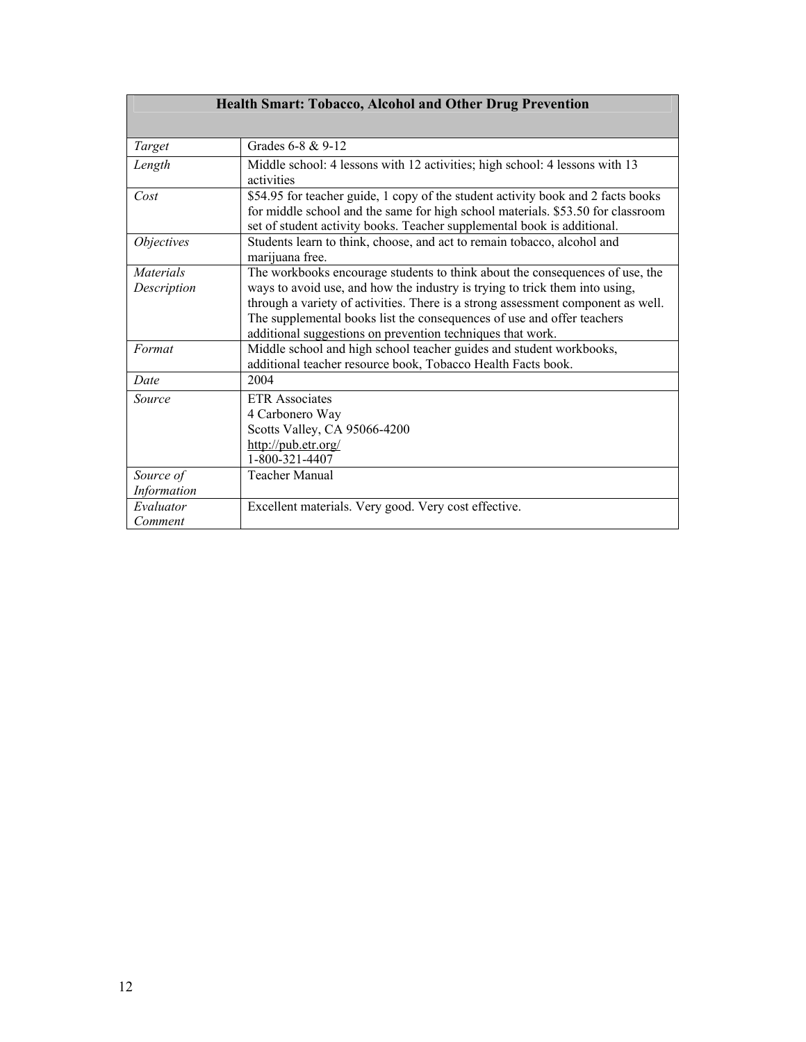| Health Smart: Tobacco, Alcohol and Other Drug Prevention | |
|---|---|
| *Target* | Grades 6-8 & 9-12 |
| *Length* | Middle school: 4 lessons with 12 activities; high school: 4 lessons with 13 activities |
| *Cost* | $54.95 for teacher guide, 1 copy of the student activity book and 2 facts books for middle school and the same for high school materials. $53.50 for classroom set of student activity books. Teacher supplemental book is additional. |
| *Objectives* | Students learn to think, choose, and act to remain tobacco, alcohol and marijuana free. |
| *Materials Description* | The workbooks encourage students to think about the consequences of use, the ways to avoid use, and how the industry is trying to trick them into using, through a variety of activities. There is a strong assessment component as well. The supplemental books list the consequences of use and offer teachers additional suggestions on prevention techniques that work. |
| *Format* | Middle school and high school teacher guides and student workbooks, additional teacher resource book, Tobacco Health Facts book. |
| *Date* | 2004 |
| *Source* | ETR Associates<br>4 Carbonero Way<br>Scotts Valley, CA 95066-4200<br>http://pub.etr.org/<br>1-800-321-4407 |
| *Source of Information* | Teacher Manual |
| *Evaluator Comment* | Excellent materials. Very good. Very cost effective. |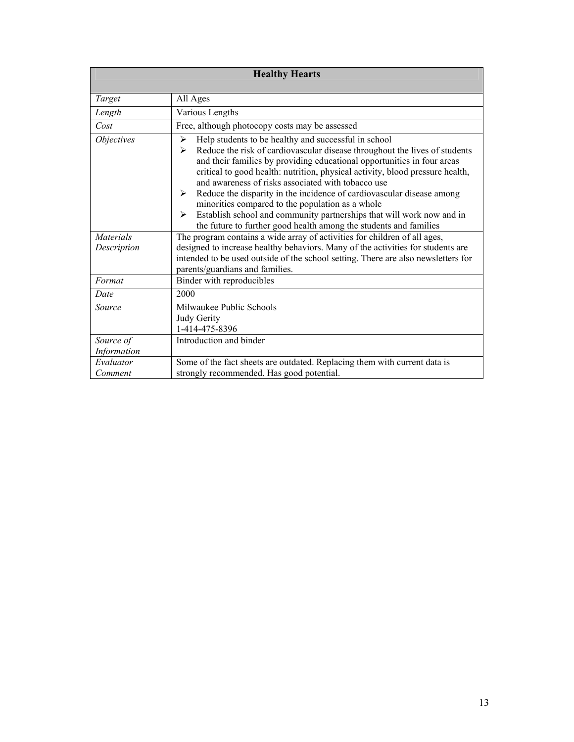| Healthy Hearts | |
|---|---|
| *Target* | All Ages |
| *Length* | Various Lengths |
| *Cost* | Free, although photocopy costs may be assessed |
| *Objectives* | ➢ Help students to be healthy and successful in school<br>➢ Reduce the risk of cardiovascular disease throughout the lives of students and their families by providing educational opportunities in four areas critical to good health: nutrition, physical activity, blood pressure health, and awareness of risks associated with tobacco use<br>➢ Reduce the disparity in the incidence of cardiovascular disease among minorities compared to the population as a whole<br>➢ Establish school and community partnerships that will work now and in the future to further good health among the students and families |
| *Materials Description* | The program contains a wide array of activities for children of all ages, designed to increase healthy behaviors. Many of the activities for students are intended to be used outside of the school setting. There are also newsletters for parents/guardians and families. |
| *Format* | Binder with reproducibles |
| *Date* | 2000 |
| *Source* | Milwaukee Public Schools<br>Judy Gerity<br>1-414-475-8396 |
| *Source of Information* | Introduction and binder |
| *Evaluator Comment* | Some of the fact sheets are outdated. Replacing them with current data is strongly recommended. Has good potential. |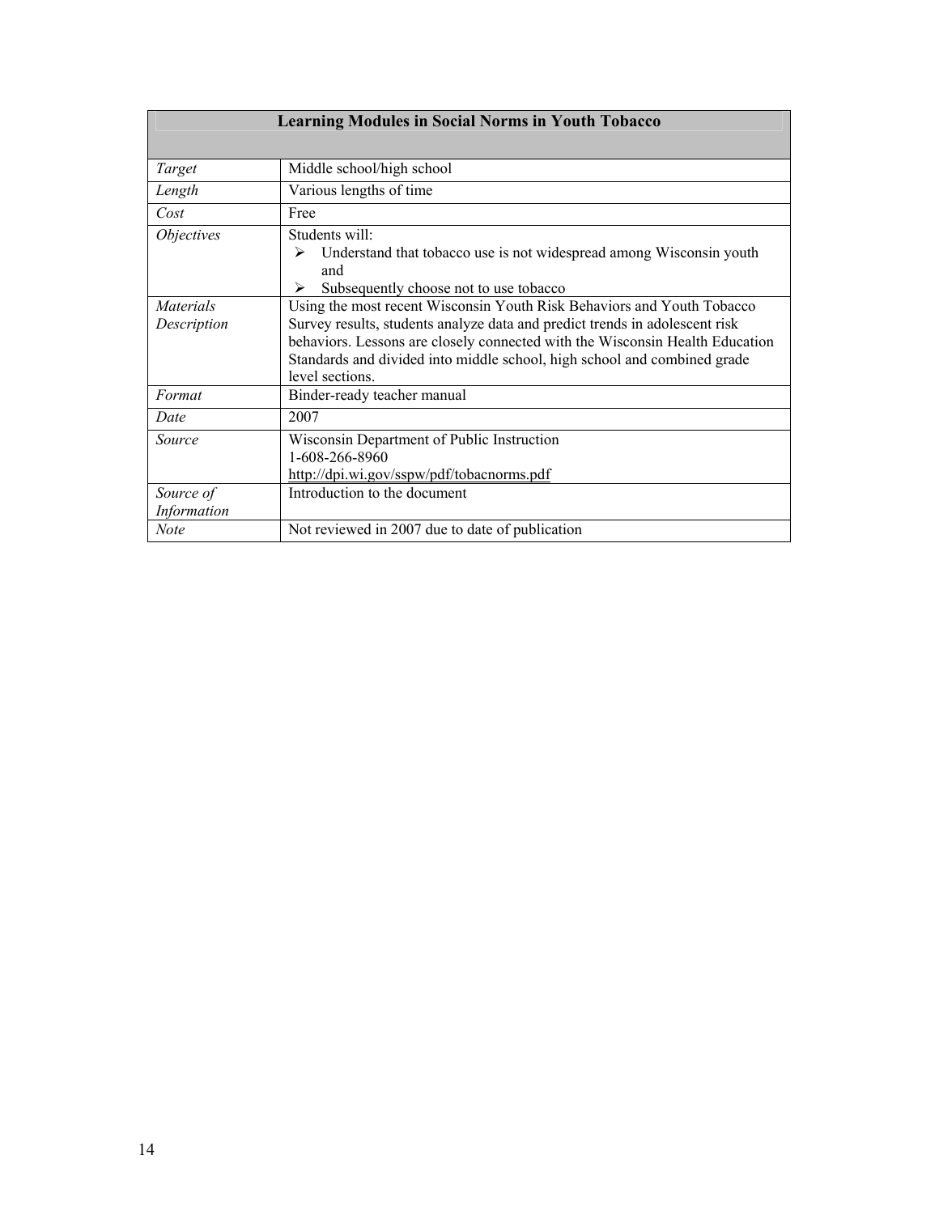| Learning Modules in Social Norms in Youth Tobacco | |
|---|---|
| *Target* | Middle school/high school |
| *Length* | Various lengths of time |
| *Cost* | Free |
| *Objectives* | Students will:<br>➢ Understand that tobacco use is not widespread among Wisconsin youth and<br>➢ Subsequently choose not to use tobacco |
| *Materials Description* | Using the most recent Wisconsin Youth Risk Behaviors and Youth Tobacco Survey results, students analyze data and predict trends in adolescent risk behaviors. Lessons are closely connected with the Wisconsin Health Education Standards and divided into middle school, high school and combined grade level sections. |
| *Format* | Binder-ready teacher manual |
| *Date* | 2007 |
| *Source* | Wisconsin Department of Public Instruction<br>1-608-266-8960<br>http://dpi.wi.gov/sspw/pdf/tobacnorms.pdf |
| *Source of Information* | Introduction to the document |
| *Note* | Not reviewed in 2007 due to date of publication |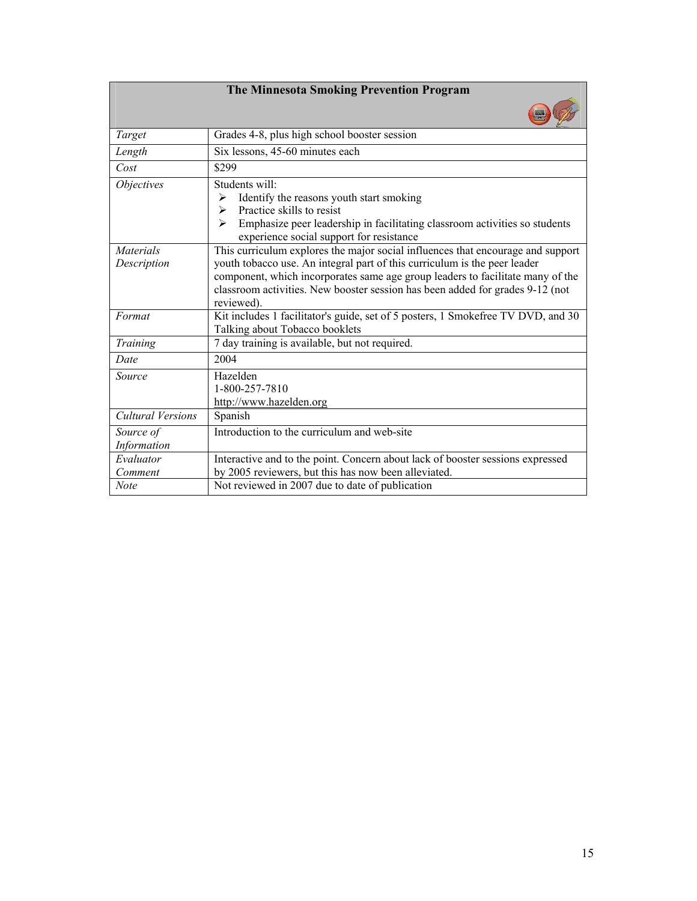| The Minnesota Smoking Prevention Program | |
|---|---|
| *Target* | Grades 4-8, plus high school booster session |
| *Length* | Six lessons, 45-60 minutes each |
| *Cost* | $299 |
| *Objectives* | Students will: <br>➢ Identify the reasons youth start smoking <br>➢ Practice skills to resist <br>➢ Emphasize peer leadership in facilitating classroom activities so students experience social support for resistance |
| *Materials Description* | This curriculum explores the major social influences that encourage and support youth tobacco use. An integral part of this curriculum is the peer leader component, which incorporates same age group leaders to facilitate many of the classroom activities. New booster session has been added for grades 9-12 (not reviewed). |
| *Format* | Kit includes 1 facilitator's guide, set of 5 posters, 1 Smokefree TV DVD, and 30 Talking about Tobacco booklets |
| *Training* | 7 day training is available, but not required. |
| *Date* | 2004 |
| *Source* | Hazelden <br>1-800-257-7810 <br>http://www.hazelden.org |
| *Cultural Versions* | Spanish |
| *Source of Information* | Introduction to the curriculum and web-site |
| *Evaluator Comment* | Interactive and to the point. Concern about lack of booster sessions expressed by 2005 reviewers, but this has now been alleviated. |
| *Note* | Not reviewed in 2007 due to date of publication |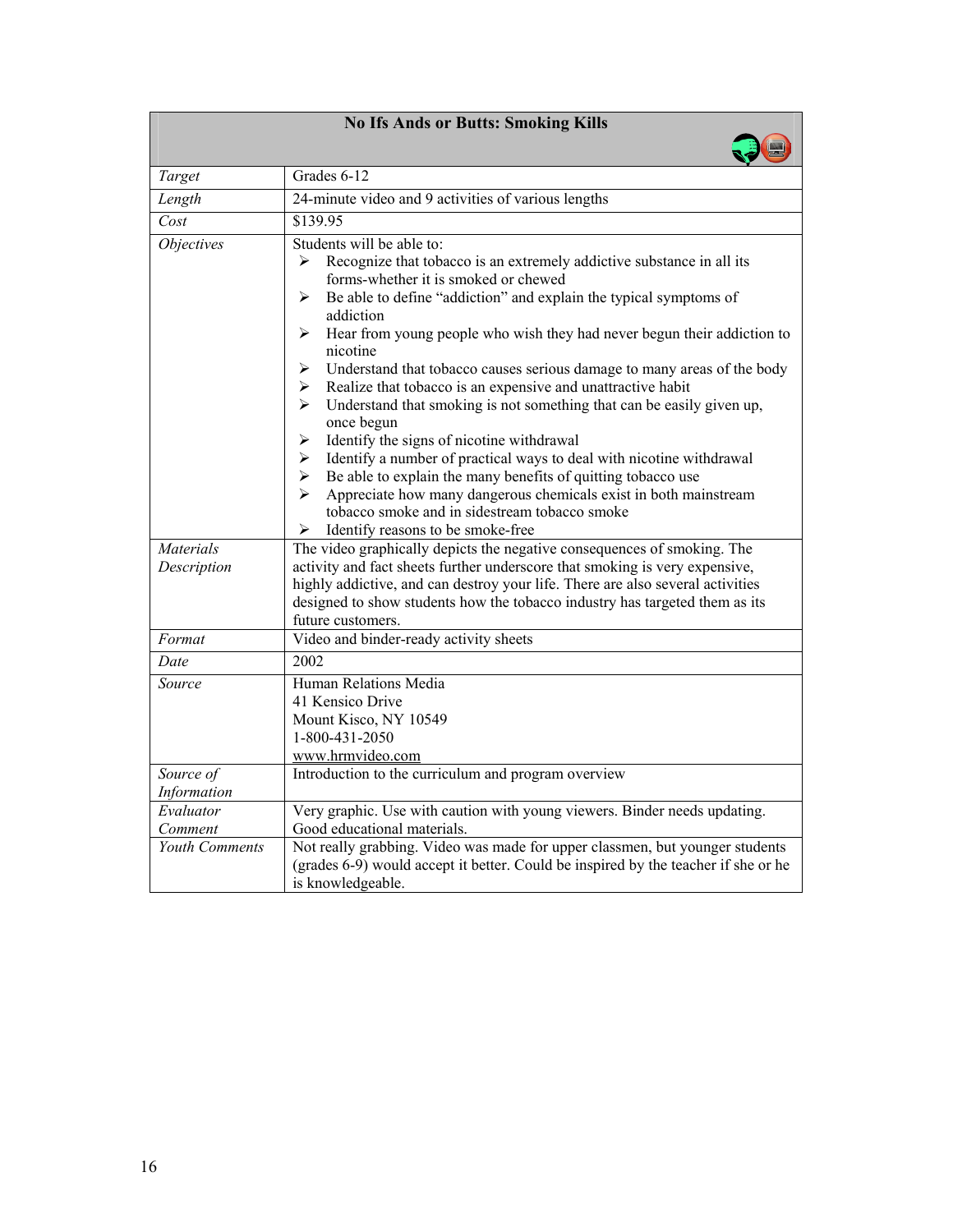| No Ifs Ands or Butts: Smoking Kills | |
|---|---|
| *Target* | Grades 6-12 |
| *Length* | 24-minute video and 9 activities of various lengths |
| *Cost* | $139.95 |
| *Objectives* | Students will be able to:<br>➢ Recognize that tobacco is an extremely addictive substance in all its forms-whether it is smoked or chewed<br>➢ Be able to define "addiction" and explain the typical symptoms of addiction<br>➢ Hear from young people who wish they had never begun their addiction to nicotine<br>➢ Understand that tobacco causes serious damage to many areas of the body<br>➢ Realize that tobacco is an expensive and unattractive habit<br>➢ Understand that smoking is not something that can be easily given up, once begun<br>➢ Identify the signs of nicotine withdrawal<br>➢ Identify a number of practical ways to deal with nicotine withdrawal<br>➢ Be able to explain the many benefits of quitting tobacco use<br>➢ Appreciate how many dangerous chemicals exist in both mainstream tobacco smoke and in sidestream tobacco smoke<br>➢ Identify reasons to be smoke-free |
| *Materials Description* | The video graphically depicts the negative consequences of smoking. The activity and fact sheets further underscore that smoking is very expensive, highly addictive, and can destroy your life. There are also several activities designed to show students how the tobacco industry has targeted them as its future customers. |
| *Format* | Video and binder-ready activity sheets |
| *Date* | 2002 |
| *Source* | Human Relations Media<br>41 Kensico Drive<br>Mount Kisco, NY 10549<br>1-800-431-2050<br>www.hrmvideo.com |
| *Source of Information* | Introduction to the curriculum and program overview |
| *Evaluator Comment* | Very graphic. Use with caution with young viewers. Binder needs updating. Good educational materials. |
| *Youth Comments* | Not really grabbing. Video was made for upper classmen, but younger students (grades 6-9) would accept it better. Could be inspired by the teacher if she or he is knowledgeable. |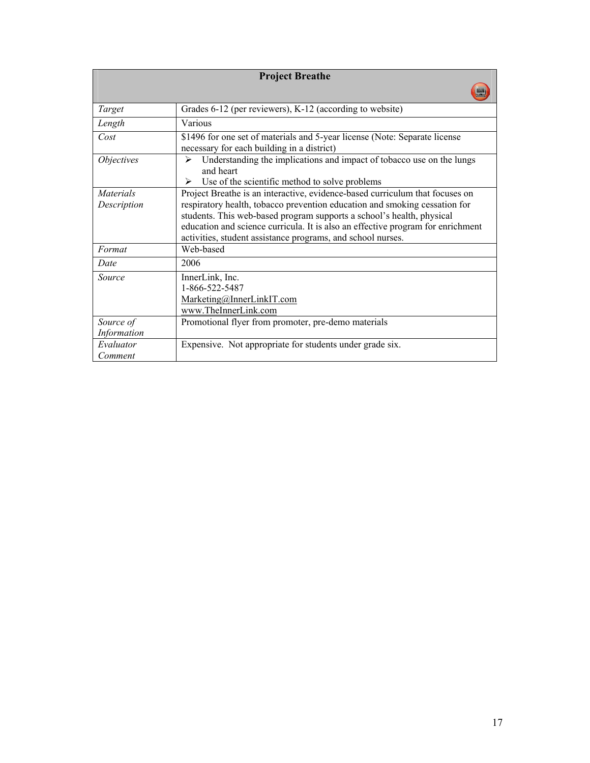| Project Breathe | |
|---|---|
| *Target* | Grades 6-12 (per reviewers), K-12 (according to website) |
| *Length* | Various |
| *Cost* | $1496 for one set of materials and 5-year license (Note: Separate license necessary for each building in a district) |
| *Objectives* | ➢ Understanding the implications and impact of tobacco use on the lungs and heart<br>➢ Use of the scientific method to solve problems |
| *Materials Description* | Project Breathe is an interactive, evidence-based curriculum that focuses on respiratory health, tobacco prevention education and smoking cessation for students. This web-based program supports a school's health, physical education and science curricula. It is also an effective program for enrichment activities, student assistance programs, and school nurses. |
| *Format* | Web-based |
| *Date* | 2006 |
| *Source* | InnerLink, Inc.<br>1-866-522-5487<br>Marketing@InnerLinkIT.com<br>www.TheInnerLink.com |
| *Source of Information* | Promotional flyer from promoter, pre-demo materials |
| *Evaluator Comment* | Expensive. Not appropriate for students under grade six. |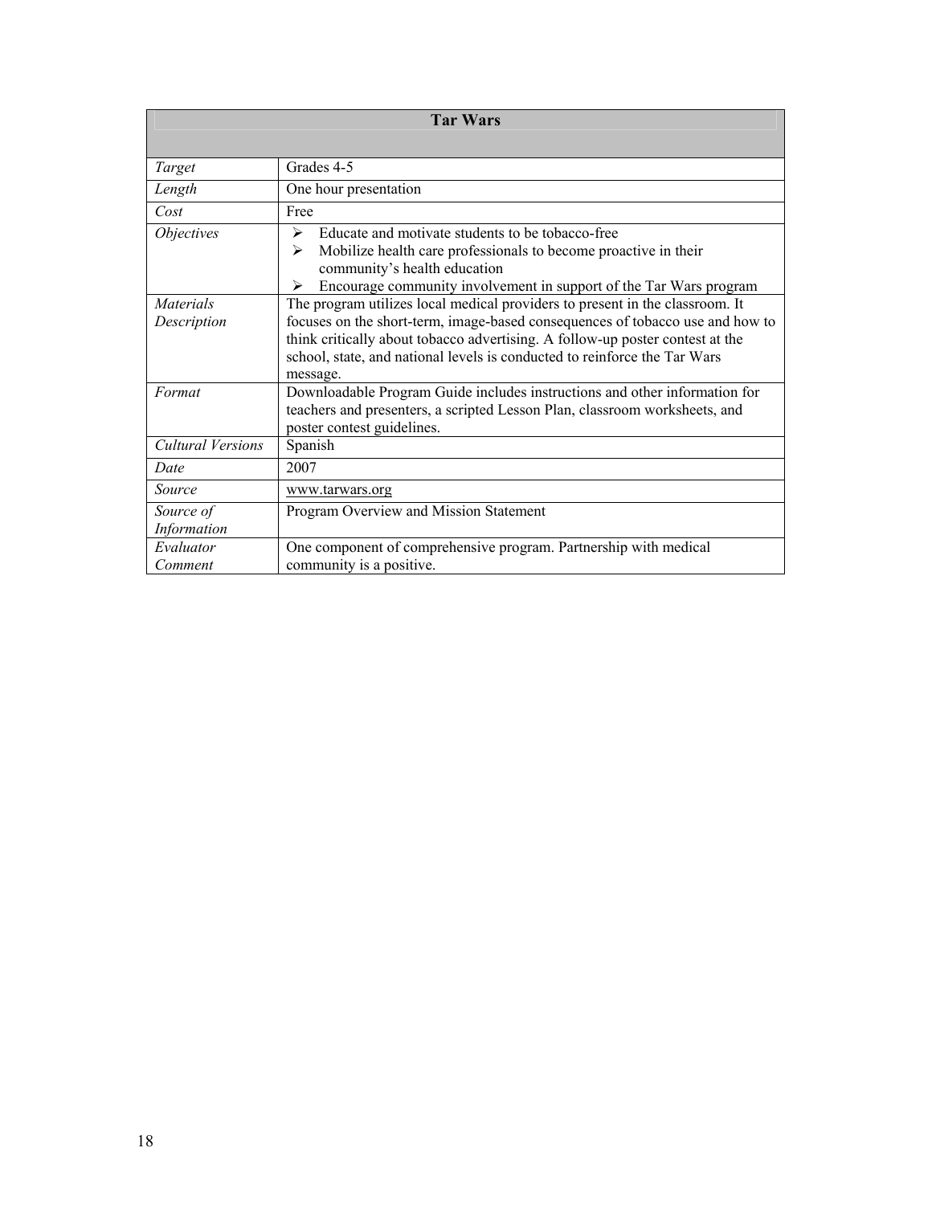| Tar Wars | |
|---|---|
| *Target* | Grades 4-5 |
| *Length* | One hour presentation |
| *Cost* | Free |
| *Objectives* | ➢ Educate and motivate students to be tobacco-free<br>➢ Mobilize health care professionals to become proactive in their community's health education<br>➢ Encourage community involvement in support of the Tar Wars program |
| *Materials Description* | The program utilizes local medical providers to present in the classroom. It focuses on the short-term, image-based consequences of tobacco use and how to think critically about tobacco advertising. A follow-up poster contest at the school, state, and national levels is conducted to reinforce the Tar Wars message. |
| *Format* | Downloadable Program Guide includes instructions and other information for teachers and presenters, a scripted Lesson Plan, classroom worksheets, and poster contest guidelines. |
| *Cultural Versions* | Spanish |
| *Date* | 2007 |
| *Source* | www.tarwars.org |
| *Source of Information* | Program Overview and Mission Statement |
| *Evaluator Comment* | One component of comprehensive program. Partnership with medical community is a positive. |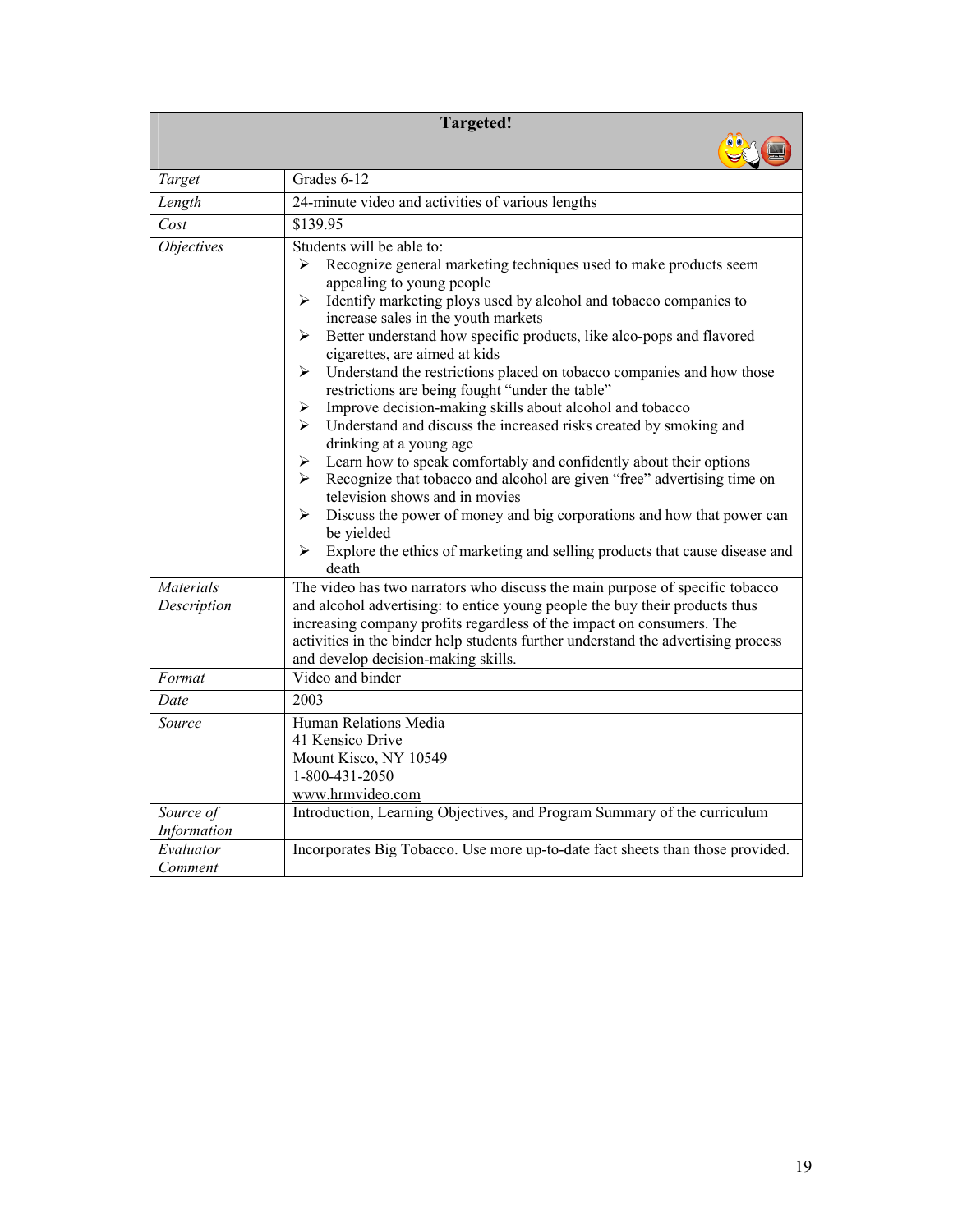| Targeted! | |
|---|---|
| *Target* | Grades 6-12 |
| *Length* | 24-minute video and activities of various lengths |
| *Cost* | $139.95 |
| *Objectives* | Students will be able to:<br>➢ Recognize general marketing techniques used to make products seem appealing to young people<br>➢ Identify marketing ploys used by alcohol and tobacco companies to increase sales in the youth markets<br>➢ Better understand how specific products, like alco-pops and flavored cigarettes, are aimed at kids<br>➢ Understand the restrictions placed on tobacco companies and how those restrictions are being fought "under the table"<br>➢ Improve decision-making skills about alcohol and tobacco<br>➢ Understand and discuss the increased risks created by smoking and drinking at a young age<br>➢ Learn how to speak comfortably and confidently about their options<br>➢ Recognize that tobacco and alcohol are given "free" advertising time on television shows and in movies<br>➢ Discuss the power of money and big corporations and how that power can be yielded<br>➢ Explore the ethics of marketing and selling products that cause disease and death |
| *Materials Description* | The video has two narrators who discuss the main purpose of specific tobacco and alcohol advertising: to entice young people the buy their products thus increasing company profits regardless of the impact on consumers. The activities in the binder help students further understand the advertising process and develop decision-making skills. |
| *Format* | Video and binder |
| *Date* | 2003 |
| *Source* | Human Relations Media<br>41 Kensico Drive<br>Mount Kisco, NY 10549<br>1-800-431-2050<br>www.hrmvideo.com |
| *Source of Information* | Introduction, Learning Objectives, and Program Summary of the curriculum |
| *Evaluator Comment* | Incorporates Big Tobacco. Use more up-to-date fact sheets than those provided. |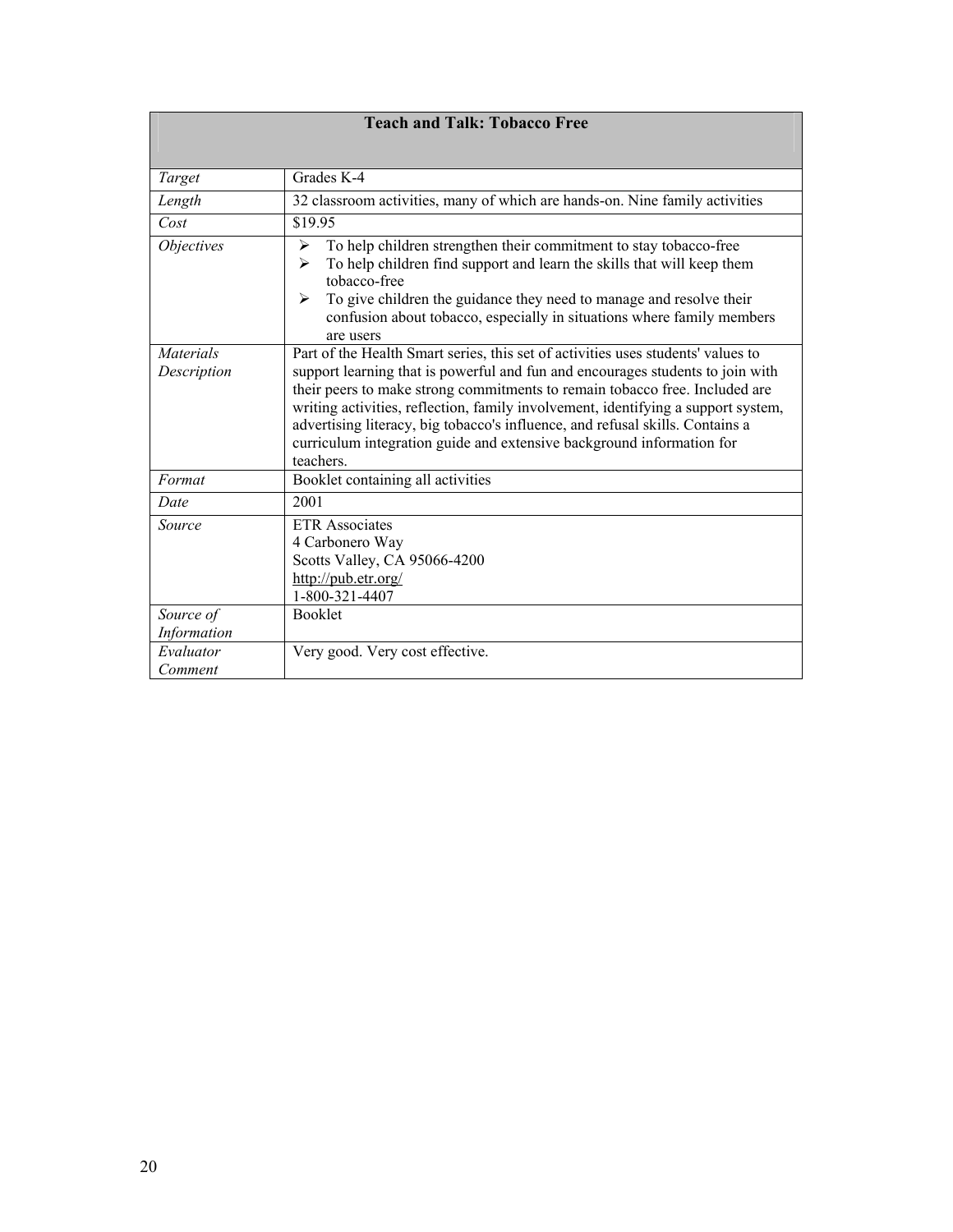| Teach and Talk: Tobacco Free | |
|---|---|
| *Target* | Grades K-4 |
| *Length* | 32 classroom activities, many of which are hands-on. Nine family activities |
| *Cost* | $19.95 |
| *Objectives* | ➢ To help children strengthen their commitment to stay tobacco-free<br>➢ To help children find support and learn the skills that will keep them tobacco-free<br>➢ To give children the guidance they need to manage and resolve their confusion about tobacco, especially in situations where family members are users |
| *Materials Description* | Part of the Health Smart series, this set of activities uses students' values to support learning that is powerful and fun and encourages students to join with their peers to make strong commitments to remain tobacco free. Included are writing activities, reflection, family involvement, identifying a support system, advertising literacy, big tobacco's influence, and refusal skills. Contains a curriculum integration guide and extensive background information for teachers. |
| *Format* | Booklet containing all activities |
| *Date* | 2001 |
| *Source* | ETR Associates<br>4 Carbonero Way<br>Scotts Valley, CA 95066-4200<br>http://pub.etr.org/<br>1-800-321-4407 |
| *Source of Information* | Booklet |
| *Evaluator Comment* | Very good. Very cost effective. |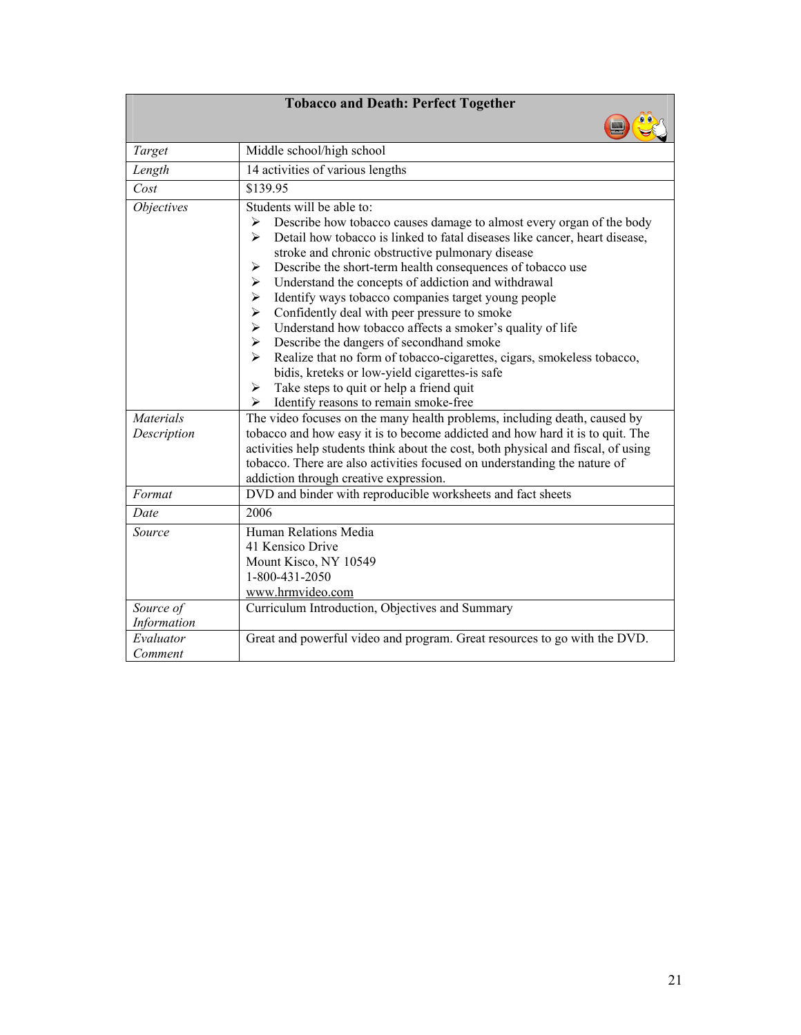| Tobacco and Death: Perfect Together | |
|---|---|
| *Target* | Middle school/high school |
| *Length* | 14 activities of various lengths |
| *Cost* | $139.95 |
| *Objectives* | Students will be able to:<br>➢ Describe how tobacco causes damage to almost every organ of the body<br>➢ Detail how tobacco is linked to fatal diseases like cancer, heart disease, stroke and chronic obstructive pulmonary disease<br>➢ Describe the short-term health consequences of tobacco use<br>➢ Understand the concepts of addiction and withdrawal<br>➢ Identify ways tobacco companies target young people<br>➢ Confidently deal with peer pressure to smoke<br>➢ Understand how tobacco affects a smoker's quality of life<br>➢ Describe the dangers of secondhand smoke<br>➢ Realize that no form of tobacco-cigarettes, cigars, smokeless tobacco, bidis, kreteks or low-yield cigarettes-is safe<br>➢ Take steps to quit or help a friend quit<br>➢ Identify reasons to remain smoke-free |
| *Materials Description* | The video focuses on the many health problems, including death, caused by tobacco and how easy it is to become addicted and how hard it is to quit. The activities help students think about the cost, both physical and fiscal, of using tobacco. There are also activities focused on understanding the nature of addiction through creative expression. |
| *Format* | DVD and binder with reproducible worksheets and fact sheets |
| *Date* | 2006 |
| *Source* | Human Relations Media<br>41 Kensico Drive<br>Mount Kisco, NY 10549<br>1-800-431-2050<br>www.hrmvideo.com |
| *Source of Information* | Curriculum Introduction, Objectives and Summary |
| *Evaluator Comment* | Great and powerful video and program. Great resources to go with the DVD. |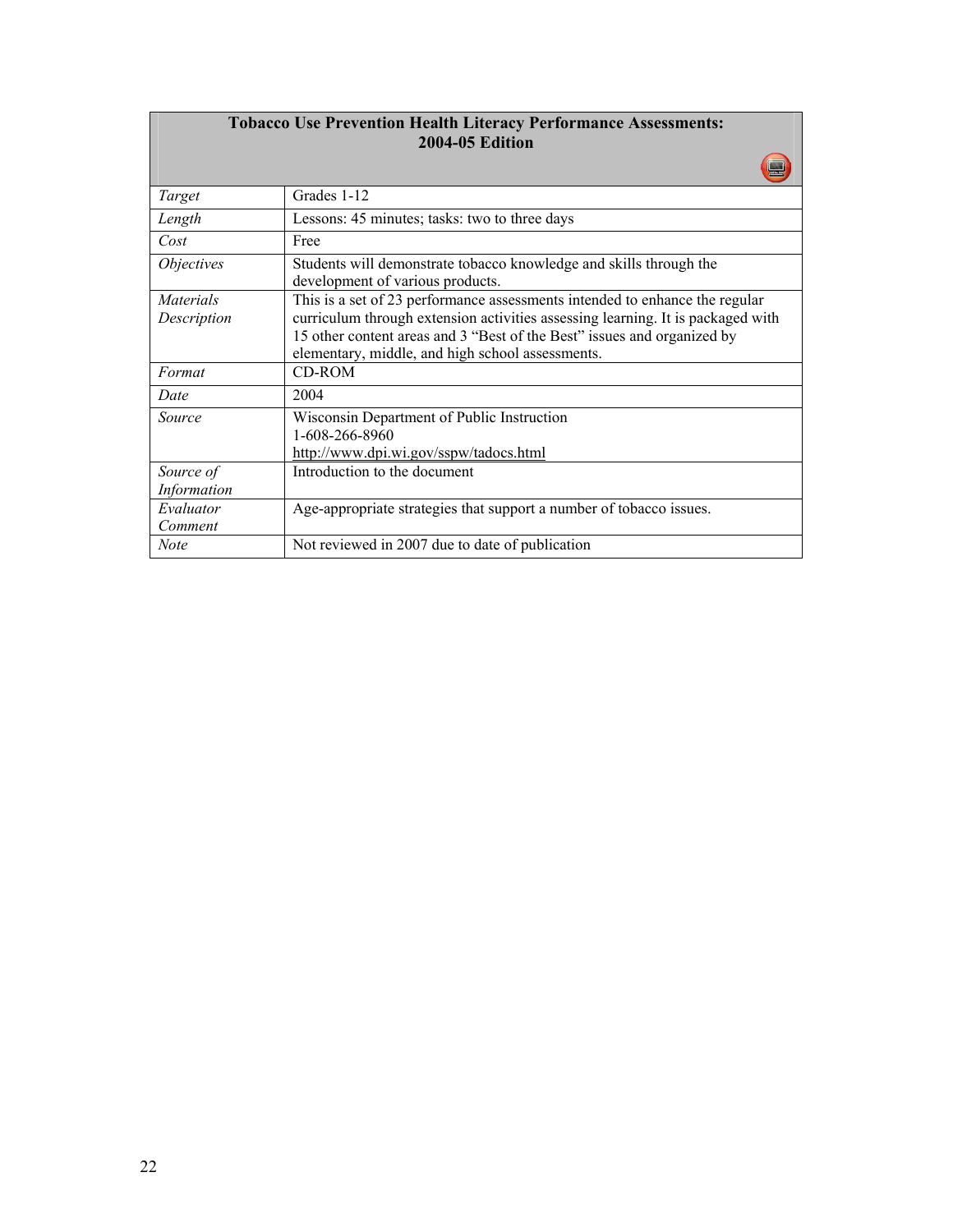| **Tobacco Use Prevention Health Literacy Performance Assessments: 2004-05 Edition** | |
|---|---|
| *Target* | Grades 1-12 |
| *Length* | Lessons: 45 minutes; tasks: two to three days |
| *Cost* | Free |
| *Objectives* | Students will demonstrate tobacco knowledge and skills through the development of various products. |
| *Materials Description* | This is a set of 23 performance assessments intended to enhance the regular curriculum through extension activities assessing learning. It is packaged with 15 other content areas and 3 "Best of the Best" issues and organized by elementary, middle, and high school assessments. |
| *Format* | CD-ROM |
| *Date* | 2004 |
| *Source* | Wisconsin Department of Public Instruction<br>1-608-266-8960<br>http://www.dpi.wi.gov/sspw/tadocs.html |
| *Source of Information* | Introduction to the document |
| *Evaluator Comment* | Age-appropriate strategies that support a number of tobacco issues. |
| *Note* | Not reviewed in 2007 due to date of publication |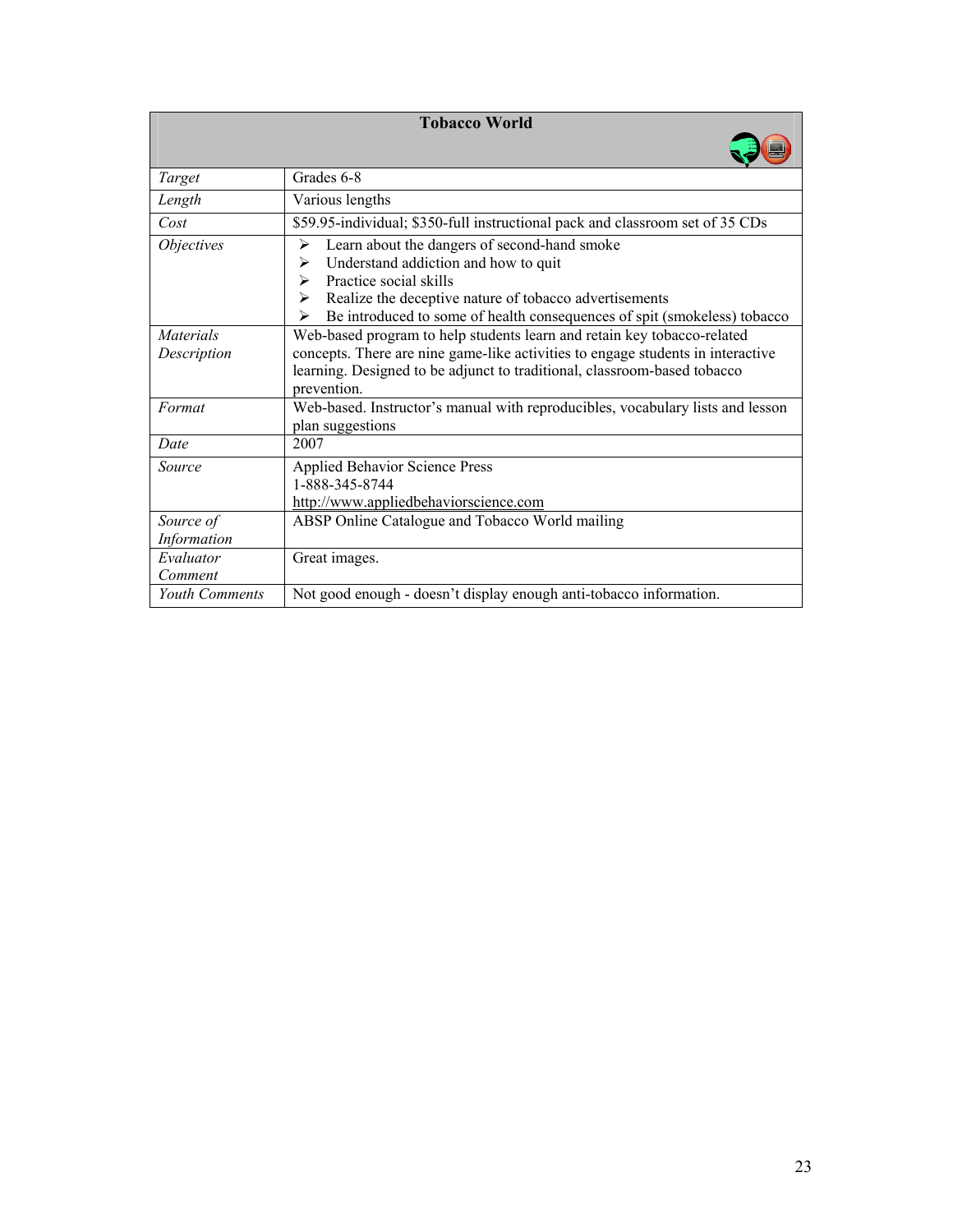| **Tobacco World** | |
|---|---|
| *Target* | Grades 6-8 |
| *Length* | Various lengths |
| *Cost* | \$59.95-individual; \$350-full instructional pack and classroom set of 35 CDs |
| *Objectives* | ➢ Learn about the dangers of second-hand smoke<br>➢ Understand addiction and how to quit<br>➢ Practice social skills<br>➢ Realize the deceptive nature of tobacco advertisements<br>➢ Be introduced to some of health consequences of spit (smokeless) tobacco |
| *Materials Description* | Web-based program to help students learn and retain key tobacco-related concepts. There are nine game-like activities to engage students in interactive learning. Designed to be adjunct to traditional, classroom-based tobacco prevention. |
| *Format* | Web-based. Instructor's manual with reproducibles, vocabulary lists and lesson plan suggestions |
| *Date* | 2007 |
| *Source* | Applied Behavior Science Press<br>1-888-345-8744<br>http://www.appliedbehaviorscience.com |
| *Source of Information* | ABSP Online Catalogue and Tobacco World mailing |
| *Evaluator Comment* | Great images. |
| *Youth Comments* | Not good enough - doesn't display enough anti-tobacco information. |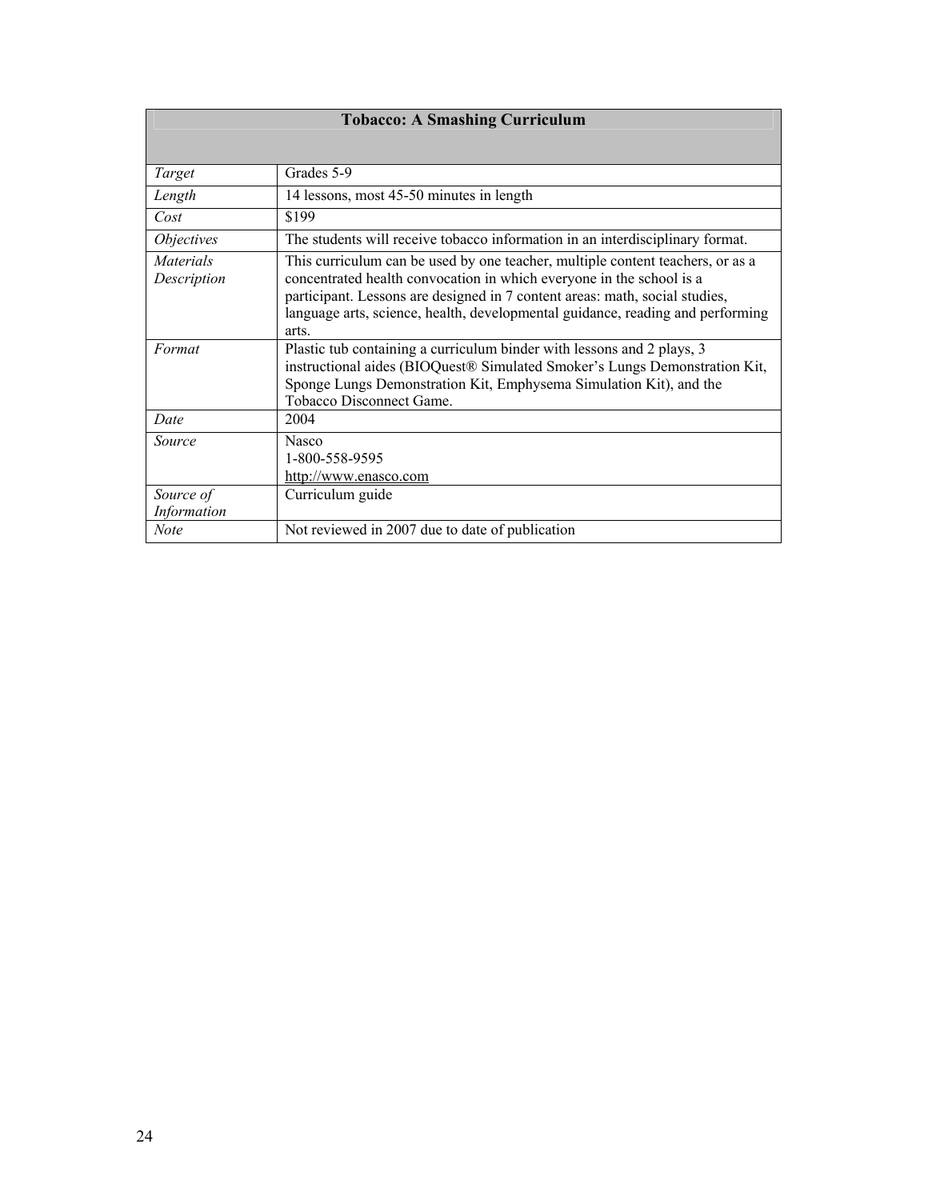| Tobacco: A Smashing Curriculum | |
|---|---|
| *Target* | Grades 5-9 |
| *Length* | 14 lessons, most 45-50 minutes in length |
| *Cost* | $199 |
| *Objectives* | The students will receive tobacco information in an interdisciplinary format. |
| *Materials Description* | This curriculum can be used by one teacher, multiple content teachers, or as a concentrated health convocation in which everyone in the school is a participant. Lessons are designed in 7 content areas: math, social studies, language arts, science, health, developmental guidance, reading and performing arts. |
| *Format* | Plastic tub containing a curriculum binder with lessons and 2 plays, 3 instructional aides (BIOQuest® Simulated Smoker's Lungs Demonstration Kit, Sponge Lungs Demonstration Kit, Emphysema Simulation Kit), and the Tobacco Disconnect Game. |
| *Date* | 2004 |
| *Source* | Nasco<br>1-800-558-9595<br>http://www.enasco.com |
| *Source of Information* | Curriculum guide |
| *Note* | Not reviewed in 2007 due to date of publication |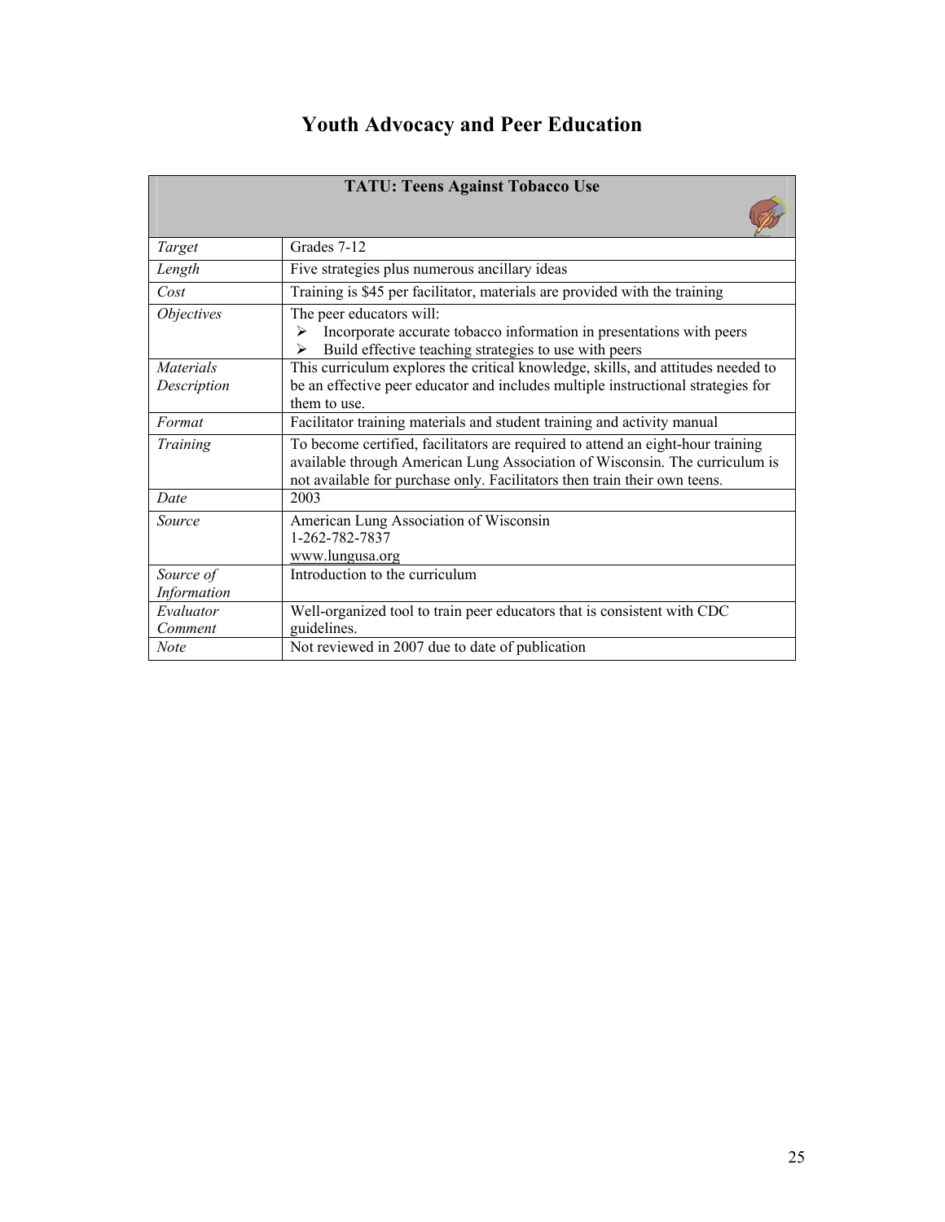# Youth Advocacy and Peer Education

| TATU: Teens Against Tobacco Use | |
|---|---|
| *Target* | Grades 7-12 |
| *Length* | Five strategies plus numerous ancillary ideas |
| *Cost* | Training is $45 per facilitator, materials are provided with the training |
| *Objectives* | The peer educators will:<br>➢ Incorporate accurate tobacco information in presentations with peers<br>➢ Build effective teaching strategies to use with peers |
| *Materials Description* | This curriculum explores the critical knowledge, skills, and attitudes needed to be an effective peer educator and includes multiple instructional strategies for them to use. |
| *Format* | Facilitator training materials and student training and activity manual |
| *Training* | To become certified, facilitators are required to attend an eight-hour training available through American Lung Association of Wisconsin. The curriculum is not available for purchase only. Facilitators then train their own teens. |
| *Date* | 2003 |
| *Source* | American Lung Association of Wisconsin<br>1-262-782-7837<br>www.lungusa.org |
| *Source of Information* | Introduction to the curriculum |
| *Evaluator Comment* | Well-organized tool to train peer educators that is consistent with CDC guidelines. |
| *Note* | Not reviewed in 2007 due to date of publication |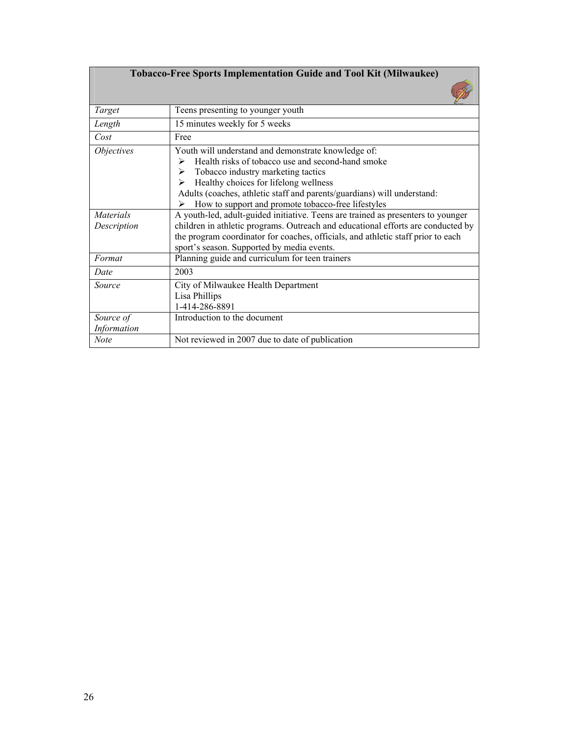| Tobacco-Free Sports Implementation Guide and Tool Kit (Milwaukee) | |
|---|---|
| *Target* | Teens presenting to younger youth |
| *Length* | 15 minutes weekly for 5 weeks |
| *Cost* | Free |
| *Objectives* | Youth will understand and demonstrate knowledge of:<br>➢ Health risks of tobacco use and second-hand smoke<br>➢ Tobacco industry marketing tactics<br>➢ Healthy choices for lifelong wellness<br>Adults (coaches, athletic staff and parents/guardians) will understand:<br>➢ How to support and promote tobacco-free lifestyles |
| *Materials Description* | A youth-led, adult-guided initiative. Teens are trained as presenters to younger children in athletic programs. Outreach and educational efforts are conducted by the program coordinator for coaches, officials, and athletic staff prior to each sport's season. Supported by media events. |
| *Format* | Planning guide and curriculum for teen trainers |
| *Date* | 2003 |
| *Source* | City of Milwaukee Health Department<br>Lisa Phillips<br>1-414-286-8891 |
| *Source of Information* | Introduction to the document |
| *Note* | Not reviewed in 2007 due to date of publication |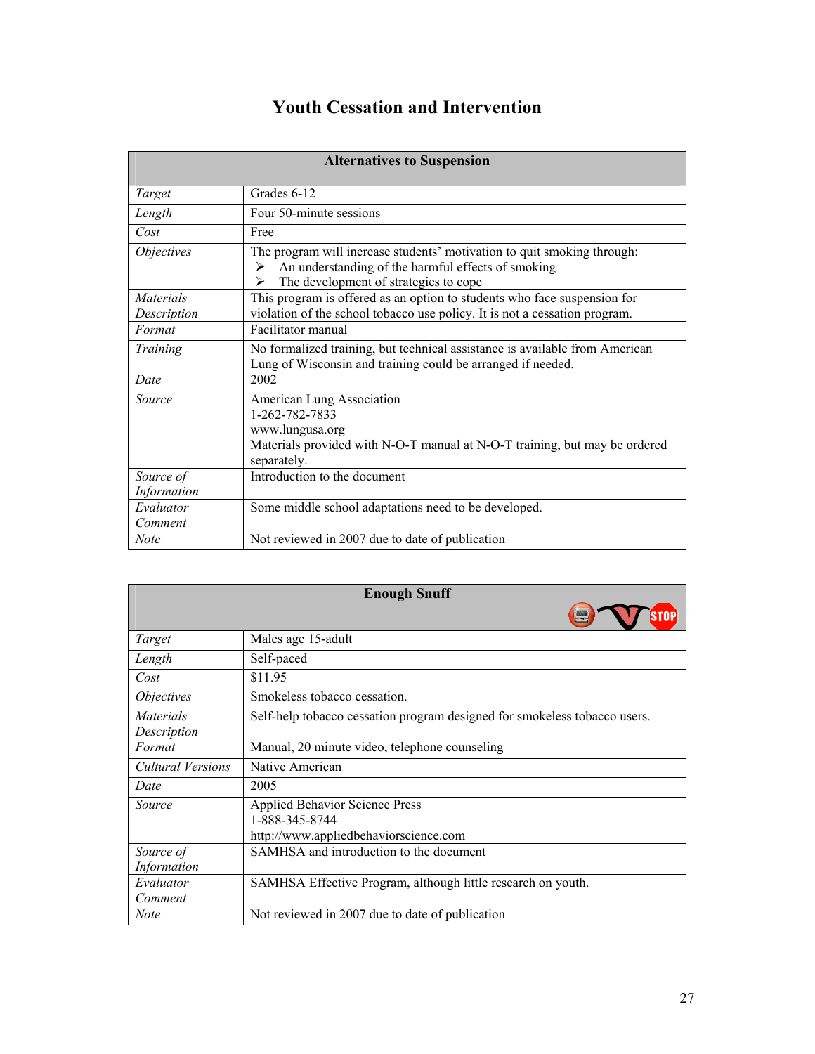# Youth Cessation and Intervention

| Alternatives to Suspension | |
|---|---|
| *Target* | Grades 6-12 |
| *Length* | Four 50-minute sessions |
| *Cost* | Free |
| *Objectives* | The program will increase students' motivation to quit smoking through:<br>➢ An understanding of the harmful effects of smoking<br>➢ The development of strategies to cope |
| *Materials Description* | This program is offered as an option to students who face suspension for violation of the school tobacco use policy. It is not a cessation program. |
| *Format* | Facilitator manual |
| *Training* | No formalized training, but technical assistance is available from American Lung of Wisconsin and training could be arranged if needed. |
| *Date* | 2002 |
| *Source* | American Lung Association<br>1-262-782-7833<br>www.lungusa.org<br>Materials provided with N-O-T manual at N-O-T training, but may be ordered separately. |
| *Source of Information* | Introduction to the document |
| *Evaluator Comment* | Some middle school adaptations need to be developed. |
| *Note* | Not reviewed in 2007 due to date of publication |

| Enough Snuff | |
|---|---|
| *Target* | Males age 15-adult |
| *Length* | Self-paced |
| *Cost* | $11.95 |
| *Objectives* | Smokeless tobacco cessation. |
| *Materials Description* | Self-help tobacco cessation program designed for smokeless tobacco users. |
| *Format* | Manual, 20 minute video, telephone counseling |
| *Cultural Versions* | Native American |
| *Date* | 2005 |
| *Source* | Applied Behavior Science Press<br>1-888-345-8744<br>http://www.appliedbehaviorscience.com |
| *Source of Information* | SAMHSA and introduction to the document |
| *Evaluator Comment* | SAMHSA Effective Program, although little research on youth. |
| *Note* | Not reviewed in 2007 due to date of publication |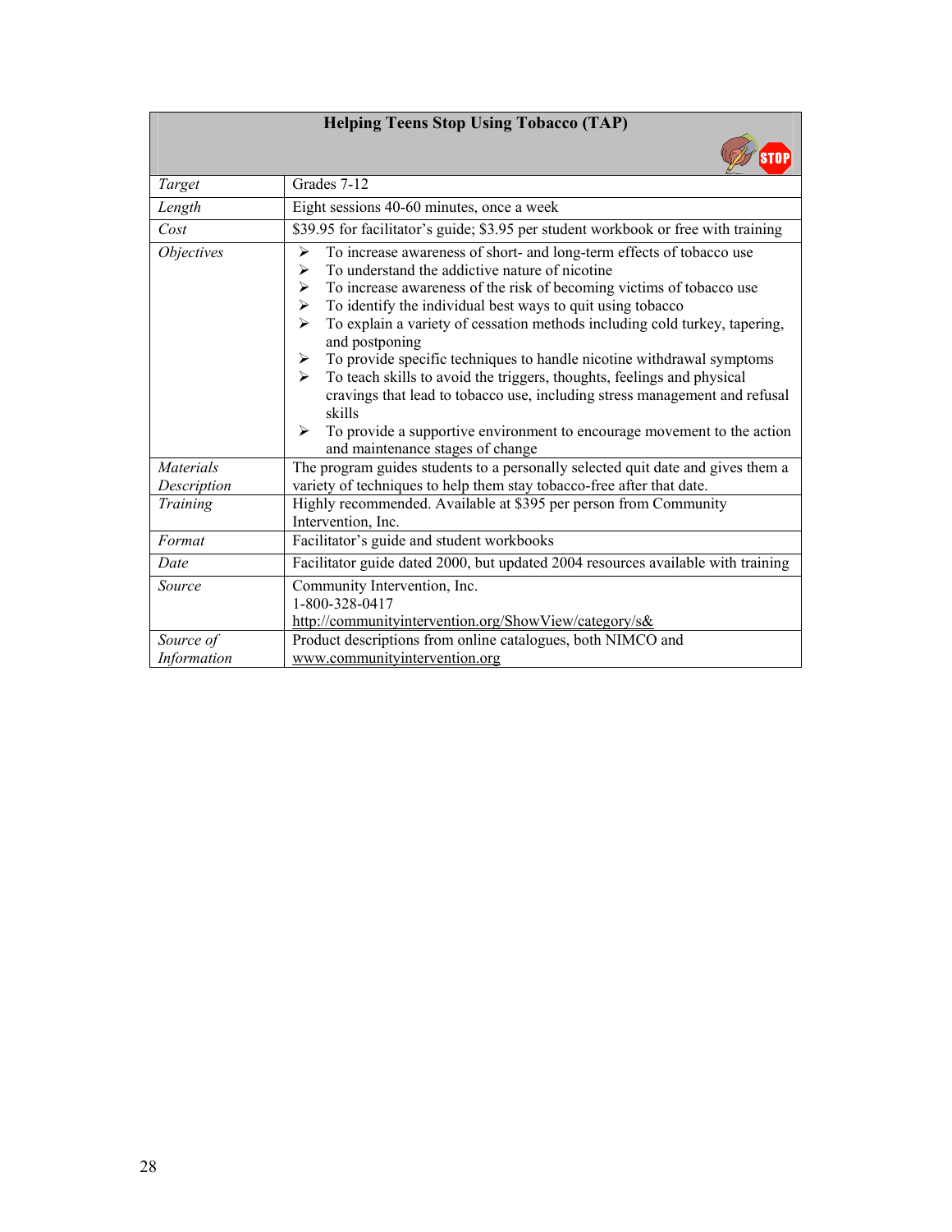| Helping Teens Stop Using Tobacco (TAP) | |
|---|---|
| *Target* | Grades 7-12 |
| *Length* | Eight sessions 40-60 minutes, once a week |
| *Cost* | $39.95 for facilitator's guide; $3.95 per student workbook or free with training |
| *Objectives* | ➢ To increase awareness of short- and long-term effects of tobacco use<br>➢ To understand the addictive nature of nicotine<br>➢ To increase awareness of the risk of becoming victims of tobacco use<br>➢ To identify the individual best ways to quit using tobacco<br>➢ To explain a variety of cessation methods including cold turkey, tapering, and postponing<br>➢ To provide specific techniques to handle nicotine withdrawal symptoms<br>➢ To teach skills to avoid the triggers, thoughts, feelings and physical cravings that lead to tobacco use, including stress management and refusal skills<br>➢ To provide a supportive environment to encourage movement to the action and maintenance stages of change |
| *Materials Description* | The program guides students to a personally selected quit date and gives them a variety of techniques to help them stay tobacco-free after that date. |
| *Training* | Highly recommended. Available at $395 per person from Community Intervention, Inc. |
| *Format* | Facilitator's guide and student workbooks |
| *Date* | Facilitator guide dated 2000, but updated 2004 resources available with training |
| *Source* | Community Intervention, Inc.<br>1-800-328-0417<br>http://communityintervention.org/ShowView/category/s& |
| *Source of Information* | Product descriptions from online catalogues, both NIMCO and www.communityintervention.org |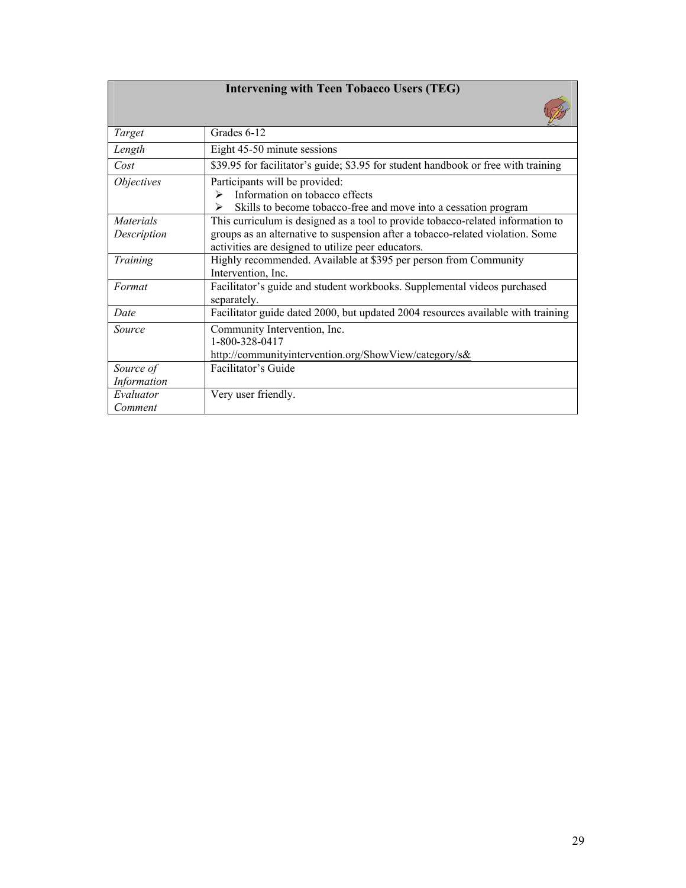| Intervening with Teen Tobacco Users (TEG) | |
|---|---|
| *Target* | Grades 6-12 |
| *Length* | Eight 45-50 minute sessions |
| *Cost* | $39.95 for facilitator's guide; $3.95 for student handbook or free with training |
| *Objectives* | Participants will be provided:<br>➢ Information on tobacco effects<br>➢ Skills to become tobacco-free and move into a cessation program |
| *Materials Description* | This curriculum is designed as a tool to provide tobacco-related information to groups as an alternative to suspension after a tobacco-related violation. Some activities are designed to utilize peer educators. |
| *Training* | Highly recommended. Available at $395 per person from Community Intervention, Inc. |
| *Format* | Facilitator's guide and student workbooks. Supplemental videos purchased separately. |
| *Date* | Facilitator guide dated 2000, but updated 2004 resources available with training |
| *Source* | Community Intervention, Inc.<br>1-800-328-0417<br>http://communityintervention.org/ShowView/category/s& |
| *Source of Information* | Facilitator's Guide |
| *Evaluator Comment* | Very user friendly. |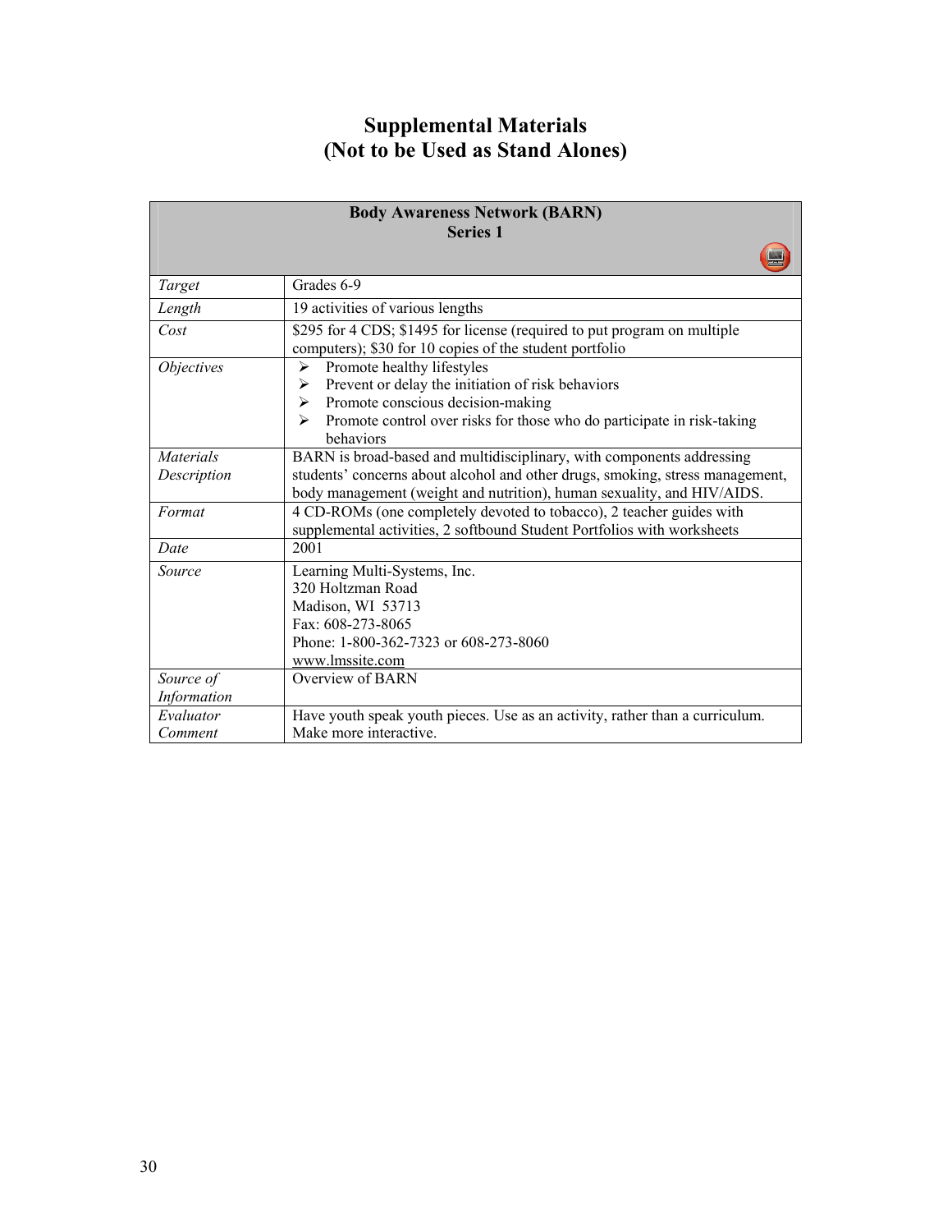# Supplemental Materials
# (Not to be Used as Stand Alones)

| Body Awareness Network (BARN) Series 1 | |
|---|---|
| *Target* | Grades 6-9 |
| *Length* | 19 activities of various lengths |
| *Cost* | $295 for 4 CDS; $1495 for license (required to put program on multiple computers); $30 for 10 copies of the student portfolio |
| *Objectives* | ➢ Promote healthy lifestyles<br>➢ Prevent or delay the initiation of risk behaviors<br>➢ Promote conscious decision-making<br>➢ Promote control over risks for those who do participate in risk-taking behaviors |
| *Materials Description* | BARN is broad-based and multidisciplinary, with components addressing students' concerns about alcohol and other drugs, smoking, stress management, body management (weight and nutrition), human sexuality, and HIV/AIDS. |
| *Format* | 4 CD-ROMs (one completely devoted to tobacco), 2 teacher guides with supplemental activities, 2 softbound Student Portfolios with worksheets |
| *Date* | 2001 |
| *Source* | Learning Multi-Systems, Inc.<br>320 Holtzman Road<br>Madison, WI 53713<br>Fax: 608-273-8065<br>Phone: 1-800-362-7323 or 608-273-8060<br>www.lmssite.com |
| *Source of Information* | Overview of BARN |
| *Evaluator Comment* | Have youth speak youth pieces. Use as an activity, rather than a curriculum. Make more interactive. |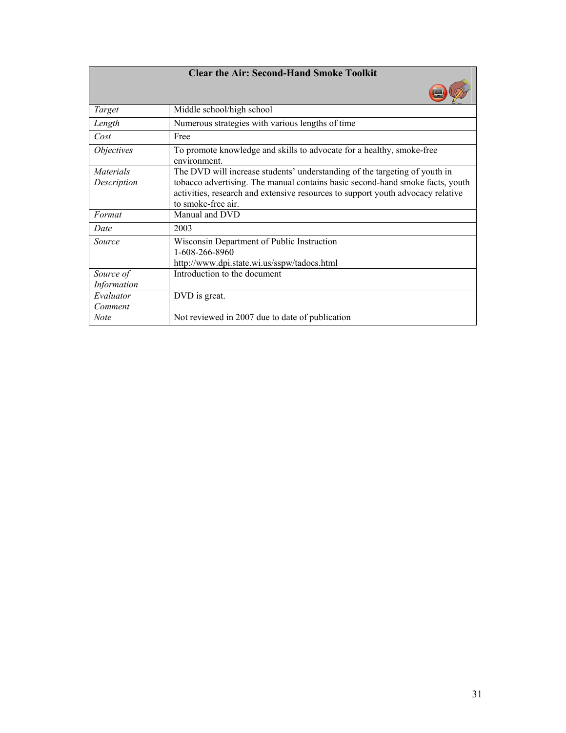| Clear the Air: Second-Hand Smoke Toolkit | |
|---|---|
| *Target* | Middle school/high school |
| *Length* | Numerous strategies with various lengths of time |
| *Cost* | Free |
| *Objectives* | To promote knowledge and skills to advocate for a healthy, smoke-free environment. |
| *Materials Description* | The DVD will increase students' understanding of the targeting of youth in tobacco advertising. The manual contains basic second-hand smoke facts, youth activities, research and extensive resources to support youth advocacy relative to smoke-free air. |
| *Format* | Manual and DVD |
| *Date* | 2003 |
| *Source* | Wisconsin Department of Public Instruction<br>1-608-266-8960<br>http://www.dpi.state.wi.us/sspw/tadocs.html |
| *Source of Information* | Introduction to the document |
| *Evaluator Comment* | DVD is great. |
| *Note* | Not reviewed in 2007 due to date of publication |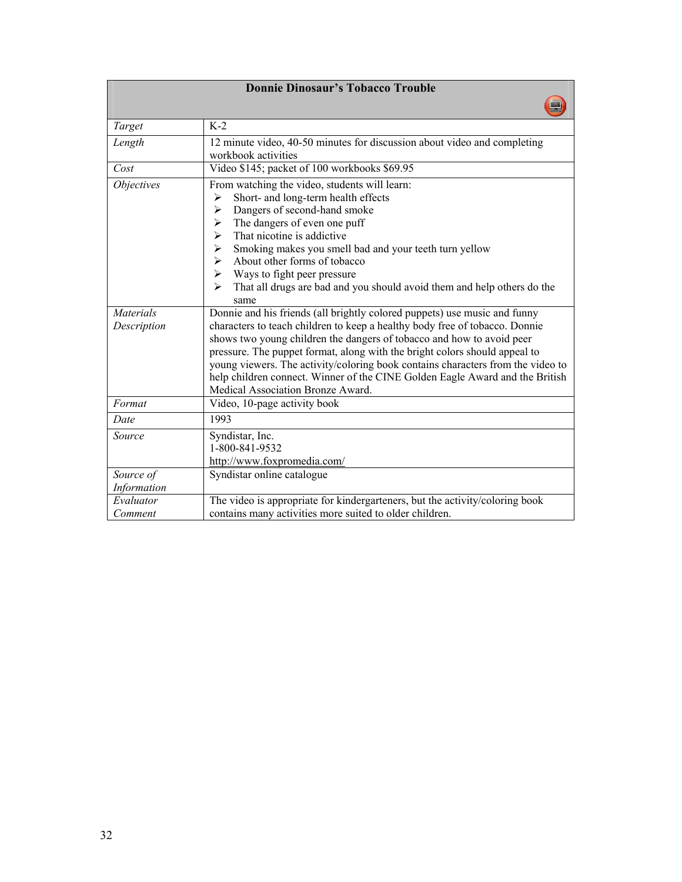| Donnie Dinosaur's Tobacco Trouble | |
|---|---|
| *Target* | K-2 |
| *Length* | 12 minute video, 40-50 minutes for discussion about video and completing workbook activities |
| *Cost* | Video $145; packet of 100 workbooks $69.95 |
| *Objectives* | From watching the video, students will learn:<br>➢ Short- and long-term health effects<br>➢ Dangers of second-hand smoke<br>➢ The dangers of even one puff<br>➢ That nicotine is addictive<br>➢ Smoking makes you smell bad and your teeth turn yellow<br>➢ About other forms of tobacco<br>➢ Ways to fight peer pressure<br>➢ That all drugs are bad and you should avoid them and help others do the same |
| *Materials Description* | Donnie and his friends (all brightly colored puppets) use music and funny characters to teach children to keep a healthy body free of tobacco. Donnie shows two young children the dangers of tobacco and how to avoid peer pressure. The puppet format, along with the bright colors should appeal to young viewers. The activity/coloring book contains characters from the video to help children connect. Winner of the CINE Golden Eagle Award and the British Medical Association Bronze Award. |
| *Format* | Video, 10-page activity book |
| *Date* | 1993 |
| *Source* | Syndistar, Inc.<br>1-800-841-9532<br>http://www.foxpromedia.com/ |
| *Source of Information* | Syndistar online catalogue |
| *Evaluator Comment* | The video is appropriate for kindergarteners, but the activity/coloring book contains many activities more suited to older children. |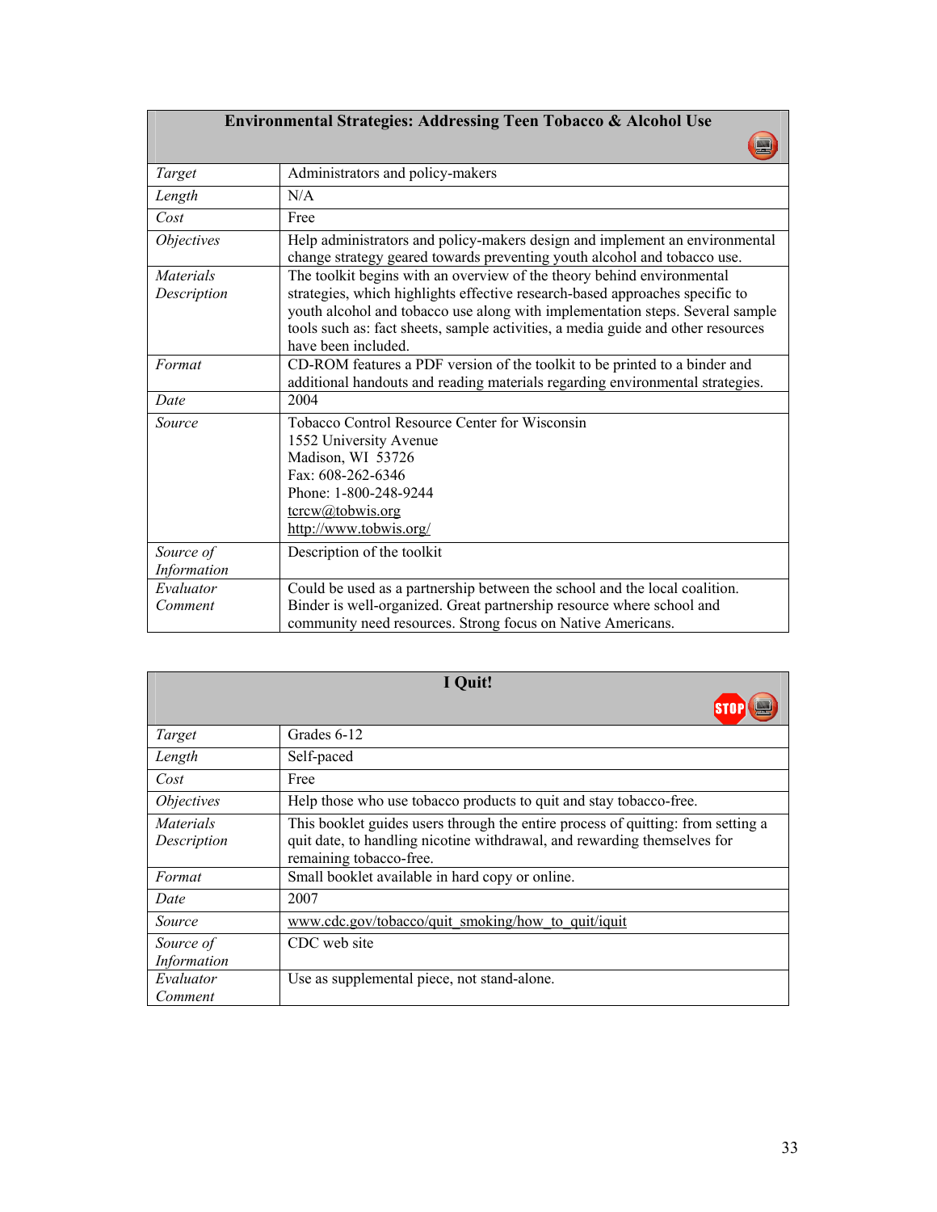| Environmental Strategies: Addressing Teen Tobacco & Alcohol Use | |
|---|---|
| *Target* | Administrators and policy-makers |
| *Length* | N/A |
| *Cost* | Free |
| *Objectives* | Help administrators and policy-makers design and implement an environmental change strategy geared towards preventing youth alcohol and tobacco use. |
| *Materials Description* | The toolkit begins with an overview of the theory behind environmental strategies, which highlights effective research-based approaches specific to youth alcohol and tobacco use along with implementation steps. Several sample tools such as: fact sheets, sample activities, a media guide and other resources have been included. |
| *Format* | CD-ROM features a PDF version of the toolkit to be printed to a binder and additional handouts and reading materials regarding environmental strategies. |
| *Date* | 2004 |
| *Source* | Tobacco Control Resource Center for Wisconsin<br>1552 University Avenue<br>Madison, WI 53726<br>Fax: 608-262-6346<br>Phone: 1-800-248-9244<br>tcrcw@tobwis.org<br>http://www.tobwis.org/ |
| *Source of Information* | Description of the toolkit |
| *Evaluator Comment* | Could be used as a partnership between the school and the local coalition. Binder is well-organized. Great partnership resource where school and community need resources. Strong focus on Native Americans. |

| I Quit! | |
|---|---|
| *Target* | Grades 6-12 |
| *Length* | Self-paced |
| *Cost* | Free |
| *Objectives* | Help those who use tobacco products to quit and stay tobacco-free. |
| *Materials Description* | This booklet guides users through the entire process of quitting: from setting a quit date, to handling nicotine withdrawal, and rewarding themselves for remaining tobacco-free. |
| *Format* | Small booklet available in hard copy or online. |
| *Date* | 2007 |
| *Source* | www.cdc.gov/tobacco/quit_smoking/how_to_quit/iquit |
| *Source of Information* | CDC web site |
| *Evaluator Comment* | Use as supplemental piece, not stand-alone. |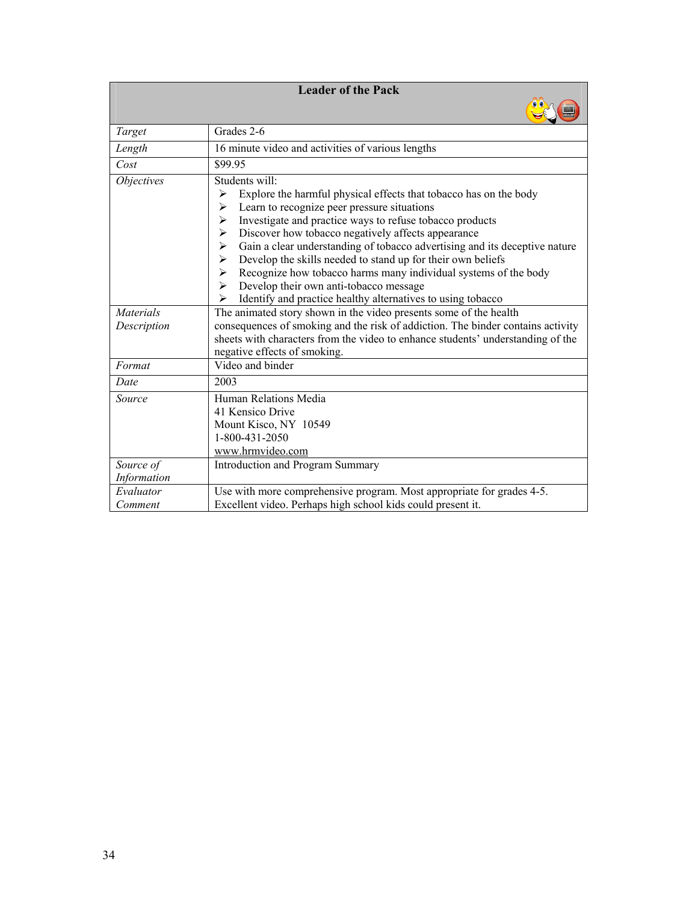| Leader of the Pack | |
|---|---|
| *Target* | Grades 2-6 |
| *Length* | 16 minute video and activities of various lengths |
| *Cost* | $99.95 |
| *Objectives* | Students will:<br>➢ Explore the harmful physical effects that tobacco has on the body<br>➢ Learn to recognize peer pressure situations<br>➢ Investigate and practice ways to refuse tobacco products<br>➢ Discover how tobacco negatively affects appearance<br>➢ Gain a clear understanding of tobacco advertising and its deceptive nature<br>➢ Develop the skills needed to stand up for their own beliefs<br>➢ Recognize how tobacco harms many individual systems of the body<br>➢ Develop their own anti-tobacco message<br>➢ Identify and practice healthy alternatives to using tobacco |
| *Materials Description* | The animated story shown in the video presents some of the health consequences of smoking and the risk of addiction. The binder contains activity sheets with characters from the video to enhance students' understanding of the negative effects of smoking. |
| *Format* | Video and binder |
| *Date* | 2003 |
| *Source* | Human Relations Media<br>41 Kensico Drive<br>Mount Kisco, NY 10549<br>1-800-431-2050<br>www.hrmvideo.com |
| *Source of Information* | Introduction and Program Summary |
| *Evaluator Comment* | Use with more comprehensive program. Most appropriate for grades 4-5. Excellent video. Perhaps high school kids could present it. |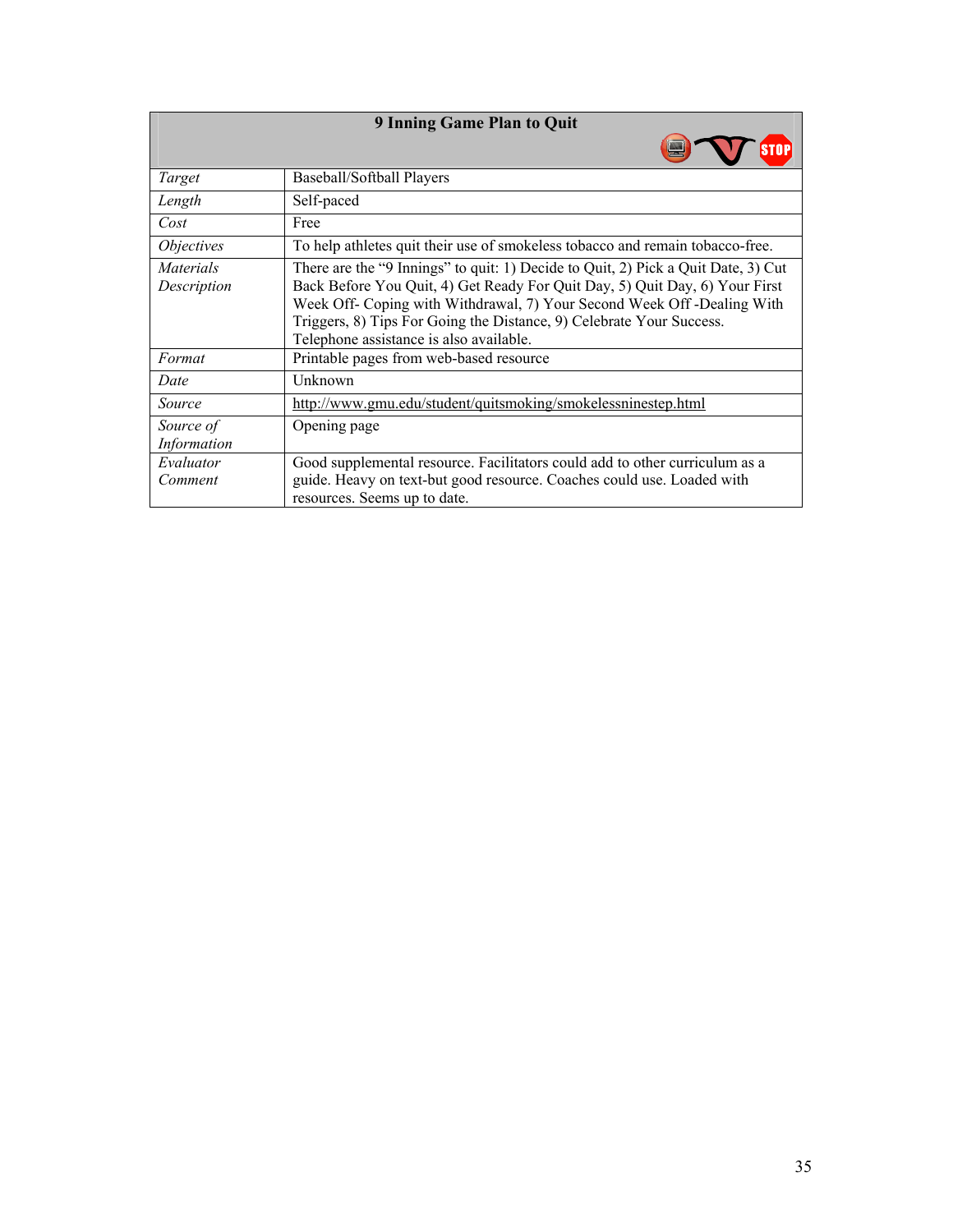| 9 Inning Game Plan to Quit | |
|---|---|
| *Target* | Baseball/Softball Players |
| *Length* | Self-paced |
| *Cost* | Free |
| *Objectives* | To help athletes quit their use of smokeless tobacco and remain tobacco-free. |
| *Materials Description* | There are the "9 Innings" to quit: 1) Decide to Quit, 2) Pick a Quit Date, 3) Cut Back Before You Quit, 4) Get Ready For Quit Day, 5) Quit Day, 6) Your First Week Off- Coping with Withdrawal, 7) Your Second Week Off -Dealing With Triggers, 8) Tips For Going the Distance, 9) Celebrate Your Success. Telephone assistance is also available. |
| *Format* | Printable pages from web-based resource |
| *Date* | Unknown |
| *Source* | http://www.gmu.edu/student/quitsmoking/smokelessninestep.html |
| *Source of Information* | Opening page |
| *Evaluator Comment* | Good supplemental resource. Facilitators could add to other curriculum as a guide. Heavy on text-but good resource. Coaches could use. Loaded with resources. Seems up to date. |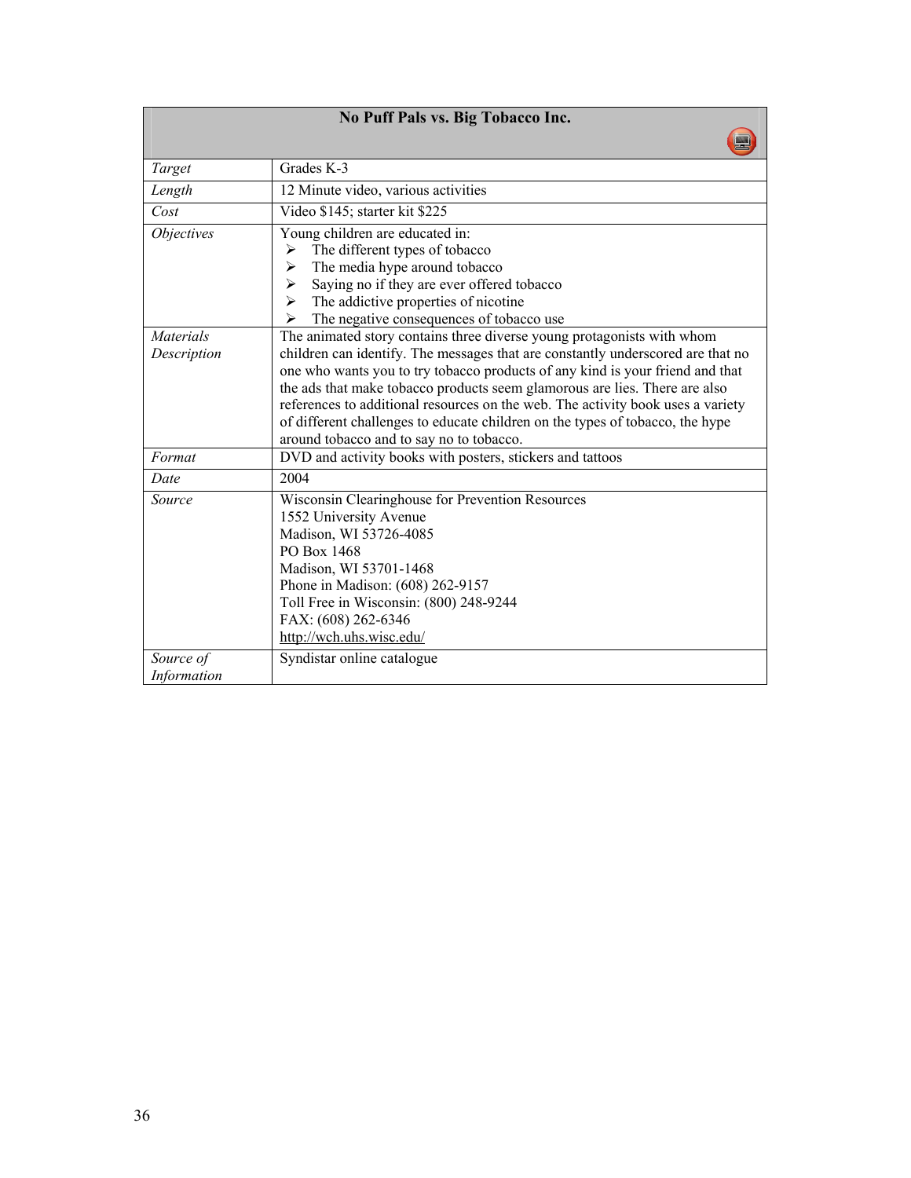| No Puff Pals vs. Big Tobacco Inc. | |
|---|---|
| *Target* | Grades K-3 |
| *Length* | 12 Minute video, various activities |
| *Cost* | Video $145; starter kit $225 |
| *Objectives* | Young children are educated in:<br>➢ The different types of tobacco<br>➢ The media hype around tobacco<br>➢ Saying no if they are ever offered tobacco<br>➢ The addictive properties of nicotine<br>➢ The negative consequences of tobacco use |
| *Materials Description* | The animated story contains three diverse young protagonists with whom children can identify. The messages that are constantly underscored are that no one who wants you to try tobacco products of any kind is your friend and that the ads that make tobacco products seem glamorous are lies. There are also references to additional resources on the web. The activity book uses a variety of different challenges to educate children on the types of tobacco, the hype around tobacco and to say no to tobacco. |
| *Format* | DVD and activity books with posters, stickers and tattoos |
| *Date* | 2004 |
| *Source* | Wisconsin Clearinghouse for Prevention Resources<br>1552 University Avenue<br>Madison, WI 53726-4085<br>PO Box 1468<br>Madison, WI 53701-1468<br>Phone in Madison: (608) 262-9157<br>Toll Free in Wisconsin: (800) 248-9244<br>FAX: (608) 262-6346<br>http://wch.uhs.wisc.edu/ |
| *Source of Information* | Syndistar online catalogue |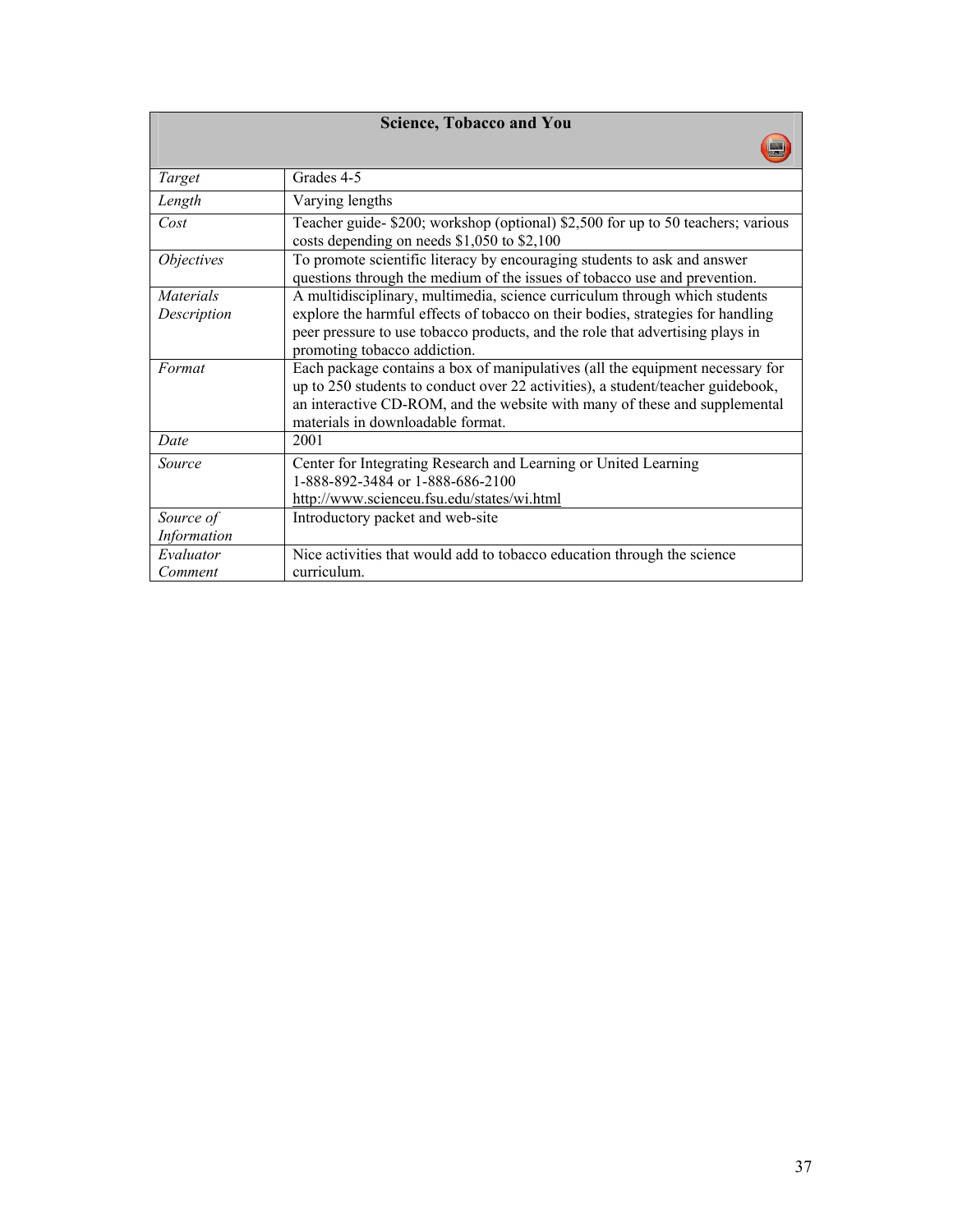| Science, Tobacco and You | |
|---|---|
| *Target* | Grades 4-5 |
| *Length* | Varying lengths |
| *Cost* | Teacher guide- $200; workshop (optional) $2,500 for up to 50 teachers; various costs depending on needs $1,050 to $2,100 |
| *Objectives* | To promote scientific literacy by encouraging students to ask and answer questions through the medium of the issues of tobacco use and prevention. |
| *Materials Description* | A multidisciplinary, multimedia, science curriculum through which students explore the harmful effects of tobacco on their bodies, strategies for handling peer pressure to use tobacco products, and the role that advertising plays in promoting tobacco addiction. |
| *Format* | Each package contains a box of manipulatives (all the equipment necessary for up to 250 students to conduct over 22 activities), a student/teacher guidebook, an interactive CD-ROM, and the website with many of these and supplemental materials in downloadable format. |
| *Date* | 2001 |
| *Source* | Center for Integrating Research and Learning or United Learning<br>1-888-892-3484 or 1-888-686-2100<br>http://www.scienceu.fsu.edu/states/wi.html |
| *Source of Information* | Introductory packet and web-site |
| *Evaluator Comment* | Nice activities that would add to tobacco education through the science curriculum. |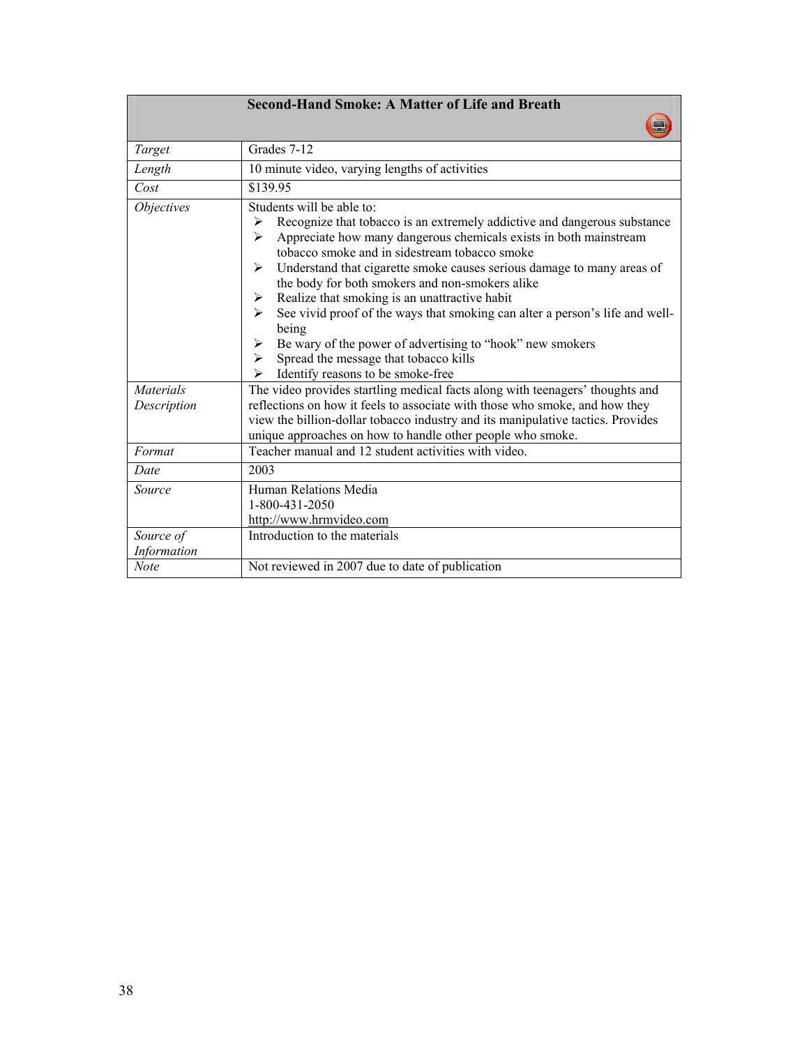| Second-Hand Smoke: A Matter of Life and Breath | |
|---|---|
| *Target* | Grades 7-12 |
| *Length* | 10 minute video, varying lengths of activities |
| *Cost* | $139.95 |
| *Objectives* | Students will be able to:<br>➢ Recognize that tobacco is an extremely addictive and dangerous substance<br>➢ Appreciate how many dangerous chemicals exists in both mainstream tobacco smoke and in sidestream tobacco smoke<br>➢ Understand that cigarette smoke causes serious damage to many areas of the body for both smokers and non-smokers alike<br>➢ Realize that smoking is an unattractive habit<br>➢ See vivid proof of the ways that smoking can alter a person's life and well-being<br>➢ Be wary of the power of advertising to "hook" new smokers<br>➢ Spread the message that tobacco kills<br>➢ Identify reasons to be smoke-free |
| *Materials Description* | The video provides startling medical facts along with teenagers' thoughts and reflections on how it feels to associate with those who smoke, and how they view the billion-dollar tobacco industry and its manipulative tactics. Provides unique approaches on how to handle other people who smoke. |
| *Format* | Teacher manual and 12 student activities with video. |
| *Date* | 2003 |
| *Source* | Human Relations Media<br>1-800-431-2050<br>http://www.hrmvideo.com |
| *Source of Information* | Introduction to the materials |
| *Note* | Not reviewed in 2007 due to date of publication |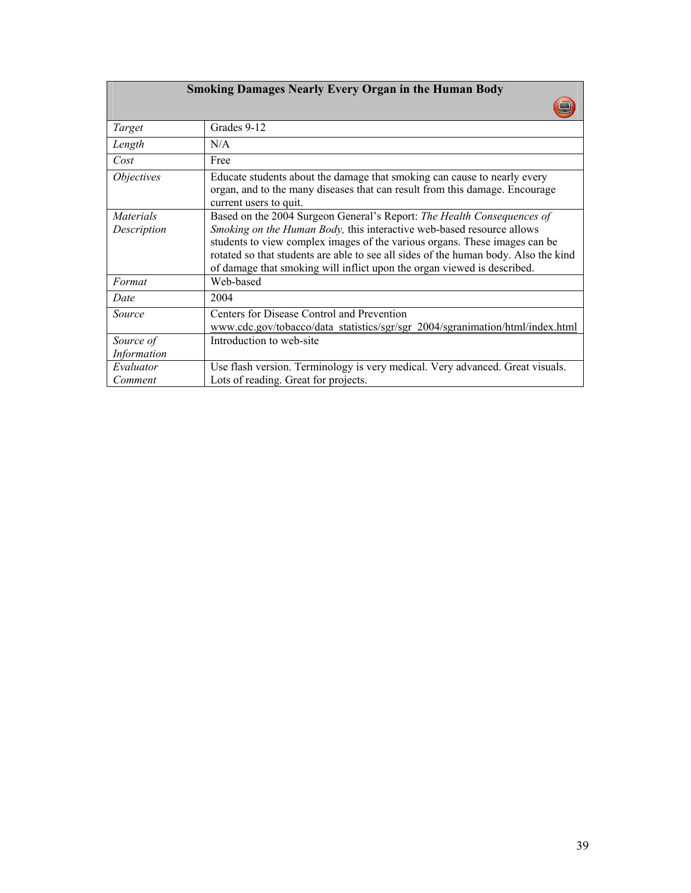| Smoking Damages Nearly Every Organ in the Human Body | |
|---|---|
| *Target* | Grades 9-12 |
| *Length* | N/A |
| *Cost* | Free |
| *Objectives* | Educate students about the damage that smoking can cause to nearly every organ, and to the many diseases that can result from this damage. Encourage current users to quit. |
| *Materials Description* | Based on the 2004 Surgeon General's Report: *The Health Consequences of Smoking on the Human Body,* this interactive web-based resource allows students to view complex images of the various organs. These images can be rotated so that students are able to see all sides of the human body. Also the kind of damage that smoking will inflict upon the organ viewed is described. |
| *Format* | Web-based |
| *Date* | 2004 |
| *Source* | Centers for Disease Control and Prevention www.cdc.gov/tobacco/data_statistics/sgr/sgr_2004/sgranimation/html/index.html |
| *Source of Information* | Introduction to web-site |
| *Evaluator Comment* | Use flash version. Terminology is very medical. Very advanced. Great visuals. Lots of reading. Great for projects. |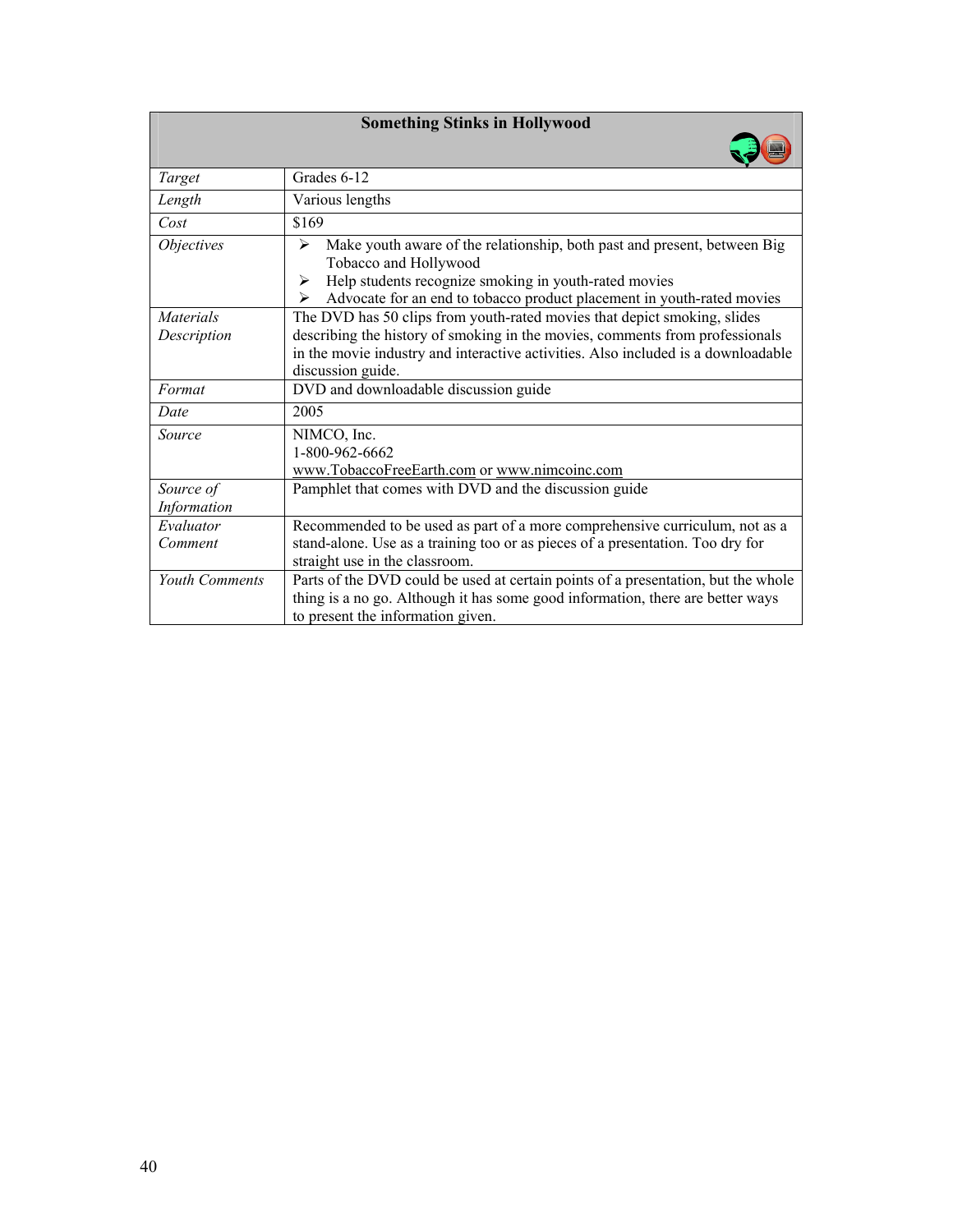| Something Stinks in Hollywood | |
|---|---|
| *Target* | Grades 6-12 |
| *Length* | Various lengths |
| *Cost* | $169 |
| *Objectives* | ➢ Make youth aware of the relationship, both past and present, between Big Tobacco and Hollywood<br>➢ Help students recognize smoking in youth-rated movies<br>➢ Advocate for an end to tobacco product placement in youth-rated movies |
| *Materials Description* | The DVD has 50 clips from youth-rated movies that depict smoking, slides describing the history of smoking in the movies, comments from professionals in the movie industry and interactive activities. Also included is a downloadable discussion guide. |
| *Format* | DVD and downloadable discussion guide |
| *Date* | 2005 |
| *Source* | NIMCO, Inc.<br>1-800-962-6662<br>www.TobaccoFreeEarth.com or www.nimcoinc.com |
| *Source of Information* | Pamphlet that comes with DVD and the discussion guide |
| *Evaluator Comment* | Recommended to be used as part of a more comprehensive curriculum, not as a stand-alone. Use as a training too or as pieces of a presentation. Too dry for straight use in the classroom. |
| *Youth Comments* | Parts of the DVD could be used at certain points of a presentation, but the whole thing is a no go. Although it has some good information, there are better ways to present the information given. |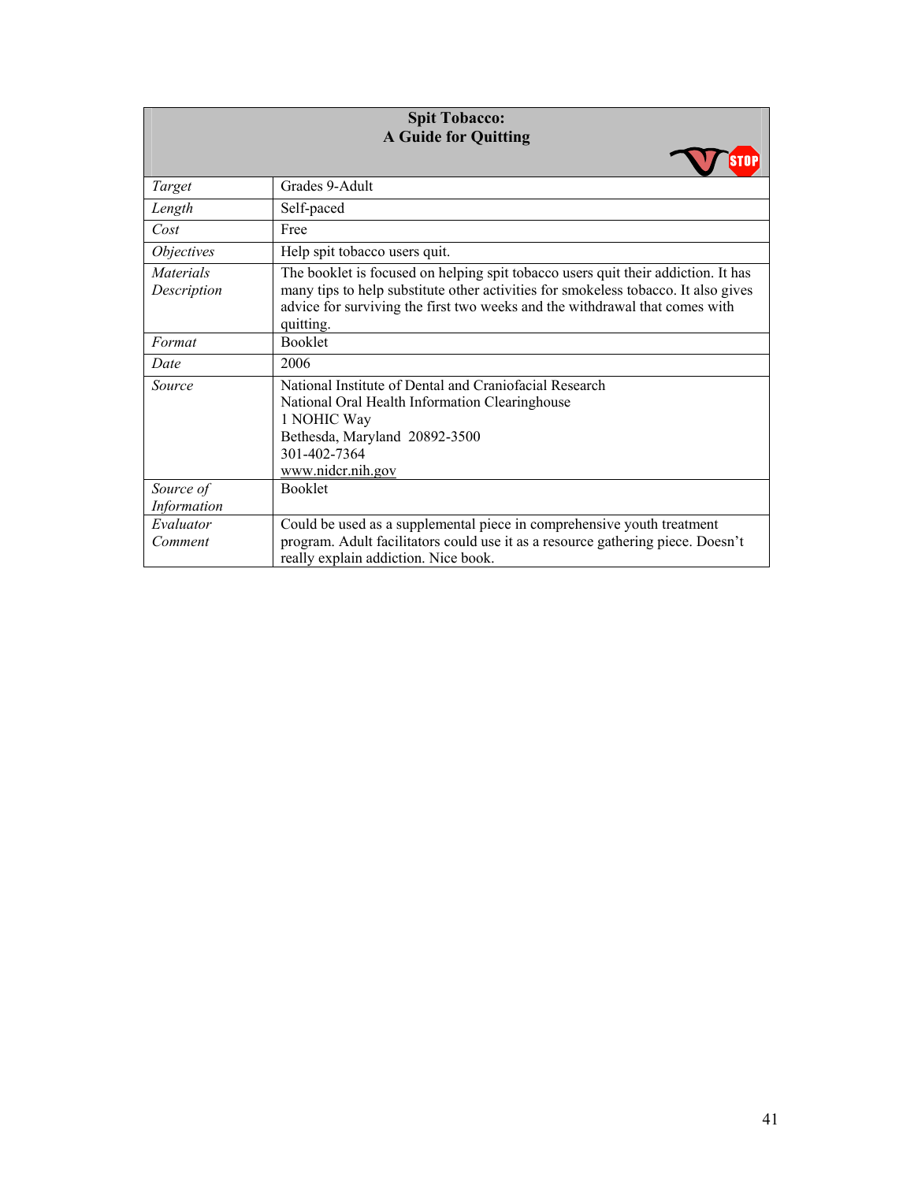| **Spit Tobacco:<br>A Guide for Quitting** | |
|---|---|
| *Target* | Grades 9-Adult |
| *Length* | Self-paced |
| *Cost* | Free |
| *Objectives* | Help spit tobacco users quit. |
| *Materials Description* | The booklet is focused on helping spit tobacco users quit their addiction. It has many tips to help substitute other activities for smokeless tobacco. It also gives advice for surviving the first two weeks and the withdrawal that comes with quitting. |
| *Format* | Booklet |
| *Date* | 2006 |
| *Source* | National Institute of Dental and Craniofacial Research<br>National Oral Health Information Clearinghouse<br>1 NOHIC Way<br>Bethesda, Maryland 20892-3500<br>301-402-7364<br>www.nidcr.nih.gov |
| *Source of Information* | Booklet |
| *Evaluator Comment* | Could be used as a supplemental piece in comprehensive youth treatment program. Adult facilitators could use it as a resource gathering piece. Doesn't really explain addiction. Nice book. |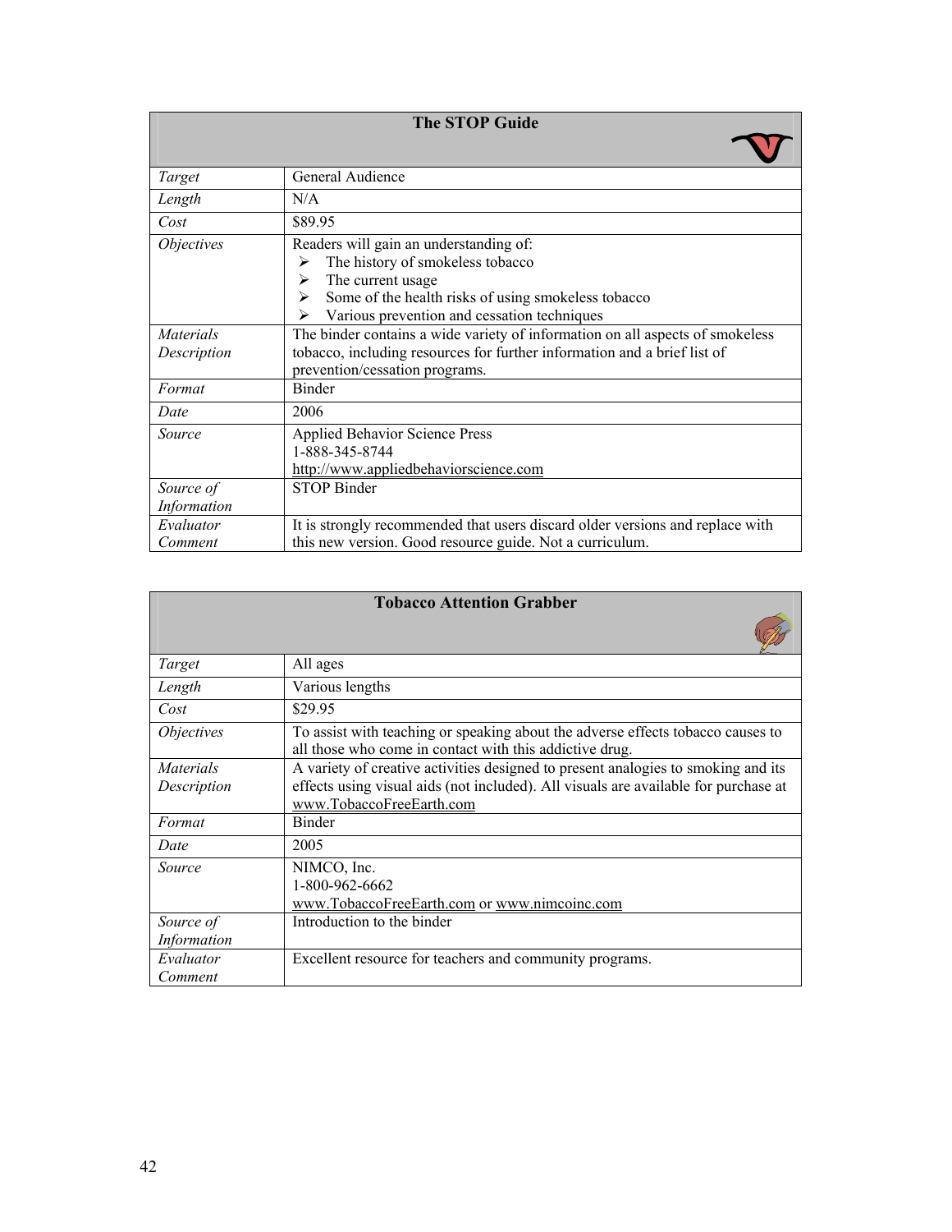| The STOP Guide | |
|---|---|
| *Target* | General Audience |
| *Length* | N/A |
| *Cost* | $89.95 |
| *Objectives* | Readers will gain an understanding of:<br>➢ The history of smokeless tobacco<br>➢ The current usage<br>➢ Some of the health risks of using smokeless tobacco<br>➢ Various prevention and cessation techniques |
| *Materials Description* | The binder contains a wide variety of information on all aspects of smokeless tobacco, including resources for further information and a brief list of prevention/cessation programs. |
| *Format* | Binder |
| *Date* | 2006 |
| *Source* | Applied Behavior Science Press<br>1-888-345-8744<br>http://www.appliedbehaviorscience.com |
| *Source of Information* | STOP Binder |
| *Evaluator Comment* | It is strongly recommended that users discard older versions and replace with this new version. Good resource guide. Not a curriculum. |

| Tobacco Attention Grabber | |
|---|---|
| *Target* | All ages |
| *Length* | Various lengths |
| *Cost* | $29.95 |
| *Objectives* | To assist with teaching or speaking about the adverse effects tobacco causes to all those who come in contact with this addictive drug. |
| *Materials Description* | A variety of creative activities designed to present analogies to smoking and its effects using visual aids (not included). All visuals are available for purchase at www.TobaccoFreeEarth.com |
| *Format* | Binder |
| *Date* | 2005 |
| *Source* | NIMCO, Inc.<br>1-800-962-6662<br>www.TobaccoFreeEarth.com or www.nimcoinc.com |
| *Source of Information* | Introduction to the binder |
| *Evaluator Comment* | Excellent resource for teachers and community programs. |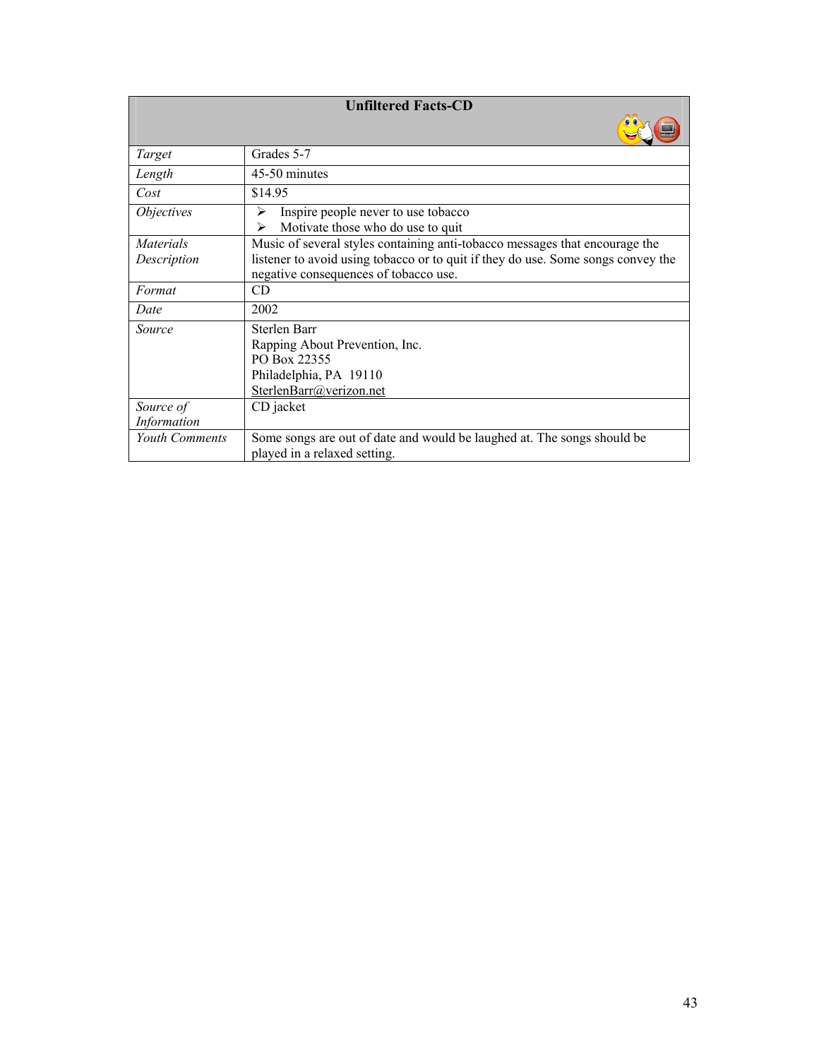| Unfiltered Facts-CD | |
|---|---|
| *Target* | Grades 5-7 |
| *Length* | 45-50 minutes |
| *Cost* | $14.95 |
| *Objectives* | ➢ Inspire people never to use tobacco<br>➢ Motivate those who do use to quit |
| *Materials Description* | Music of several styles containing anti-tobacco messages that encourage the listener to avoid using tobacco or to quit if they do use. Some songs convey the negative consequences of tobacco use. |
| *Format* | CD |
| *Date* | 2002 |
| *Source* | Sterlen Barr<br>Rapping About Prevention, Inc.<br>PO Box 22355<br>Philadelphia, PA 19110<br>SterlenBarr@verizon.net |
| *Source of Information* | CD jacket |
| *Youth Comments* | Some songs are out of date and would be laughed at. The songs should be played in a relaxed setting. |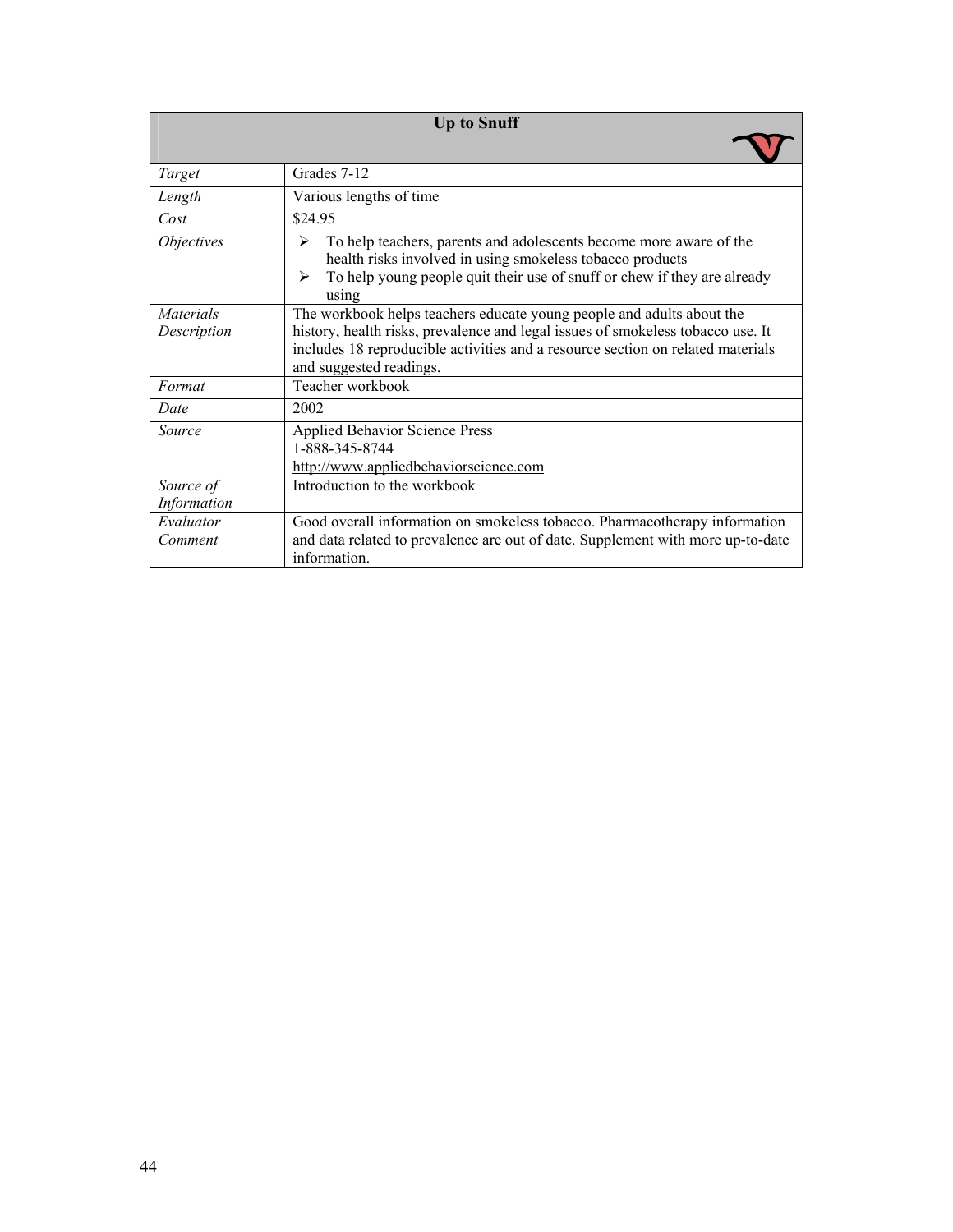| Up to Snuff | |
|---|---|
| *Target* | Grades 7-12 |
| *Length* | Various lengths of time |
| *Cost* | $24.95 |
| *Objectives* | ➢ To help teachers, parents and adolescents become more aware of the health risks involved in using smokeless tobacco products<br>➢ To help young people quit their use of snuff or chew if they are already using |
| *Materials Description* | The workbook helps teachers educate young people and adults about the history, health risks, prevalence and legal issues of smokeless tobacco use. It includes 18 reproducible activities and a resource section on related materials and suggested readings. |
| *Format* | Teacher workbook |
| *Date* | 2002 |
| *Source* | Applied Behavior Science Press<br>1-888-345-8744<br>http://www.appliedbehaviorscience.com |
| *Source of Information* | Introduction to the workbook |
| *Evaluator Comment* | Good overall information on smokeless tobacco. Pharmacotherapy information and data related to prevalence are out of date. Supplement with more up-to-date information. |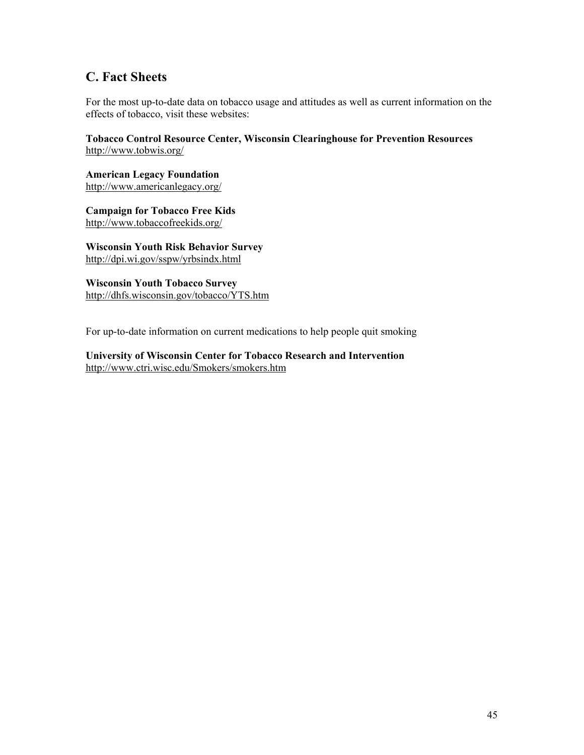## C. Fact Sheets

For the most up-to-date data on tobacco usage and attitudes as well as current information on the effects of tobacco, visit these websites:

**Tobacco Control Resource Center, Wisconsin Clearinghouse for Prevention Resources**
http://www.tobwis.org/

**American Legacy Foundation**
http://www.americanlegacy.org/

**Campaign for Tobacco Free Kids**
http://www.tobaccofreekids.org/

**Wisconsin Youth Risk Behavior Survey**
http://dpi.wi.gov/sspw/yrbsindx.html

**Wisconsin Youth Tobacco Survey**
http://dhfs.wisconsin.gov/tobacco/YTS.htm

For up-to-date information on current medications to help people quit smoking

**University of Wisconsin Center for Tobacco Research and Intervention**
http://www.ctri.wisc.edu/Smokers/smokers.htm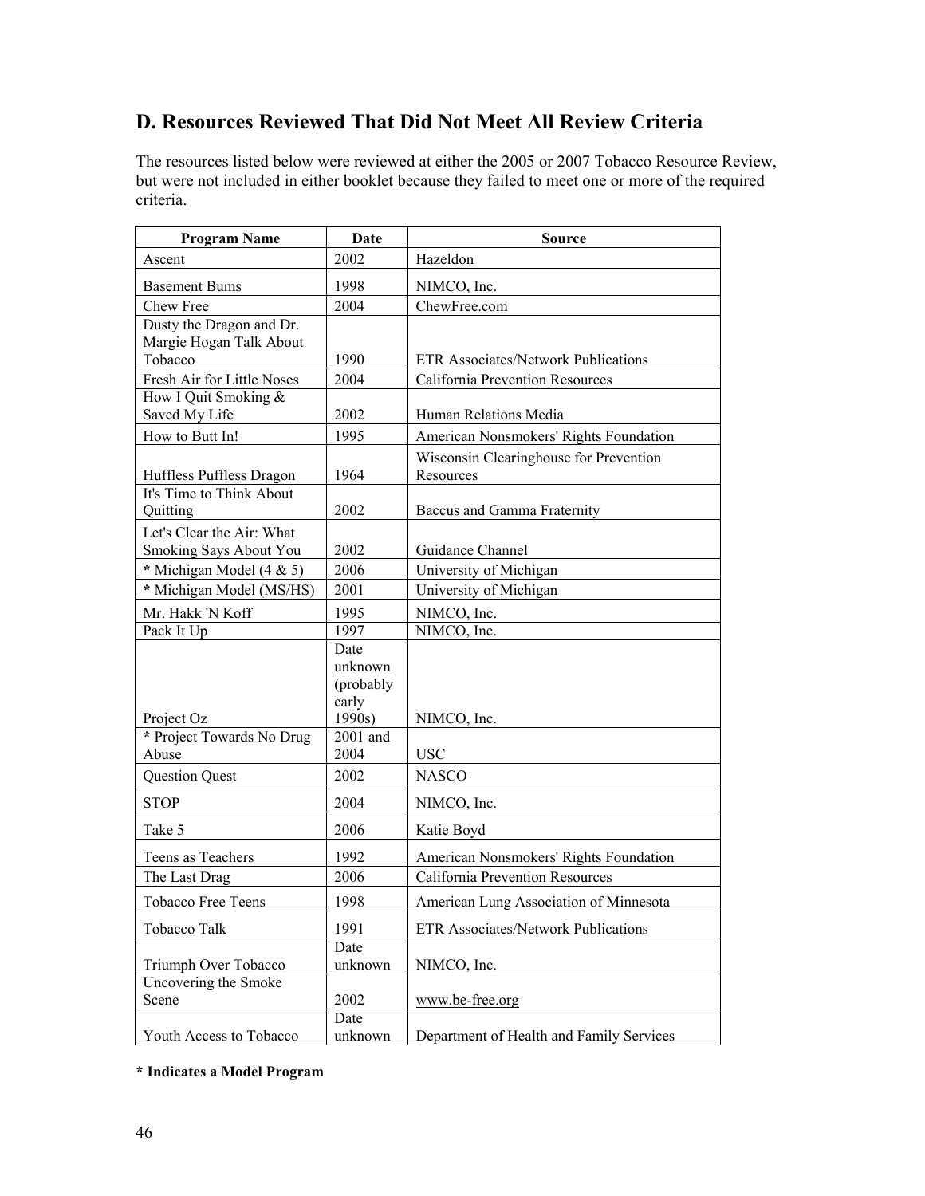## D. Resources Reviewed That Did Not Meet All Review Criteria

The resources listed below were reviewed at either the 2005 or 2007 Tobacco Resource Review, but were not included in either booklet because they failed to meet one or more of the required criteria.

| Program Name | Date | Source |
|---|---|---|
| Ascent | 2002 | Hazeldon |
| Basement Bums | 1998 | NIMCO, Inc. |
| Chew Free | 2004 | ChewFree.com |
| Dusty the Dragon and Dr. Margie Hogan Talk About Tobacco | 1990 | ETR Associates/Network Publications |
| Fresh Air for Little Noses | 2004 | California Prevention Resources |
| How I Quit Smoking & Saved My Life | 2002 | Human Relations Media |
| How to Butt In! | 1995 | American Nonsmokers' Rights Foundation |
| Huffless Puffless Dragon | 1964 | Wisconsin Clearinghouse for Prevention Resources |
| It's Time to Think About Quitting | 2002 | Baccus and Gamma Fraternity |
| Let's Clear the Air: What Smoking Says About You | 2002 | Guidance Channel |
| * Michigan Model (4 & 5) | 2006 | University of Michigan |
| * Michigan Model (MS/HS) | 2001 | University of Michigan |
| Mr. Hakk 'N Koff | 1995 | NIMCO, Inc. |
| Pack It Up | 1997 | NIMCO, Inc. |
| Project Oz | Date unknown (probably early 1990s) | NIMCO, Inc. |
| * Project Towards No Drug Abuse | 2001 and 2004 | USC |
| Question Quest | 2002 | NASCO |
| STOP | 2004 | NIMCO, Inc. |
| Take 5 | 2006 | Katie Boyd |
| Teens as Teachers | 1992 | American Nonsmokers' Rights Foundation |
| The Last Drag | 2006 | California Prevention Resources |
| Tobacco Free Teens | 1998 | American Lung Association of Minnesota |
| Tobacco Talk | 1991 | ETR Associates/Network Publications |
| Triumph Over Tobacco | Date unknown | NIMCO, Inc. |
| Uncovering the Smoke Scene | 2002 | www.be-free.org |
| Youth Access to Tobacco | Date unknown | Department of Health and Family Services |

**\* Indicates a Model Program**